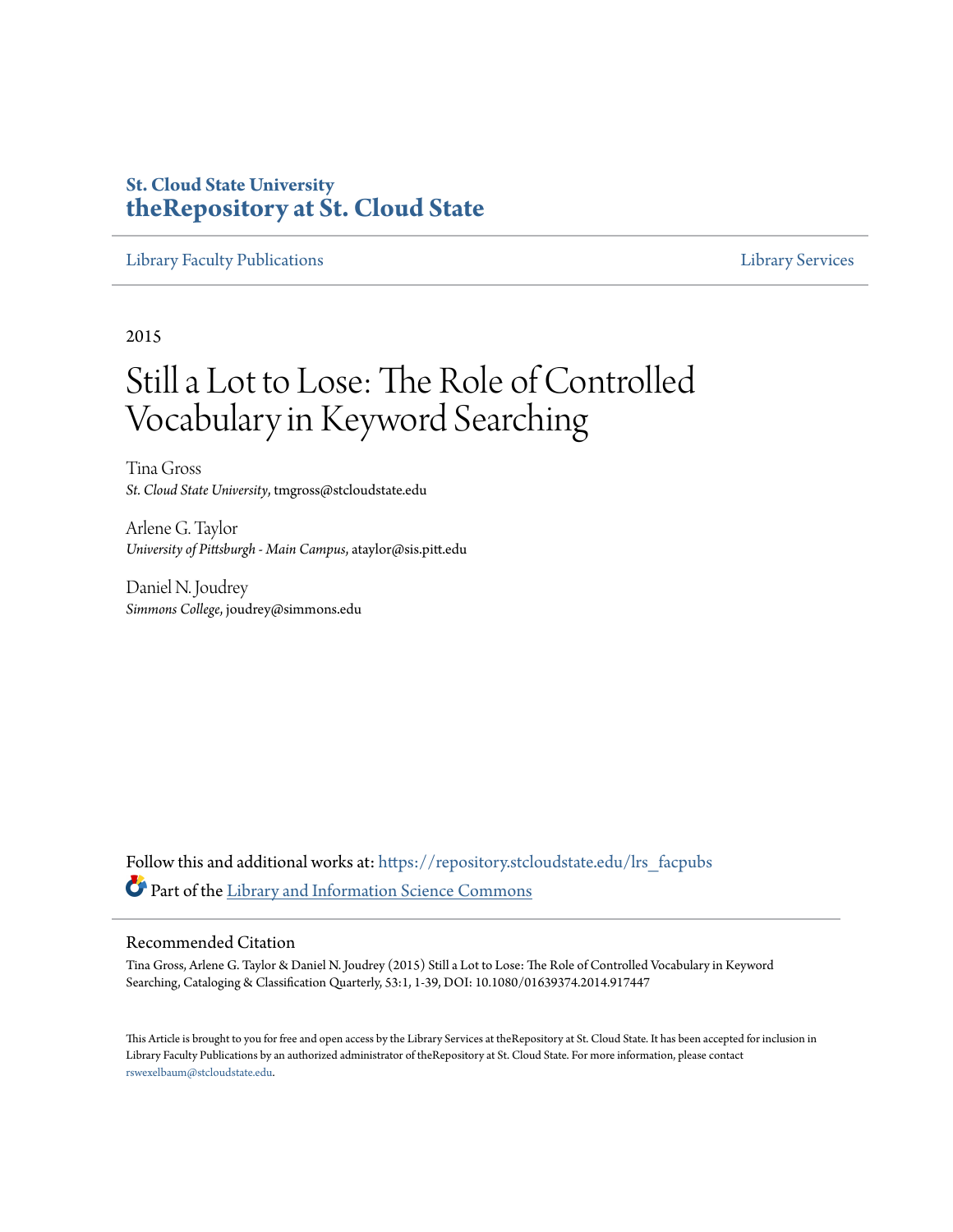St. Cloud State University
**theRepository at St. Cloud State**

Library Faculty Publications | Library Services

2015

# Still a Lot to Lose: The Role of Controlled Vocabulary in Keyword Searching

Tina Gross
*St. Cloud State University*, tmgross@stcloudstate.edu

Arlene G. Taylor
*University of Pittsburgh - Main Campus*, ataylor@sis.pitt.edu

Daniel N. Joudrey
*Simmons College*, joudrey@simmons.edu

Follow this and additional works at: https://repository.stcloudstate.edu/lrs_facpubs

Part of the Library and Information Science Commons

## Recommended Citation

Tina Gross, Arlene G. Taylor & Daniel N. Joudrey (2015) Still a Lot to Lose: The Role of Controlled Vocabulary in Keyword Searching, Cataloging & Classification Quarterly, 53:1, 1-39, DOI: 10.1080/01639374.2014.917447

This Article is brought to you for free and open access by the Library Services at theRepository at St. Cloud State. It has been accepted for inclusion in Library Faculty Publications by an authorized administrator of theRepository at St. Cloud State. For more information, please contact rswexelbaum@stcloudstate.edu.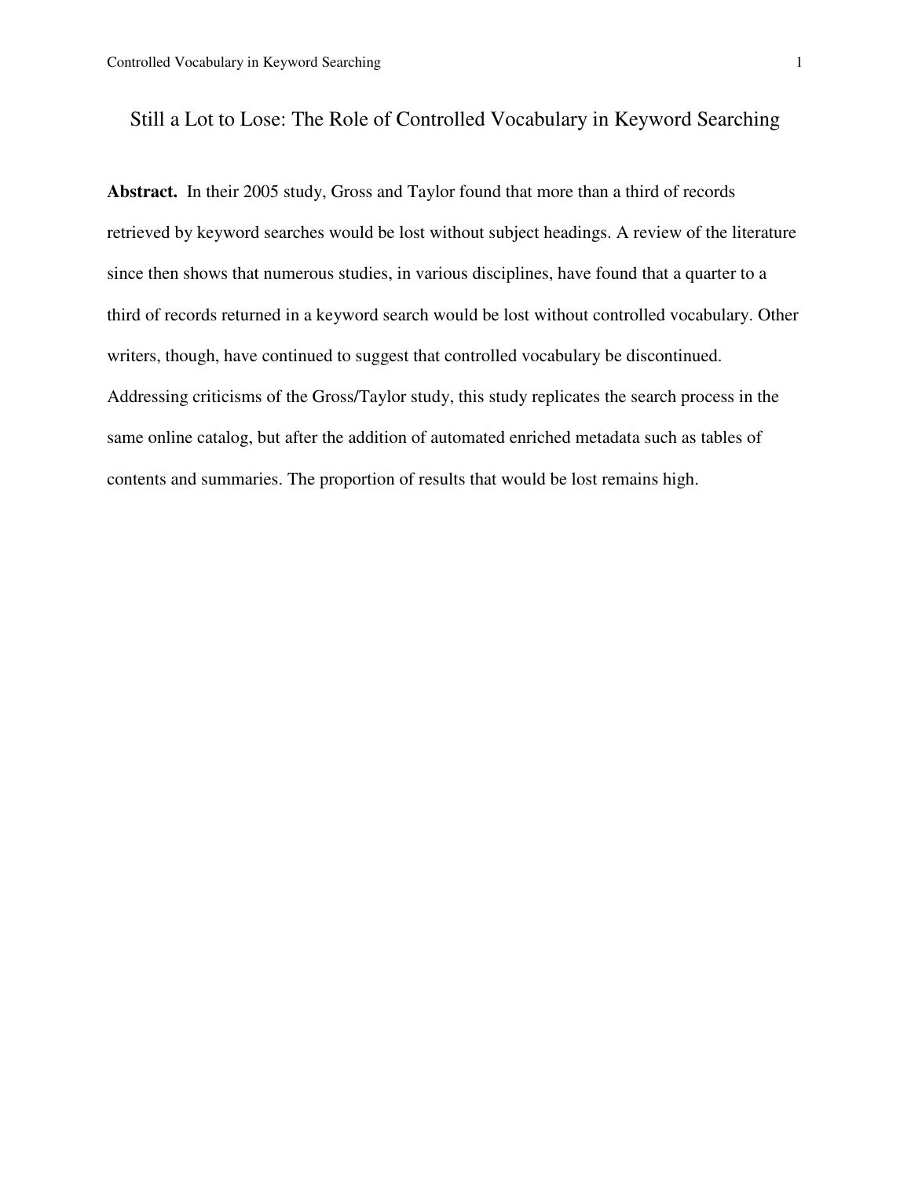# Still a Lot to Lose: The Role of Controlled Vocabulary in Keyword Searching

**Abstract.** In their 2005 study, Gross and Taylor found that more than a third of records retrieved by keyword searches would be lost without subject headings. A review of the literature since then shows that numerous studies, in various disciplines, have found that a quarter to a third of records returned in a keyword search would be lost without controlled vocabulary. Other writers, though, have continued to suggest that controlled vocabulary be discontinued. Addressing criticisms of the Gross/Taylor study, this study replicates the search process in the same online catalog, but after the addition of automated enriched metadata such as tables of contents and summaries. The proportion of results that would be lost remains high.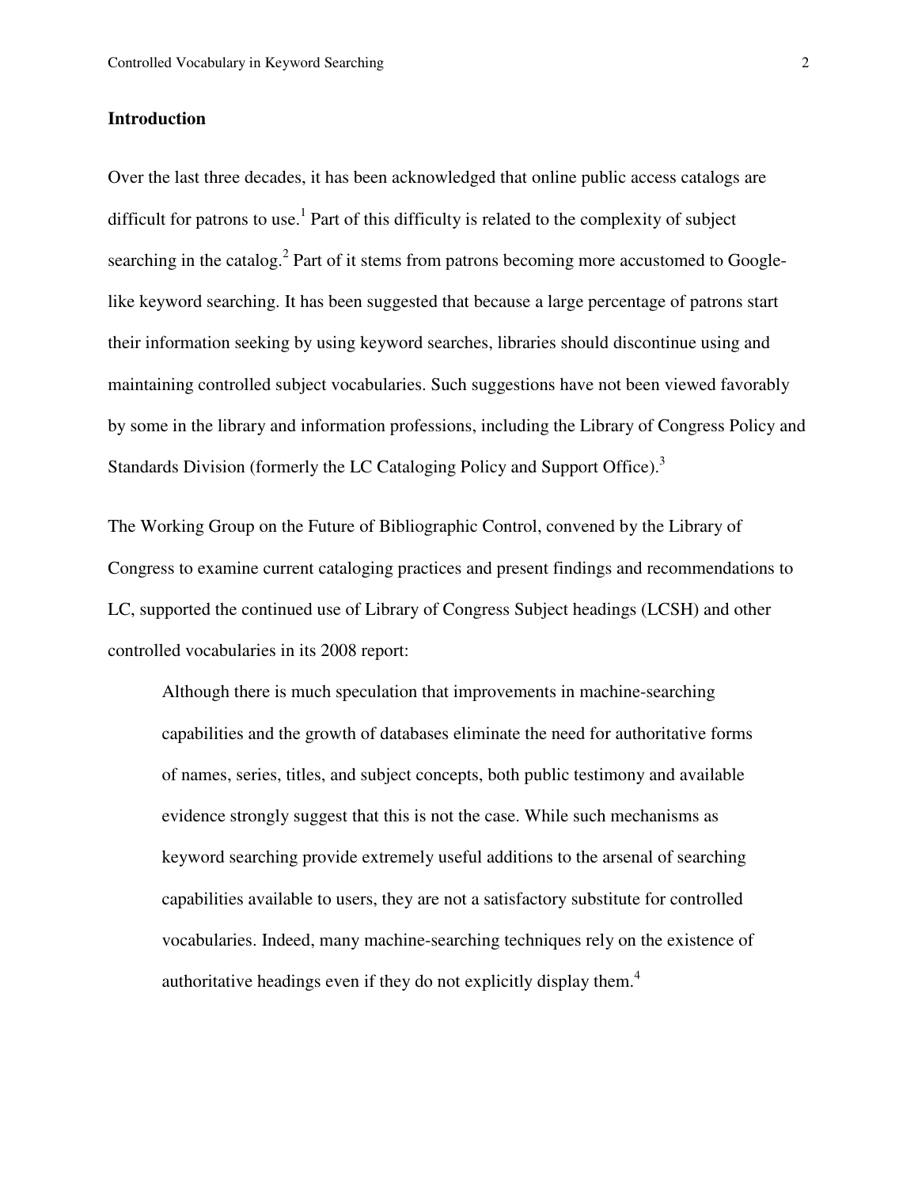## Introduction

Over the last three decades, it has been acknowledged that online public access catalogs are difficult for patrons to use.[1] Part of this difficulty is related to the complexity of subject searching in the catalog.[2] Part of it stems from patrons becoming more accustomed to Google-like keyword searching. It has been suggested that because a large percentage of patrons start their information seeking by using keyword searches, libraries should discontinue using and maintaining controlled subject vocabularies. Such suggestions have not been viewed favorably by some in the library and information professions, including the Library of Congress Policy and Standards Division (formerly the LC Cataloging Policy and Support Office).[3]

The Working Group on the Future of Bibliographic Control, convened by the Library of Congress to examine current cataloging practices and present findings and recommendations to LC, supported the continued use of Library of Congress Subject headings (LCSH) and other controlled vocabularies in its 2008 report:

> Although there is much speculation that improvements in machine-searching capabilities and the growth of databases eliminate the need for authoritative forms of names, series, titles, and subject concepts, both public testimony and available evidence strongly suggest that this is not the case. While such mechanisms as keyword searching provide extremely useful additions to the arsenal of searching capabilities available to users, they are not a satisfactory substitute for controlled vocabularies. Indeed, many machine-searching techniques rely on the existence of authoritative headings even if they do not explicitly display them.[4]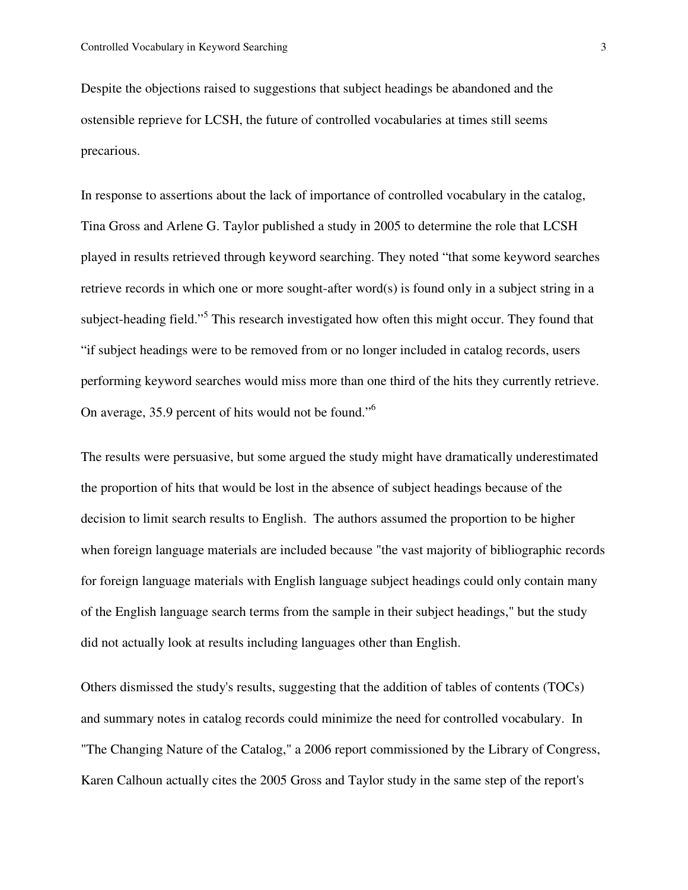Despite the objections raised to suggestions that subject headings be abandoned and the ostensible reprieve for LCSH, the future of controlled vocabularies at times still seems precarious.

In response to assertions about the lack of importance of controlled vocabulary in the catalog, Tina Gross and Arlene G. Taylor published a study in 2005 to determine the role that LCSH played in results retrieved through keyword searching. They noted "that some keyword searches retrieve records in which one or more sought-after word(s) is found only in a subject string in a subject-heading field."[5] This research investigated how often this might occur. They found that "if subject headings were to be removed from or no longer included in catalog records, users performing keyword searches would miss more than one third of the hits they currently retrieve. On average, 35.9 percent of hits would not be found."[6]

The results were persuasive, but some argued the study might have dramatically underestimated the proportion of hits that would be lost in the absence of subject headings because of the decision to limit search results to English. The authors assumed the proportion to be higher when foreign language materials are included because "the vast majority of bibliographic records for foreign language materials with English language subject headings could only contain many of the English language search terms from the sample in their subject headings," but the study did not actually look at results including languages other than English.

Others dismissed the study's results, suggesting that the addition of tables of contents (TOCs) and summary notes in catalog records could minimize the need for controlled vocabulary. In "The Changing Nature of the Catalog," a 2006 report commissioned by the Library of Congress, Karen Calhoun actually cites the 2005 Gross and Taylor study in the same step of the report's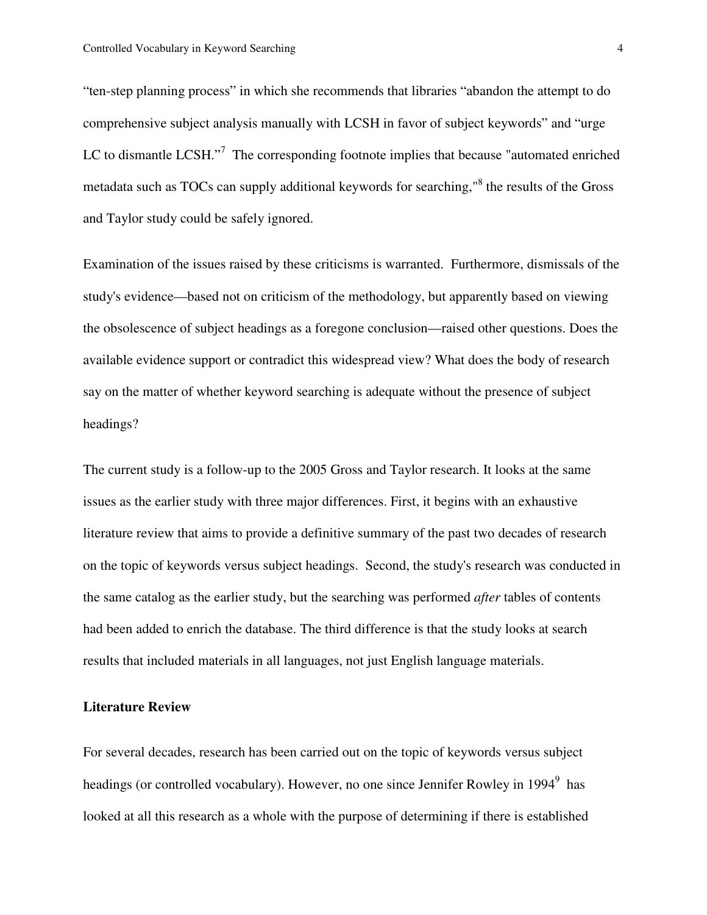"ten-step planning process" in which she recommends that libraries "abandon the attempt to do comprehensive subject analysis manually with LCSH in favor of subject keywords" and "urge LC to dismantle LCSH."[7] The corresponding footnote implies that because "automated enriched metadata such as TOCs can supply additional keywords for searching,"[8] the results of the Gross and Taylor study could be safely ignored.

Examination of the issues raised by these criticisms is warranted. Furthermore, dismissals of the study's evidence—based not on criticism of the methodology, but apparently based on viewing the obsolescence of subject headings as a foregone conclusion—raised other questions. Does the available evidence support or contradict this widespread view? What does the body of research say on the matter of whether keyword searching is adequate without the presence of subject headings?

The current study is a follow-up to the 2005 Gross and Taylor research. It looks at the same issues as the earlier study with three major differences. First, it begins with an exhaustive literature review that aims to provide a definitive summary of the past two decades of research on the topic of keywords versus subject headings. Second, the study's research was conducted in the same catalog as the earlier study, but the searching was performed *after* tables of contents had been added to enrich the database. The third difference is that the study looks at search results that included materials in all languages, not just English language materials.

**Literature Review**

For several decades, research has been carried out on the topic of keywords versus subject headings (or controlled vocabulary). However, no one since Jennifer Rowley in 1994[9] has looked at all this research as a whole with the purpose of determining if there is established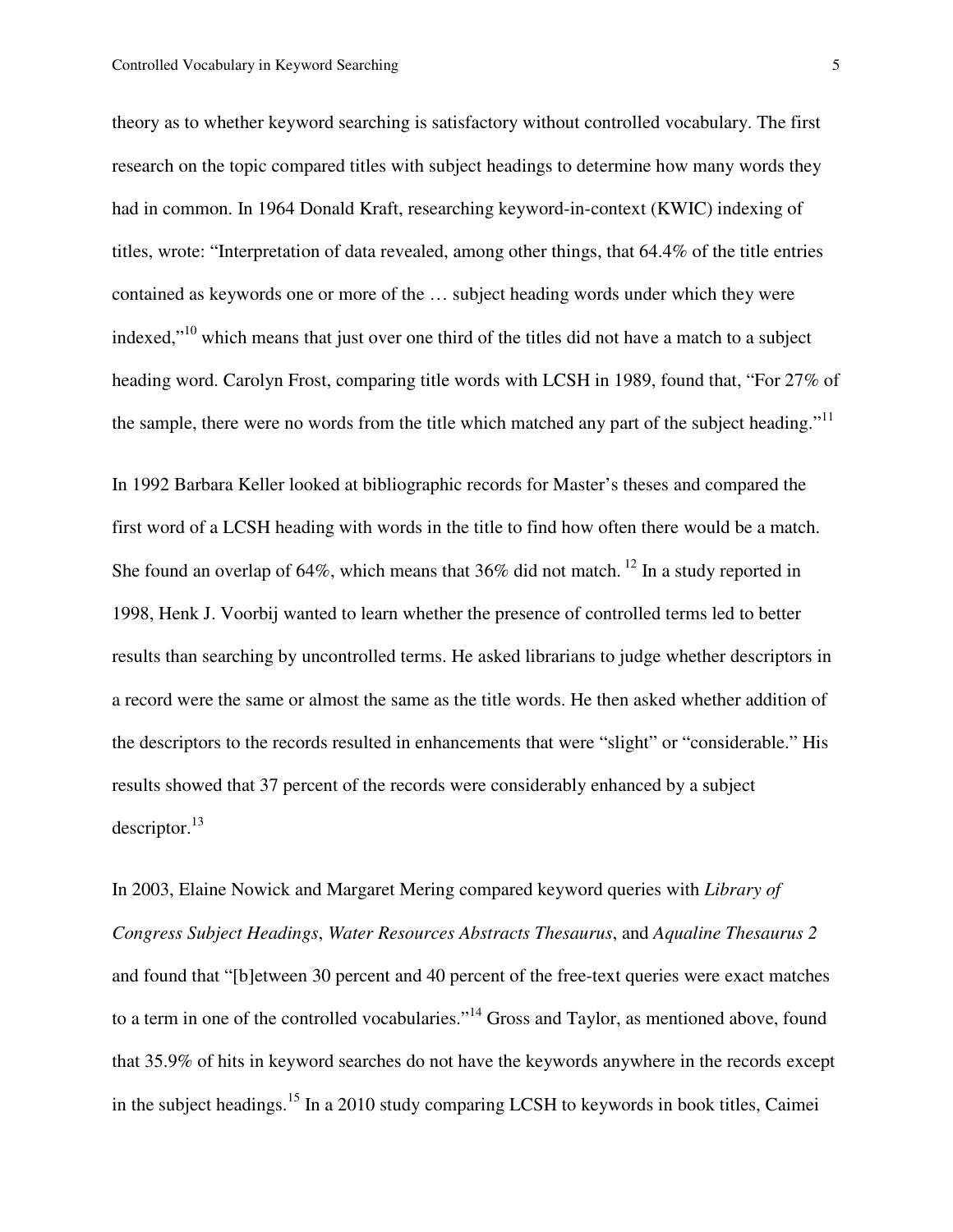theory as to whether keyword searching is satisfactory without controlled vocabulary. The first research on the topic compared titles with subject headings to determine how many words they had in common. In 1964 Donald Kraft, researching keyword-in-context (KWIC) indexing of titles, wrote: "Interpretation of data revealed, among other things, that 64.4% of the title entries contained as keywords one or more of the … subject heading words under which they were indexed,"[10] which means that just over one third of the titles did not have a match to a subject heading word. Carolyn Frost, comparing title words with LCSH in 1989, found that, "For 27% of the sample, there were no words from the title which matched any part of the subject heading."[11]

In 1992 Barbara Keller looked at bibliographic records for Master's theses and compared the first word of a LCSH heading with words in the title to find how often there would be a match. She found an overlap of 64%, which means that 36% did not match. [12] In a study reported in 1998, Henk J. Voorbij wanted to learn whether the presence of controlled terms led to better results than searching by uncontrolled terms. He asked librarians to judge whether descriptors in a record were the same or almost the same as the title words. He then asked whether addition of the descriptors to the records resulted in enhancements that were "slight" or "considerable." His results showed that 37 percent of the records were considerably enhanced by a subject descriptor.[13]

In 2003, Elaine Nowick and Margaret Mering compared keyword queries with *Library of Congress Subject Headings*, *Water Resources Abstracts Thesaurus*, and *Aqualine Thesaurus 2* and found that "[b]etween 30 percent and 40 percent of the free-text queries were exact matches to a term in one of the controlled vocabularies."[14] Gross and Taylor, as mentioned above, found that 35.9% of hits in keyword searches do not have the keywords anywhere in the records except in the subject headings.[15] In a 2010 study comparing LCSH to keywords in book titles, Caimei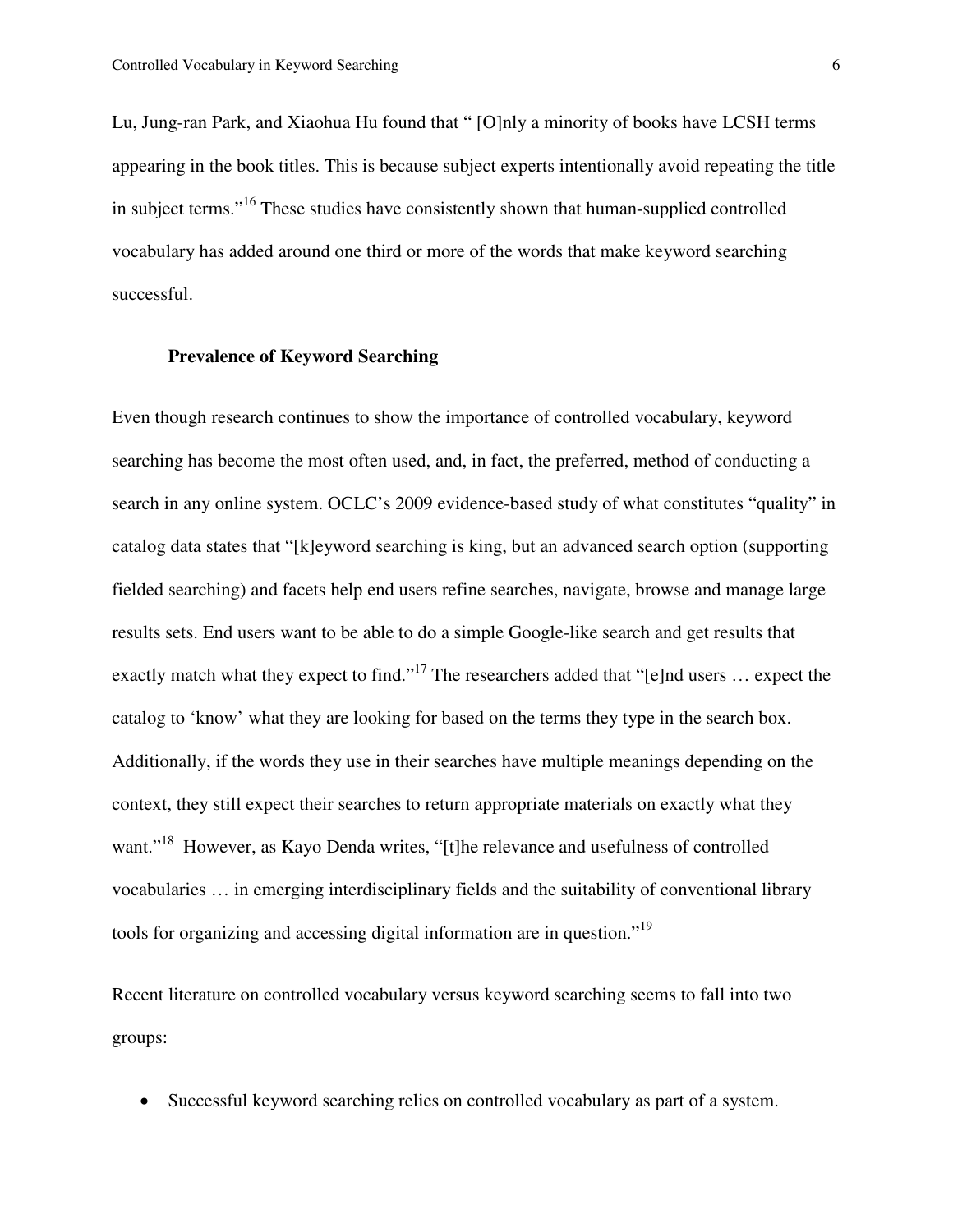Lu, Jung-ran Park, and Xiaohua Hu found that " [O]nly a minority of books have LCSH terms appearing in the book titles. This is because subject experts intentionally avoid repeating the title in subject terms."[16] These studies have consistently shown that human-supplied controlled vocabulary has added around one third or more of the words that make keyword searching successful.

## Prevalence of Keyword Searching

Even though research continues to show the importance of controlled vocabulary, keyword searching has become the most often used, and, in fact, the preferred, method of conducting a search in any online system. OCLC's 2009 evidence-based study of what constitutes "quality" in catalog data states that "[k]eyword searching is king, but an advanced search option (supporting fielded searching) and facets help end users refine searches, navigate, browse and manage large results sets. End users want to be able to do a simple Google-like search and get results that exactly match what they expect to find."[17] The researchers added that "[e]nd users … expect the catalog to 'know' what they are looking for based on the terms they type in the search box. Additionally, if the words they use in their searches have multiple meanings depending on the context, they still expect their searches to return appropriate materials on exactly what they want."[18] However, as Kayo Denda writes, "[t]he relevance and usefulness of controlled vocabularies … in emerging interdisciplinary fields and the suitability of conventional library tools for organizing and accessing digital information are in question."[19]

Recent literature on controlled vocabulary versus keyword searching seems to fall into two groups:

- Successful keyword searching relies on controlled vocabulary as part of a system.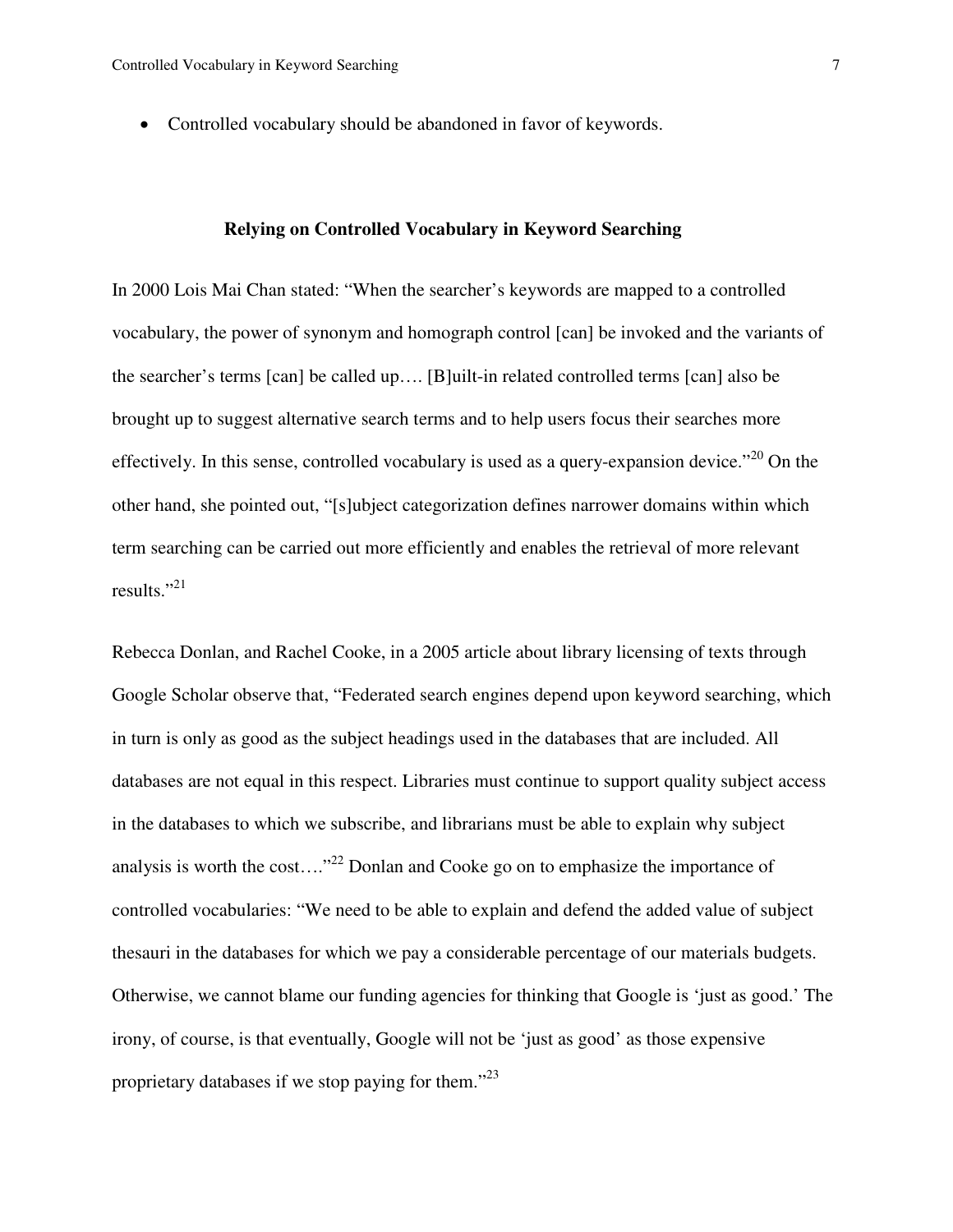- Controlled vocabulary should be abandoned in favor of keywords.

## Relying on Controlled Vocabulary in Keyword Searching

In 2000 Lois Mai Chan stated: "When the searcher's keywords are mapped to a controlled vocabulary, the power of synonym and homograph control [can] be invoked and the variants of the searcher's terms [can] be called up…. [B]uilt-in related controlled terms [can] also be brought up to suggest alternative search terms and to help users focus their searches more effectively. In this sense, controlled vocabulary is used as a query-expansion device."[20] On the other hand, she pointed out, "[s]ubject categorization defines narrower domains within which term searching can be carried out more efficiently and enables the retrieval of more relevant results."[21]

Rebecca Donlan, and Rachel Cooke, in a 2005 article about library licensing of texts through Google Scholar observe that, "Federated search engines depend upon keyword searching, which in turn is only as good as the subject headings used in the databases that are included. All databases are not equal in this respect. Libraries must continue to support quality subject access in the databases to which we subscribe, and librarians must be able to explain why subject analysis is worth the cost…."[22] Donlan and Cooke go on to emphasize the importance of controlled vocabularies: "We need to be able to explain and defend the added value of subject thesauri in the databases for which we pay a considerable percentage of our materials budgets. Otherwise, we cannot blame our funding agencies for thinking that Google is 'just as good.' The irony, of course, is that eventually, Google will not be 'just as good' as those expensive proprietary databases if we stop paying for them."[23]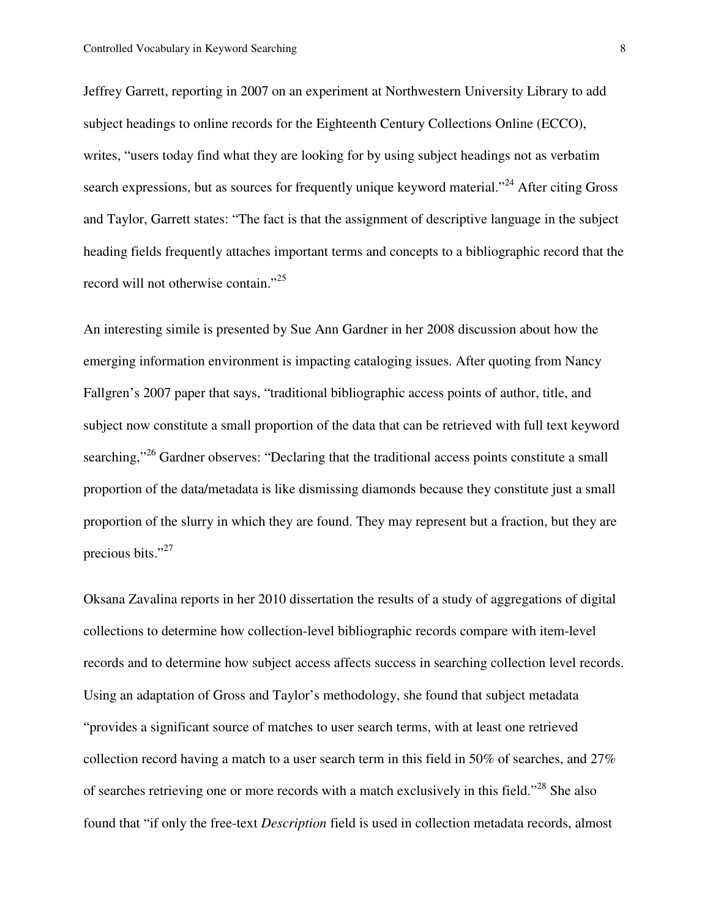Jeffrey Garrett, reporting in 2007 on an experiment at Northwestern University Library to add subject headings to online records for the Eighteenth Century Collections Online (ECCO), writes, "users today find what they are looking for by using subject headings not as verbatim search expressions, but as sources for frequently unique keyword material."[24] After citing Gross and Taylor, Garrett states: "The fact is that the assignment of descriptive language in the subject heading fields frequently attaches important terms and concepts to a bibliographic record that the record will not otherwise contain."[25]

An interesting simile is presented by Sue Ann Gardner in her 2008 discussion about how the emerging information environment is impacting cataloging issues. After quoting from Nancy Fallgren's 2007 paper that says, "traditional bibliographic access points of author, title, and subject now constitute a small proportion of the data that can be retrieved with full text keyword searching,"[26] Gardner observes: "Declaring that the traditional access points constitute a small proportion of the data/metadata is like dismissing diamonds because they constitute just a small proportion of the slurry in which they are found. They may represent but a fraction, but they are precious bits."[27]

Oksana Zavalina reports in her 2010 dissertation the results of a study of aggregations of digital collections to determine how collection-level bibliographic records compare with item-level records and to determine how subject access affects success in searching collection level records. Using an adaptation of Gross and Taylor's methodology, she found that subject metadata "provides a significant source of matches to user search terms, with at least one retrieved collection record having a match to a user search term in this field in 50% of searches, and 27% of searches retrieving one or more records with a match exclusively in this field."[28] She also found that "if only the free-text *Description* field is used in collection metadata records, almost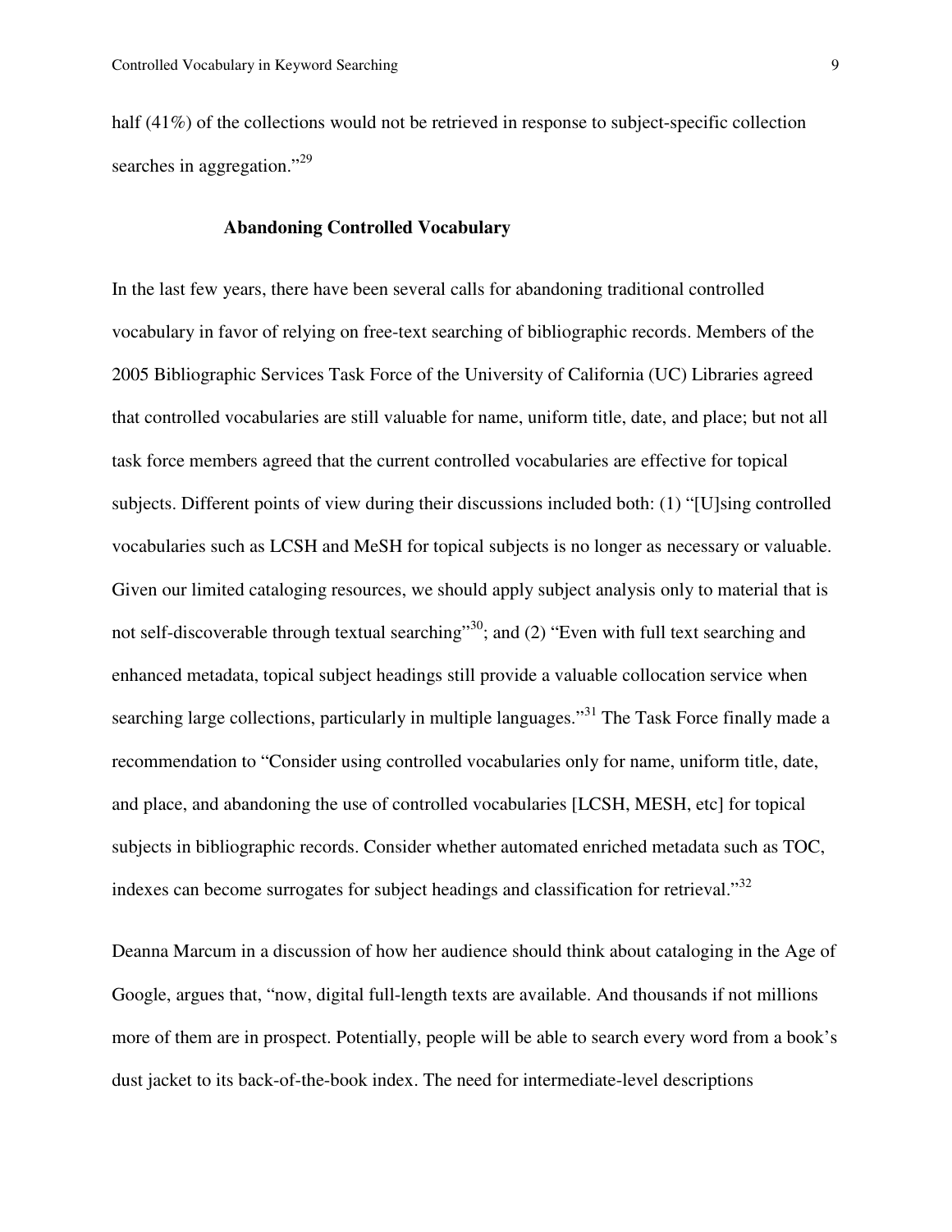half (41%) of the collections would not be retrieved in response to subject-specific collection searches in aggregation."[29]

## Abandoning Controlled Vocabulary

In the last few years, there have been several calls for abandoning traditional controlled vocabulary in favor of relying on free-text searching of bibliographic records. Members of the 2005 Bibliographic Services Task Force of the University of California (UC) Libraries agreed that controlled vocabularies are still valuable for name, uniform title, date, and place; but not all task force members agreed that the current controlled vocabularies are effective for topical subjects. Different points of view during their discussions included both: (1) "[U]sing controlled vocabularies such as LCSH and MeSH for topical subjects is no longer as necessary or valuable. Given our limited cataloging resources, we should apply subject analysis only to material that is not self-discoverable through textual searching"[30]; and (2) "Even with full text searching and enhanced metadata, topical subject headings still provide a valuable collocation service when searching large collections, particularly in multiple languages."[31] The Task Force finally made a recommendation to "Consider using controlled vocabularies only for name, uniform title, date, and place, and abandoning the use of controlled vocabularies [LCSH, MESH, etc] for topical subjects in bibliographic records. Consider whether automated enriched metadata such as TOC, indexes can become surrogates for subject headings and classification for retrieval."[32]

Deanna Marcum in a discussion of how her audience should think about cataloging in the Age of Google, argues that, "now, digital full-length texts are available. And thousands if not millions more of them are in prospect. Potentially, people will be able to search every word from a book's dust jacket to its back-of-the-book index. The need for intermediate-level descriptions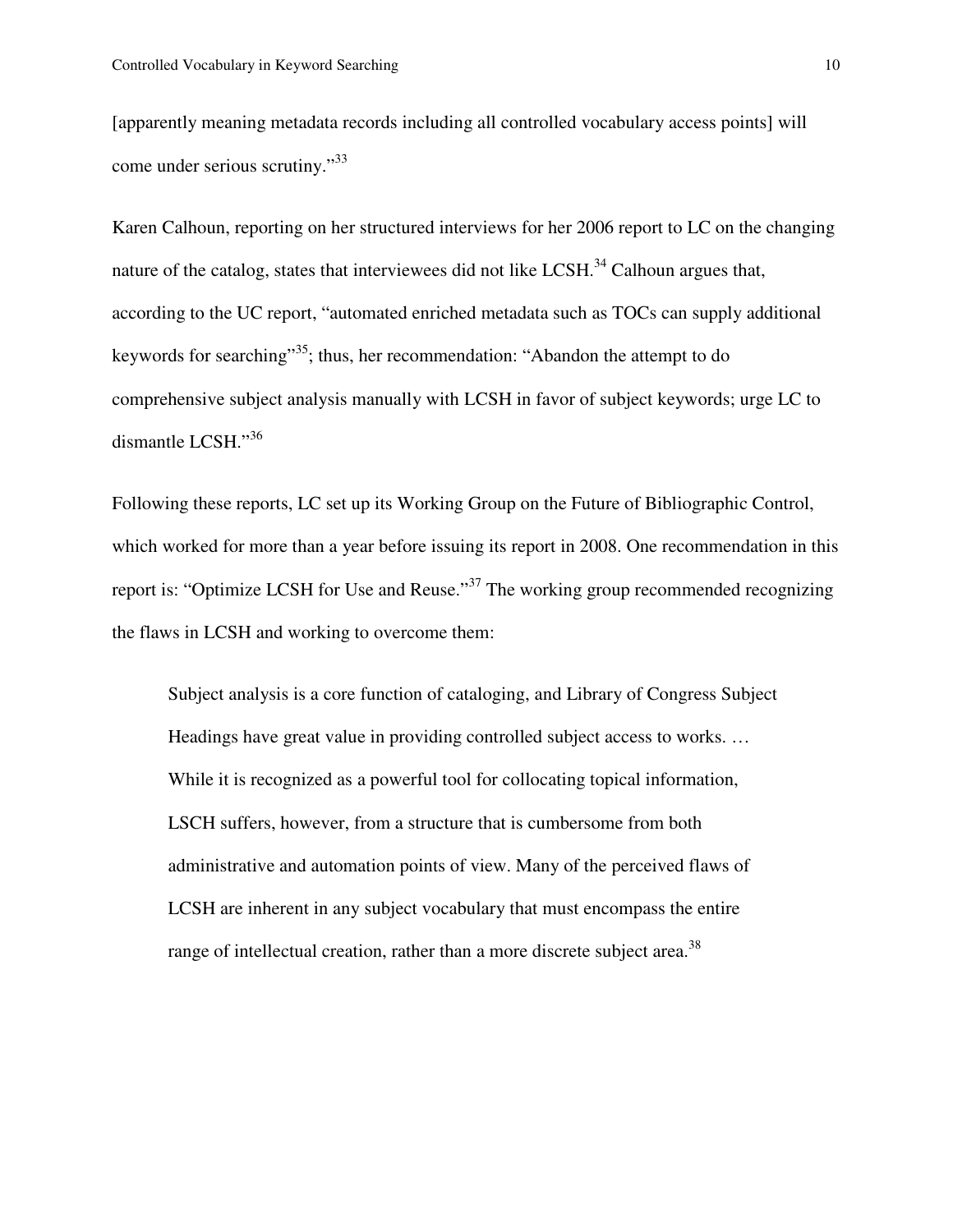[apparently meaning metadata records including all controlled vocabulary access points] will come under serious scrutiny."[33]

Karen Calhoun, reporting on her structured interviews for her 2006 report to LC on the changing nature of the catalog, states that interviewees did not like LCSH.[34] Calhoun argues that, according to the UC report, "automated enriched metadata such as TOCs can supply additional keywords for searching"[35]; thus, her recommendation: "Abandon the attempt to do comprehensive subject analysis manually with LCSH in favor of subject keywords; urge LC to dismantle LCSH."[36]

Following these reports, LC set up its Working Group on the Future of Bibliographic Control, which worked for more than a year before issuing its report in 2008. One recommendation in this report is: "Optimize LCSH for Use and Reuse."[37] The working group recommended recognizing the flaws in LCSH and working to overcome them:

> Subject analysis is a core function of cataloging, and Library of Congress Subject Headings have great value in providing controlled subject access to works. … While it is recognized as a powerful tool for collocating topical information, LSCH suffers, however, from a structure that is cumbersome from both administrative and automation points of view. Many of the perceived flaws of LCSH are inherent in any subject vocabulary that must encompass the entire range of intellectual creation, rather than a more discrete subject area.[38]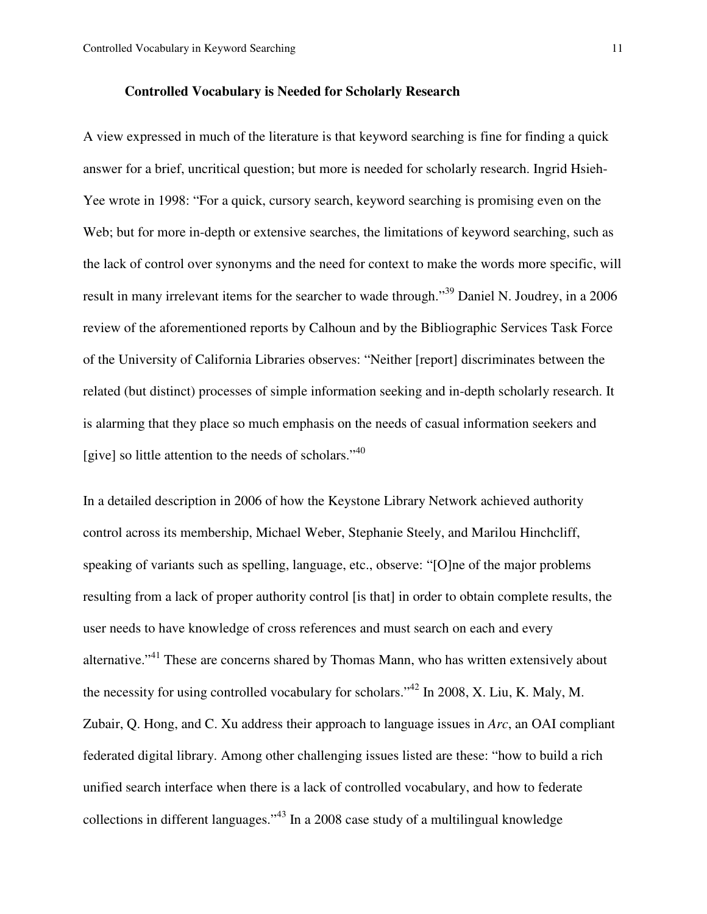**Controlled Vocabulary is Needed for Scholarly Research**

A view expressed in much of the literature is that keyword searching is fine for finding a quick answer for a brief, uncritical question; but more is needed for scholarly research. Ingrid Hsieh-Yee wrote in 1998: "For a quick, cursory search, keyword searching is promising even on the Web; but for more in-depth or extensive searches, the limitations of keyword searching, such as the lack of control over synonyms and the need for context to make the words more specific, will result in many irrelevant items for the searcher to wade through."[39] Daniel N. Joudrey, in a 2006 review of the aforementioned reports by Calhoun and by the Bibliographic Services Task Force of the University of California Libraries observes: "Neither [report] discriminates between the related (but distinct) processes of simple information seeking and in-depth scholarly research. It is alarming that they place so much emphasis on the needs of casual information seekers and [give] so little attention to the needs of scholars."[40]

In a detailed description in 2006 of how the Keystone Library Network achieved authority control across its membership, Michael Weber, Stephanie Steely, and Marilou Hinchcliff, speaking of variants such as spelling, language, etc., observe: "[O]ne of the major problems resulting from a lack of proper authority control [is that] in order to obtain complete results, the user needs to have knowledge of cross references and must search on each and every alternative."[41] These are concerns shared by Thomas Mann, who has written extensively about the necessity for using controlled vocabulary for scholars."[42] In 2008, X. Liu, K. Maly, M. Zubair, Q. Hong, and C. Xu address their approach to language issues in *Arc*, an OAI compliant federated digital library. Among other challenging issues listed are these: "how to build a rich unified search interface when there is a lack of controlled vocabulary, and how to federate collections in different languages."[43] In a 2008 case study of a multilingual knowledge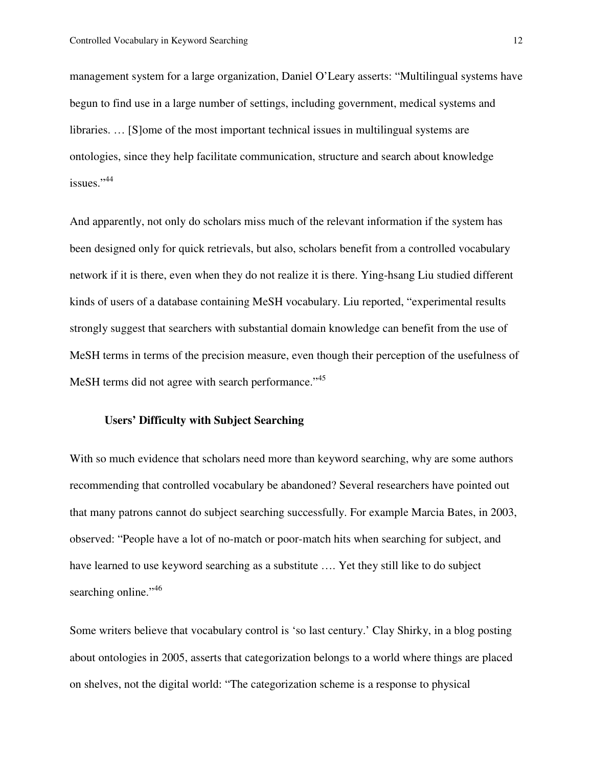management system for a large organization, Daniel O'Leary asserts: "Multilingual systems have begun to find use in a large number of settings, including government, medical systems and libraries. … [S]ome of the most important technical issues in multilingual systems are ontologies, since they help facilitate communication, structure and search about knowledge issues."[44]

And apparently, not only do scholars miss much of the relevant information if the system has been designed only for quick retrievals, but also, scholars benefit from a controlled vocabulary network if it is there, even when they do not realize it is there. Ying-hsang Liu studied different kinds of users of a database containing MeSH vocabulary. Liu reported, "experimental results strongly suggest that searchers with substantial domain knowledge can benefit from the use of MeSH terms in terms of the precision measure, even though their perception of the usefulness of MeSH terms did not agree with search performance."[45]

### Users' Difficulty with Subject Searching

With so much evidence that scholars need more than keyword searching, why are some authors recommending that controlled vocabulary be abandoned? Several researchers have pointed out that many patrons cannot do subject searching successfully. For example Marcia Bates, in 2003, observed: "People have a lot of no-match or poor-match hits when searching for subject, and have learned to use keyword searching as a substitute …. Yet they still like to do subject searching online."[46]

Some writers believe that vocabulary control is 'so last century.' Clay Shirky, in a blog posting about ontologies in 2005, asserts that categorization belongs to a world where things are placed on shelves, not the digital world: "The categorization scheme is a response to physical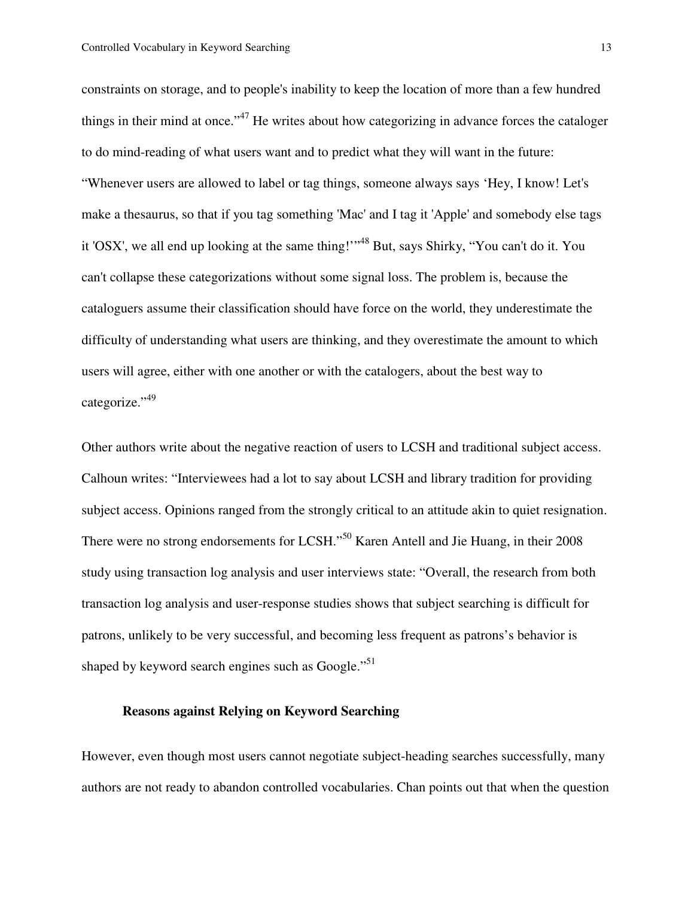constraints on storage, and to people's inability to keep the location of more than a few hundred things in their mind at once."[47] He writes about how categorizing in advance forces the cataloger to do mind-reading of what users want and to predict what they will want in the future: "Whenever users are allowed to label or tag things, someone always says 'Hey, I know! Let's make a thesaurus, so that if you tag something 'Mac' and I tag it 'Apple' and somebody else tags it 'OSX', we all end up looking at the same thing!'"[48] But, says Shirky, "You can't do it. You can't collapse these categorizations without some signal loss. The problem is, because the cataloguers assume their classification should have force on the world, they underestimate the difficulty of understanding what users are thinking, and they overestimate the amount to which users will agree, either with one another or with the catalogers, about the best way to categorize."[49]

Other authors write about the negative reaction of users to LCSH and traditional subject access. Calhoun writes: "Interviewees had a lot to say about LCSH and library tradition for providing subject access. Opinions ranged from the strongly critical to an attitude akin to quiet resignation. There were no strong endorsements for LCSH."[50] Karen Antell and Jie Huang, in their 2008 study using transaction log analysis and user interviews state: "Overall, the research from both transaction log analysis and user-response studies shows that subject searching is difficult for patrons, unlikely to be very successful, and becoming less frequent as patrons's behavior is shaped by keyword search engines such as Google."[51]

### Reasons against Relying on Keyword Searching

However, even though most users cannot negotiate subject-heading searches successfully, many authors are not ready to abandon controlled vocabularies. Chan points out that when the question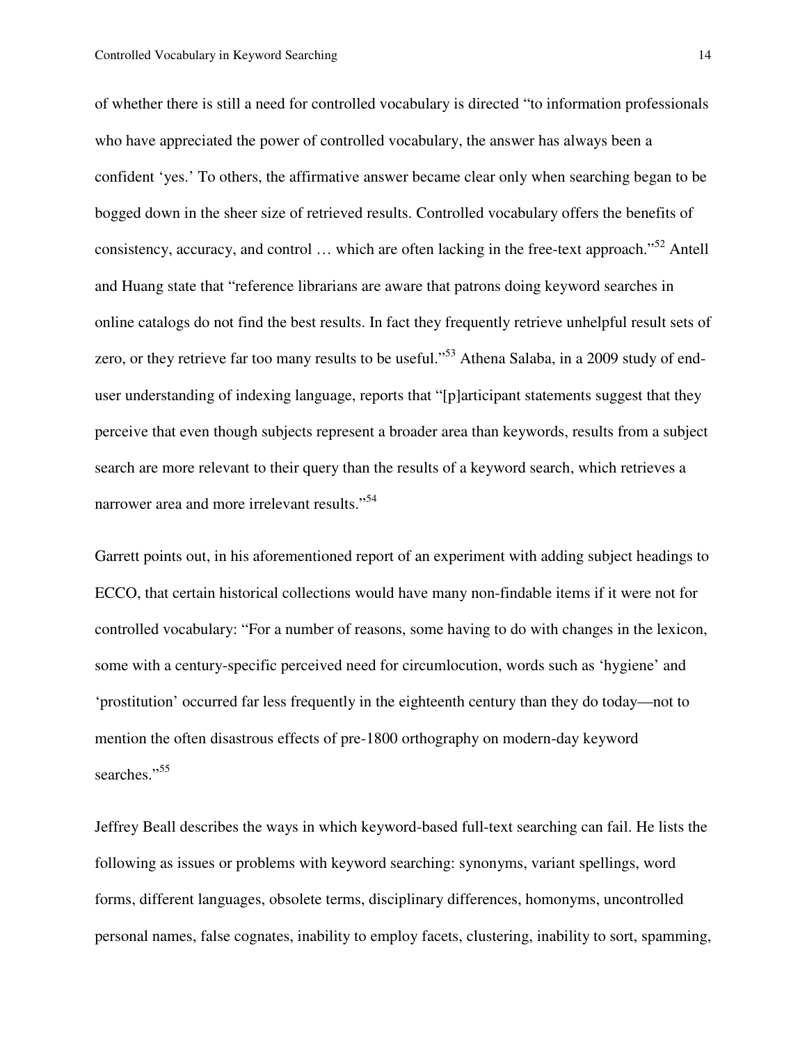of whether there is still a need for controlled vocabulary is directed “to information professionals who have appreciated the power of controlled vocabulary, the answer has always been a confident ‘yes.’ To others, the affirmative answer became clear only when searching began to be bogged down in the sheer size of retrieved results. Controlled vocabulary offers the benefits of consistency, accuracy, and control … which are often lacking in the free-text approach.”[52] Antell and Huang state that “reference librarians are aware that patrons doing keyword searches in online catalogs do not find the best results. In fact they frequently retrieve unhelpful result sets of zero, or they retrieve far too many results to be useful.”[53] Athena Salaba, in a 2009 study of end-user understanding of indexing language, reports that “[p]articipant statements suggest that they perceive that even though subjects represent a broader area than keywords, results from a subject search are more relevant to their query than the results of a keyword search, which retrieves a narrower area and more irrelevant results.”[54]

Garrett points out, in his aforementioned report of an experiment with adding subject headings to ECCO, that certain historical collections would have many non-findable items if it were not for controlled vocabulary: “For a number of reasons, some having to do with changes in the lexicon, some with a century-specific perceived need for circumlocution, words such as ‘hygiene’ and ‘prostitution’ occurred far less frequently in the eighteenth century than they do today—not to mention the often disastrous effects of pre-1800 orthography on modern-day keyword searches.”[55]

Jeffrey Beall describes the ways in which keyword-based full-text searching can fail. He lists the following as issues or problems with keyword searching: synonyms, variant spellings, word forms, different languages, obsolete terms, disciplinary differences, homonyms, uncontrolled personal names, false cognates, inability to employ facets, clustering, inability to sort, spamming,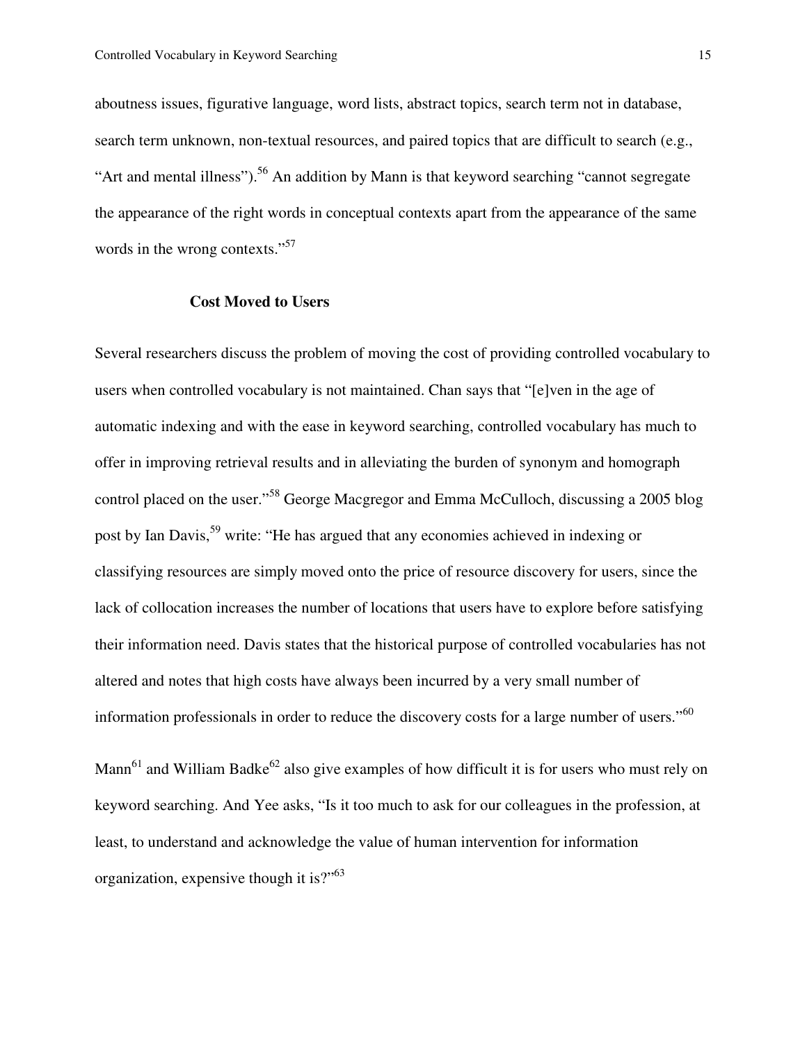aboutness issues, figurative language, word lists, abstract topics, search term not in database, search term unknown, non-textual resources, and paired topics that are difficult to search (e.g., “Art and mental illness”).[56] An addition by Mann is that keyword searching “cannot segregate the appearance of the right words in conceptual contexts apart from the appearance of the same words in the wrong contexts.”[57]

### Cost Moved to Users

Several researchers discuss the problem of moving the cost of providing controlled vocabulary to users when controlled vocabulary is not maintained. Chan says that “[e]ven in the age of automatic indexing and with the ease in keyword searching, controlled vocabulary has much to offer in improving retrieval results and in alleviating the burden of synonym and homograph control placed on the user.”[58] George Macgregor and Emma McCulloch, discussing a 2005 blog post by Ian Davis,[59] write: “He has argued that any economies achieved in indexing or classifying resources are simply moved onto the price of resource discovery for users, since the lack of collocation increases the number of locations that users have to explore before satisfying their information need. Davis states that the historical purpose of controlled vocabularies has not altered and notes that high costs have always been incurred by a very small number of information professionals in order to reduce the discovery costs for a large number of users.”[60]

Mann[61] and William Badke[62] also give examples of how difficult it is for users who must rely on keyword searching. And Yee asks, “Is it too much to ask for our colleagues in the profession, at least, to understand and acknowledge the value of human intervention for information organization, expensive though it is?”[63]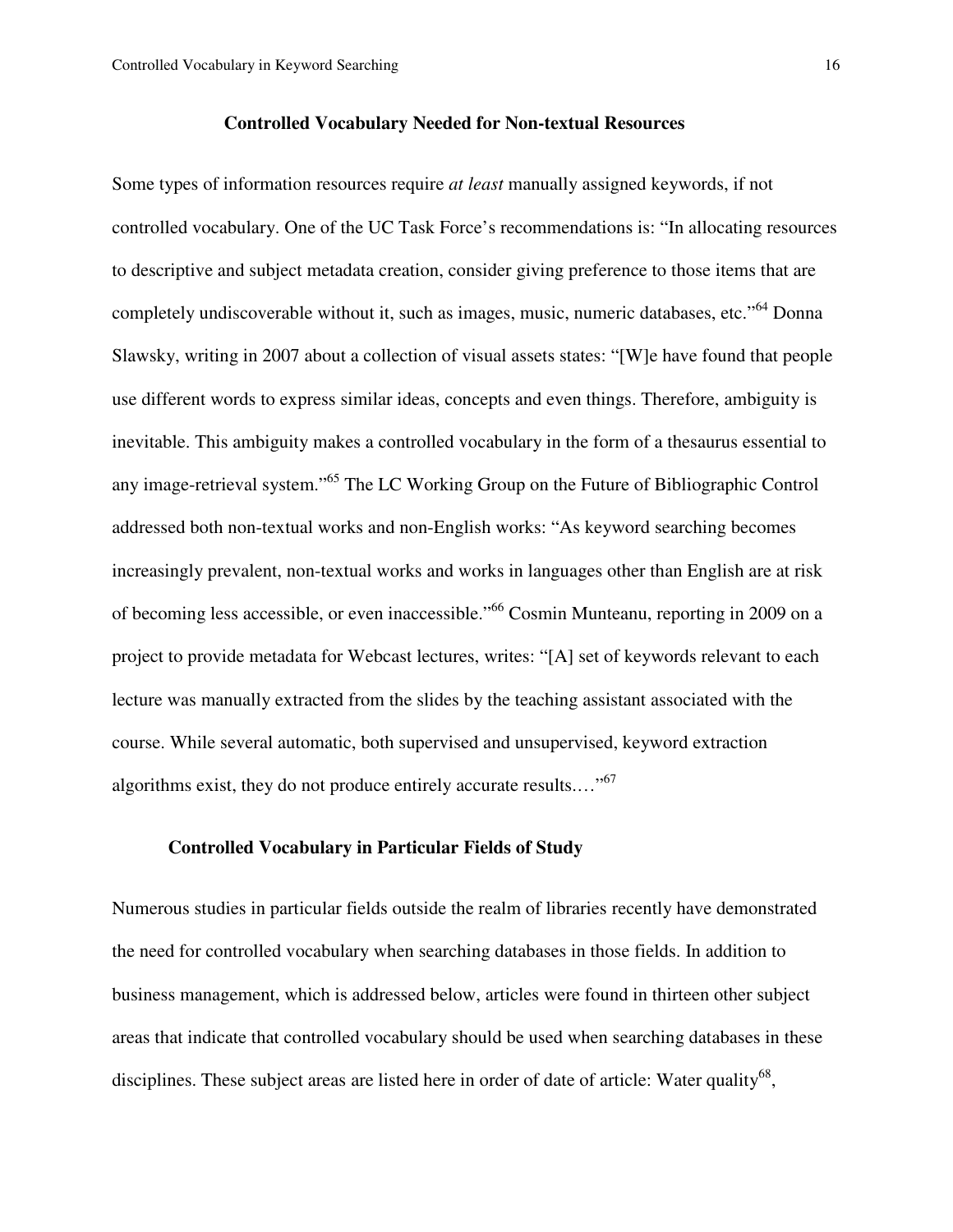## Controlled Vocabulary Needed for Non-textual Resources

Some types of information resources require *at least* manually assigned keywords, if not controlled vocabulary. One of the UC Task Force's recommendations is: "In allocating resources to descriptive and subject metadata creation, consider giving preference to those items that are completely undiscoverable without it, such as images, music, numeric databases, etc."[64] Donna Slawsky, writing in 2007 about a collection of visual assets states: "[W]e have found that people use different words to express similar ideas, concepts and even things. Therefore, ambiguity is inevitable. This ambiguity makes a controlled vocabulary in the form of a thesaurus essential to any image-retrieval system."[65] The LC Working Group on the Future of Bibliographic Control addressed both non-textual works and non-English works: "As keyword searching becomes increasingly prevalent, non-textual works and works in languages other than English are at risk of becoming less accessible, or even inaccessible."[66] Cosmin Munteanu, reporting in 2009 on a project to provide metadata for Webcast lectures, writes: "[A] set of keywords relevant to each lecture was manually extracted from the slides by the teaching assistant associated with the course. While several automatic, both supervised and unsupervised, keyword extraction algorithms exist, they do not produce entirely accurate results.…"[67]

### Controlled Vocabulary in Particular Fields of Study

Numerous studies in particular fields outside the realm of libraries recently have demonstrated the need for controlled vocabulary when searching databases in those fields. In addition to business management, which is addressed below, articles were found in thirteen other subject areas that indicate that controlled vocabulary should be used when searching databases in these disciplines. These subject areas are listed here in order of date of article: Water quality[68],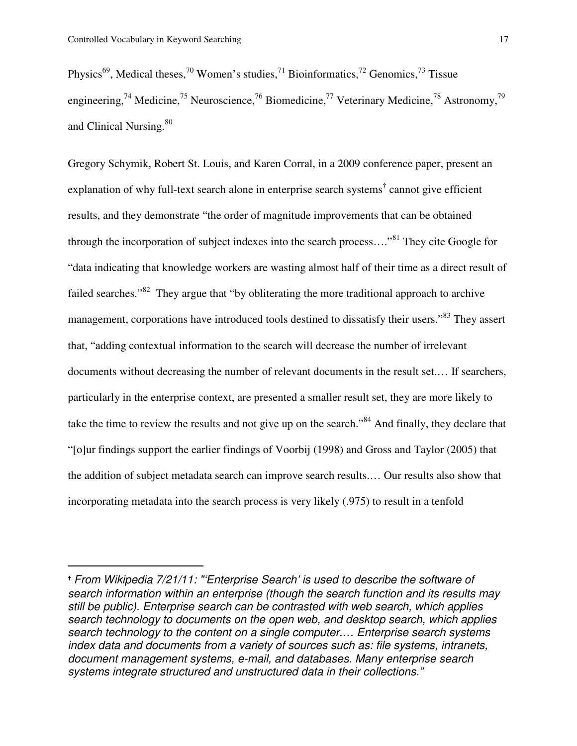Physics[69], Medical theses,[70] Women's studies,[71] Bioinformatics,[72] Genomics,[73] Tissue engineering,[74] Medicine,[75] Neuroscience,[76] Biomedicine,[77] Veterinary Medicine,[78] Astronomy,[79] and Clinical Nursing.[80]

Gregory Schymik, Robert St. Louis, and Karen Corral, in a 2009 conference paper, present an explanation of why full-text search alone in enterprise search systems[†] cannot give efficient results, and they demonstrate "the order of magnitude improvements that can be obtained through the incorporation of subject indexes into the search process…."[81] They cite Google for "data indicating that knowledge workers are wasting almost half of their time as a direct result of failed searches."[82] They argue that "by obliterating the more traditional approach to archive management, corporations have introduced tools destined to dissatisfy their users."[83] They assert that, "adding contextual information to the search will decrease the number of irrelevant documents without decreasing the number of relevant documents in the result set.… If searchers, particularly in the enterprise context, are presented a smaller result set, they are more likely to take the time to review the results and not give up on the search."[84] And finally, they declare that "[o]ur findings support the earlier findings of Voorbij (1998) and Gross and Taylor (2005) that the addition of subject metadata search can improve search results.… Our results also show that incorporating metadata into the search process is very likely (.975) to result in a tenfold

---

[†] *From Wikipedia 7/21/11: "'Enterprise Search' is used to describe the software of search information within an enterprise (though the search function and its results may still be public). Enterprise search can be contrasted with web search, which applies search technology to documents on the open web, and desktop search, which applies search technology to the content on a single computer.… Enterprise search systems index data and documents from a variety of sources such as: file systems, intranets, document management systems, e-mail, and databases. Many enterprise search systems integrate structured and unstructured data in their collections."*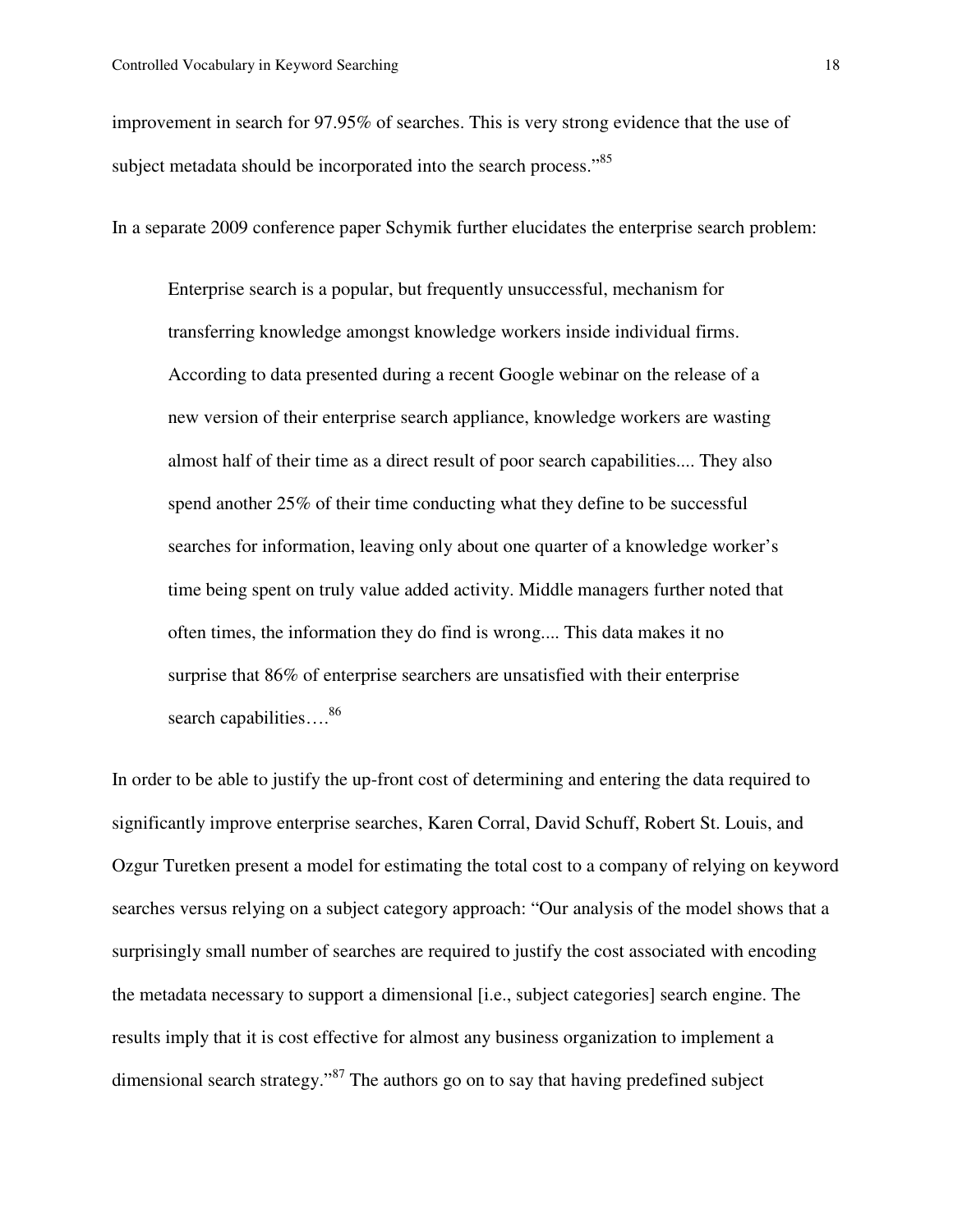improvement in search for 97.95% of searches. This is very strong evidence that the use of subject metadata should be incorporated into the search process."[85]

In a separate 2009 conference paper Schymik further elucidates the enterprise search problem:

> Enterprise search is a popular, but frequently unsuccessful, mechanism for transferring knowledge amongst knowledge workers inside individual firms. According to data presented during a recent Google webinar on the release of a new version of their enterprise search appliance, knowledge workers are wasting almost half of their time as a direct result of poor search capabilities.... They also spend another 25% of their time conducting what they define to be successful searches for information, leaving only about one quarter of a knowledge worker's time being spent on truly value added activity. Middle managers further noted that often times, the information they do find is wrong.... This data makes it no surprise that 86% of enterprise searchers are unsatisfied with their enterprise search capabilities….[86]

In order to be able to justify the up-front cost of determining and entering the data required to significantly improve enterprise searches, Karen Corral, David Schuff, Robert St. Louis, and Ozgur Turetken present a model for estimating the total cost to a company of relying on keyword searches versus relying on a subject category approach: "Our analysis of the model shows that a surprisingly small number of searches are required to justify the cost associated with encoding the metadata necessary to support a dimensional [i.e., subject categories] search engine. The results imply that it is cost effective for almost any business organization to implement a dimensional search strategy."[87] The authors go on to say that having predefined subject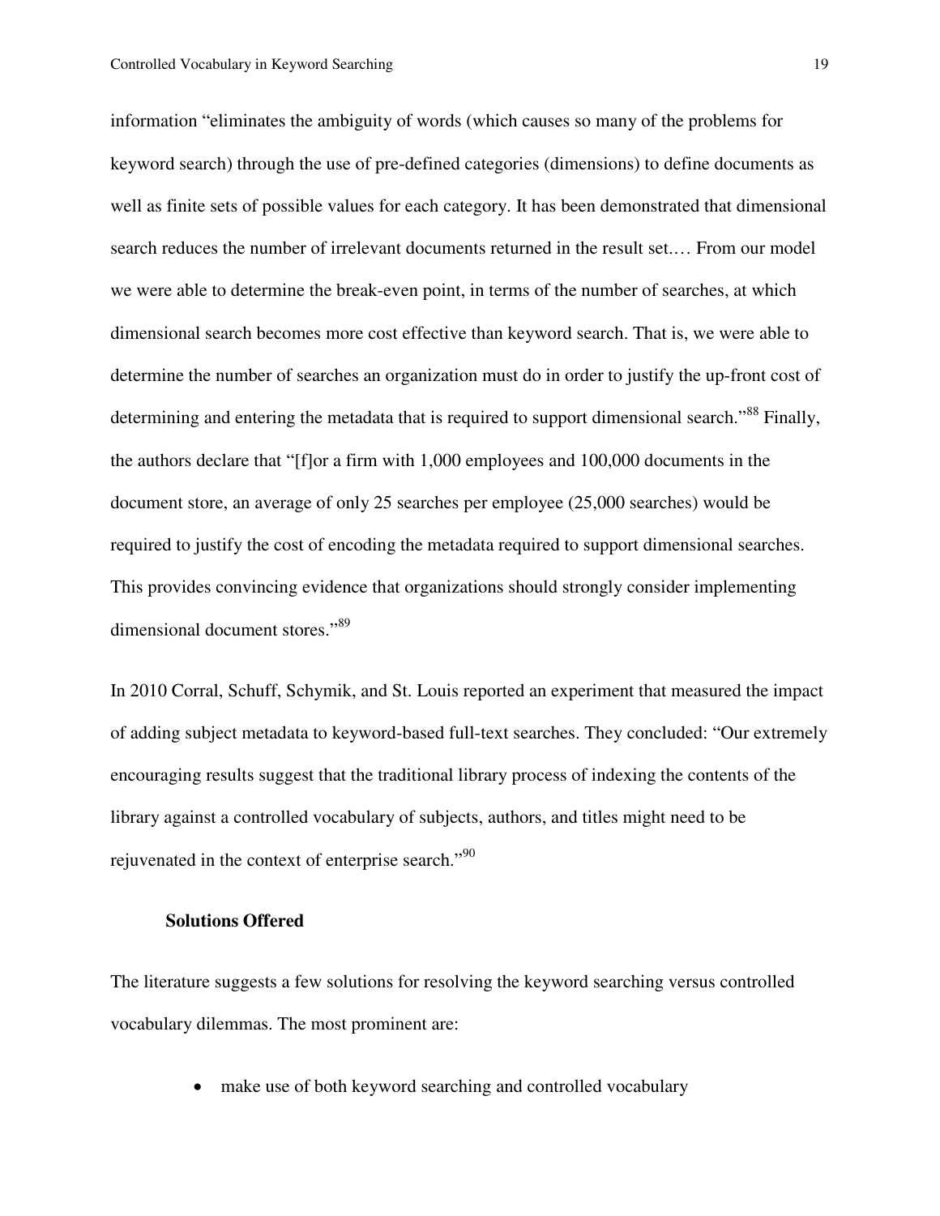information "eliminates the ambiguity of words (which causes so many of the problems for keyword search) through the use of pre-defined categories (dimensions) to define documents as well as finite sets of possible values for each category. It has been demonstrated that dimensional search reduces the number of irrelevant documents returned in the result set.… From our model we were able to determine the break-even point, in terms of the number of searches, at which dimensional search becomes more cost effective than keyword search. That is, we were able to determine the number of searches an organization must do in order to justify the up-front cost of determining and entering the metadata that is required to support dimensional search."[88] Finally, the authors declare that "[f]or a firm with 1,000 employees and 100,000 documents in the document store, an average of only 25 searches per employee (25,000 searches) would be required to justify the cost of encoding the metadata required to support dimensional searches. This provides convincing evidence that organizations should strongly consider implementing dimensional document stores."[89]

In 2010 Corral, Schuff, Schymik, and St. Louis reported an experiment that measured the impact of adding subject metadata to keyword-based full-text searches. They concluded: "Our extremely encouraging results suggest that the traditional library process of indexing the contents of the library against a controlled vocabulary of subjects, authors, and titles might need to be rejuvenated in the context of enterprise search."[90]

### Solutions Offered

The literature suggests a few solutions for resolving the keyword searching versus controlled vocabulary dilemmas. The most prominent are:

- make use of both keyword searching and controlled vocabulary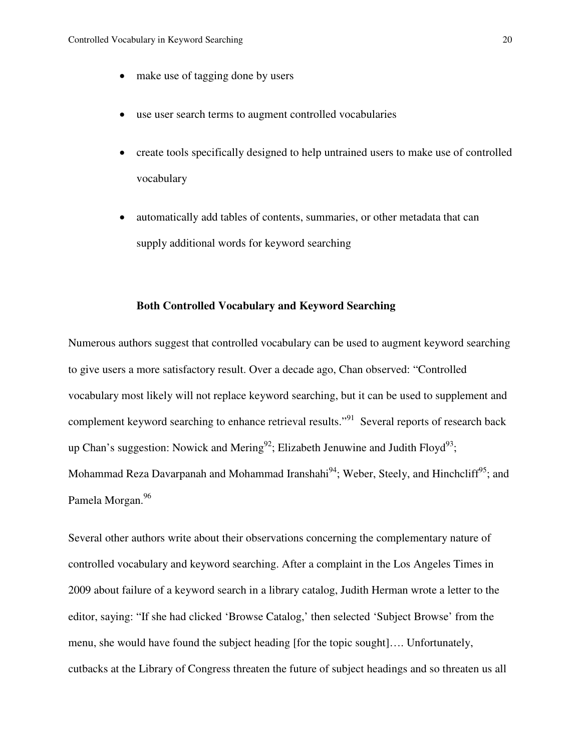- make use of tagging done by users
- use user search terms to augment controlled vocabularies
- create tools specifically designed to help untrained users to make use of controlled vocabulary
- automatically add tables of contents, summaries, or other metadata that can supply additional words for keyword searching

## Both Controlled Vocabulary and Keyword Searching

Numerous authors suggest that controlled vocabulary can be used to augment keyword searching to give users a more satisfactory result. Over a decade ago, Chan observed: "Controlled vocabulary most likely will not replace keyword searching, but it can be used to supplement and complement keyword searching to enhance retrieval results."[91] Several reports of research back up Chan's suggestion: Nowick and Mering[92]; Elizabeth Jenuwine and Judith Floyd[93]; Mohammad Reza Davarpanah and Mohammad Iranshahi[94]; Weber, Steely, and Hinchcliff[95]; and Pamela Morgan.[96]

Several other authors write about their observations concerning the complementary nature of controlled vocabulary and keyword searching. After a complaint in the Los Angeles Times in 2009 about failure of a keyword search in a library catalog, Judith Herman wrote a letter to the editor, saying: "If she had clicked 'Browse Catalog,' then selected 'Subject Browse' from the menu, she would have found the subject heading [for the topic sought]…. Unfortunately, cutbacks at the Library of Congress threaten the future of subject headings and so threaten us all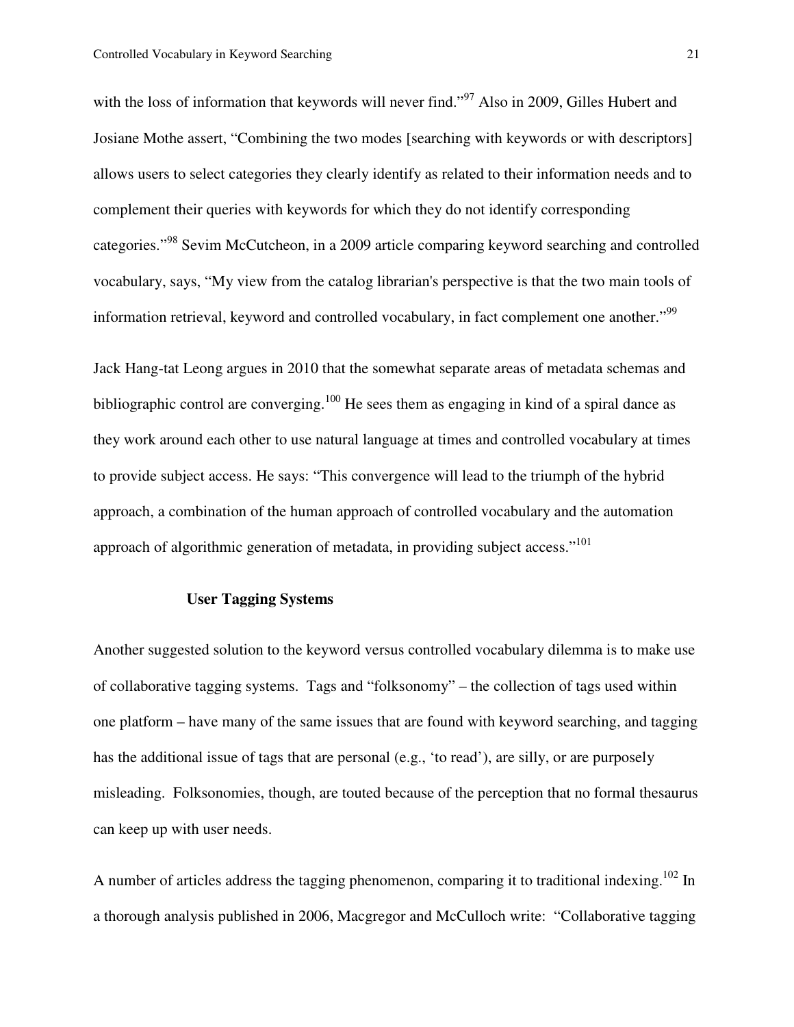with the loss of information that keywords will never find."[97] Also in 2009, Gilles Hubert and Josiane Mothe assert, "Combining the two modes [searching with keywords or with descriptors] allows users to select categories they clearly identify as related to their information needs and to complement their queries with keywords for which they do not identify corresponding categories."[98] Sevim McCutcheon, in a 2009 article comparing keyword searching and controlled vocabulary, says, "My view from the catalog librarian's perspective is that the two main tools of information retrieval, keyword and controlled vocabulary, in fact complement one another."[99]

Jack Hang-tat Leong argues in 2010 that the somewhat separate areas of metadata schemas and bibliographic control are converging.[100] He sees them as engaging in kind of a spiral dance as they work around each other to use natural language at times and controlled vocabulary at times to provide subject access. He says: "This convergence will lead to the triumph of the hybrid approach, a combination of the human approach of controlled vocabulary and the automation approach of algorithmic generation of metadata, in providing subject access."[101]

### User Tagging Systems

Another suggested solution to the keyword versus controlled vocabulary dilemma is to make use of collaborative tagging systems. Tags and "folksonomy" – the collection of tags used within one platform – have many of the same issues that are found with keyword searching, and tagging has the additional issue of tags that are personal (e.g., 'to read'), are silly, or are purposely misleading. Folksonomies, though, are touted because of the perception that no formal thesaurus can keep up with user needs.

A number of articles address the tagging phenomenon, comparing it to traditional indexing.[102] In a thorough analysis published in 2006, Macgregor and McCulloch write: "Collaborative tagging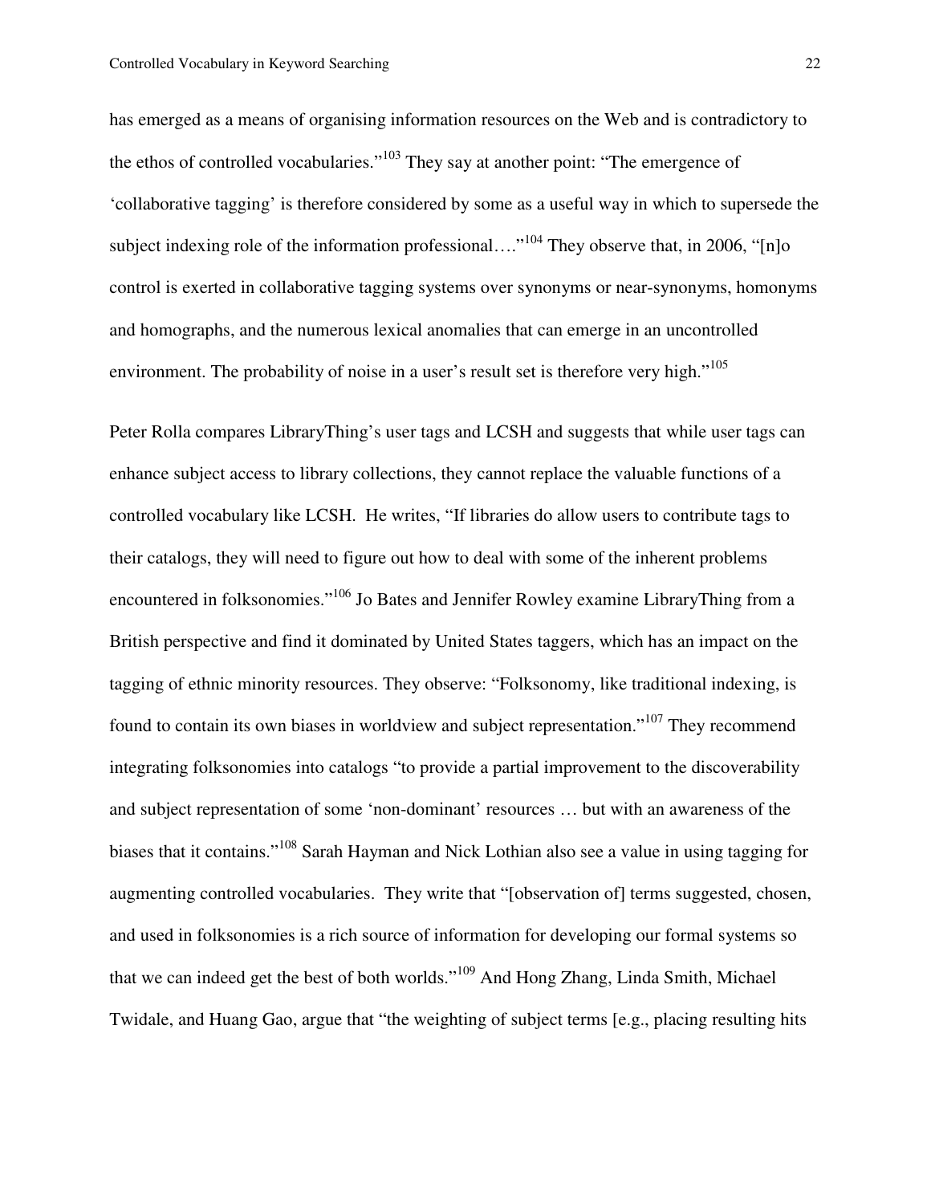has emerged as a means of organising information resources on the Web and is contradictory to the ethos of controlled vocabularies."[103] They say at another point: "The emergence of 'collaborative tagging' is therefore considered by some as a useful way in which to supersede the subject indexing role of the information professional…."[104] They observe that, in 2006, "[n]o control is exerted in collaborative tagging systems over synonyms or near-synonyms, homonyms and homographs, and the numerous lexical anomalies that can emerge in an uncontrolled environment. The probability of noise in a user's result set is therefore very high."[105]

Peter Rolla compares LibraryThing's user tags and LCSH and suggests that while user tags can enhance subject access to library collections, they cannot replace the valuable functions of a controlled vocabulary like LCSH. He writes, "If libraries do allow users to contribute tags to their catalogs, they will need to figure out how to deal with some of the inherent problems encountered in folksonomies."[106] Jo Bates and Jennifer Rowley examine LibraryThing from a British perspective and find it dominated by United States taggers, which has an impact on the tagging of ethnic minority resources. They observe: "Folksonomy, like traditional indexing, is found to contain its own biases in worldview and subject representation."[107] They recommend integrating folksonomies into catalogs "to provide a partial improvement to the discoverability and subject representation of some 'non-dominant' resources … but with an awareness of the biases that it contains."[108] Sarah Hayman and Nick Lothian also see a value in using tagging for augmenting controlled vocabularies. They write that "[observation of] terms suggested, chosen, and used in folksonomies is a rich source of information for developing our formal systems so that we can indeed get the best of both worlds."[109] And Hong Zhang, Linda Smith, Michael Twidale, and Huang Gao, argue that "the weighting of subject terms [e.g., placing resulting hits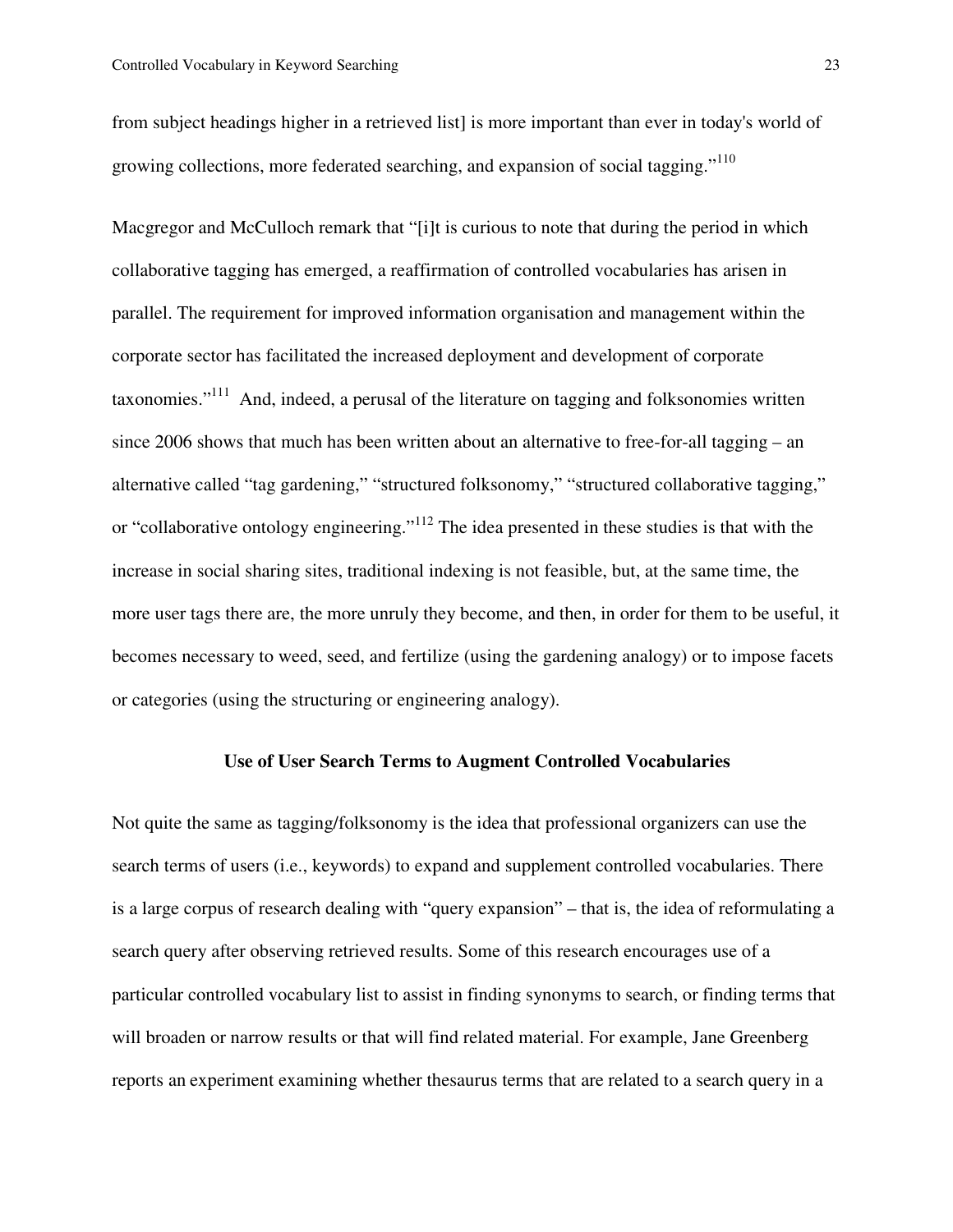from subject headings higher in a retrieved list] is more important than ever in today's world of growing collections, more federated searching, and expansion of social tagging."[110]

Macgregor and McCulloch remark that "[i]t is curious to note that during the period in which collaborative tagging has emerged, a reaffirmation of controlled vocabularies has arisen in parallel. The requirement for improved information organisation and management within the corporate sector has facilitated the increased deployment and development of corporate taxonomies."[111] And, indeed, a perusal of the literature on tagging and folksonomies written since 2006 shows that much has been written about an alternative to free-for-all tagging – an alternative called "tag gardening," "structured folksonomy," "structured collaborative tagging," or "collaborative ontology engineering."[112] The idea presented in these studies is that with the increase in social sharing sites, traditional indexing is not feasible, but, at the same time, the more user tags there are, the more unruly they become, and then, in order for them to be useful, it becomes necessary to weed, seed, and fertilize (using the gardening analogy) or to impose facets or categories (using the structuring or engineering analogy).

## Use of User Search Terms to Augment Controlled Vocabularies

Not quite the same as tagging/folksonomy is the idea that professional organizers can use the search terms of users (i.e., keywords) to expand and supplement controlled vocabularies. There is a large corpus of research dealing with "query expansion" – that is, the idea of reformulating a search query after observing retrieved results. Some of this research encourages use of a particular controlled vocabulary list to assist in finding synonyms to search, or finding terms that will broaden or narrow results or that will find related material. For example, Jane Greenberg reports an experiment examining whether thesaurus terms that are related to a search query in a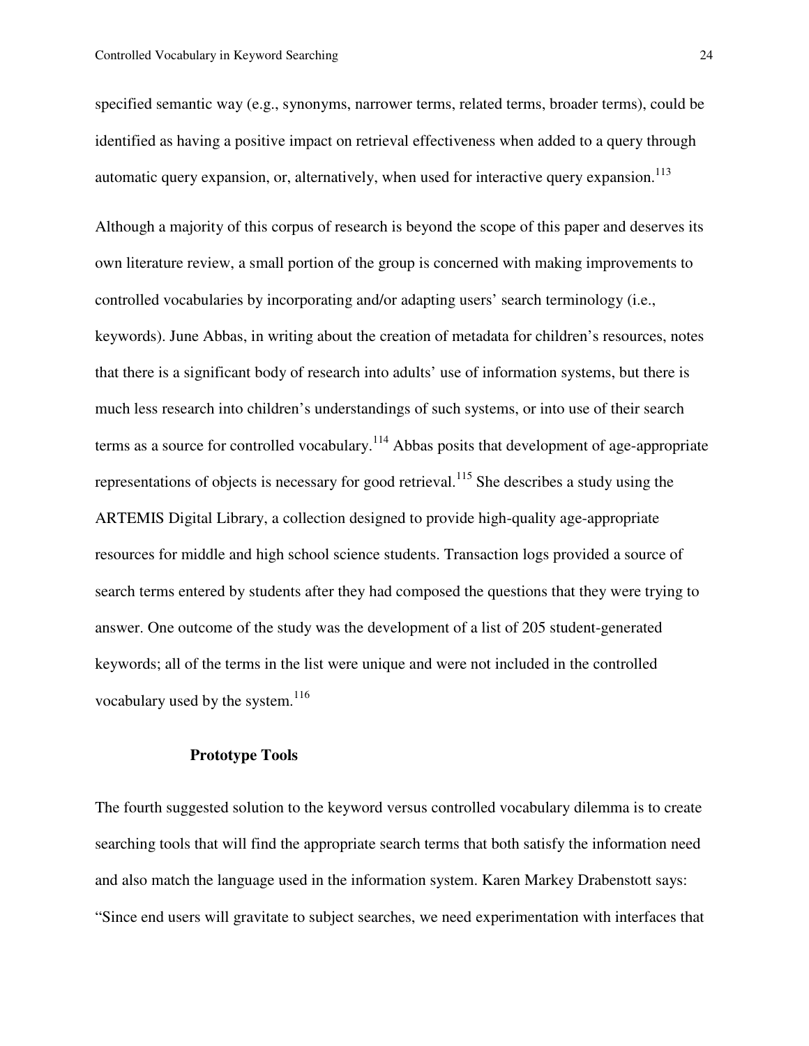specified semantic way (e.g., synonyms, narrower terms, related terms, broader terms), could be identified as having a positive impact on retrieval effectiveness when added to a query through automatic query expansion, or, alternatively, when used for interactive query expansion.[113]

Although a majority of this corpus of research is beyond the scope of this paper and deserves its own literature review, a small portion of the group is concerned with making improvements to controlled vocabularies by incorporating and/or adapting users' search terminology (i.e., keywords). June Abbas, in writing about the creation of metadata for children's resources, notes that there is a significant body of research into adults' use of information systems, but there is much less research into children's understandings of such systems, or into use of their search terms as a source for controlled vocabulary.[114] Abbas posits that development of age-appropriate representations of objects is necessary for good retrieval.[115] She describes a study using the ARTEMIS Digital Library, a collection designed to provide high-quality age-appropriate resources for middle and high school science students. Transaction logs provided a source of search terms entered by students after they had composed the questions that they were trying to answer. One outcome of the study was the development of a list of 205 student-generated keywords; all of the terms in the list were unique and were not included in the controlled vocabulary used by the system.[116]

### Prototype Tools

The fourth suggested solution to the keyword versus controlled vocabulary dilemma is to create searching tools that will find the appropriate search terms that both satisfy the information need and also match the language used in the information system. Karen Markey Drabenstott says: "Since end users will gravitate to subject searches, we need experimentation with interfaces that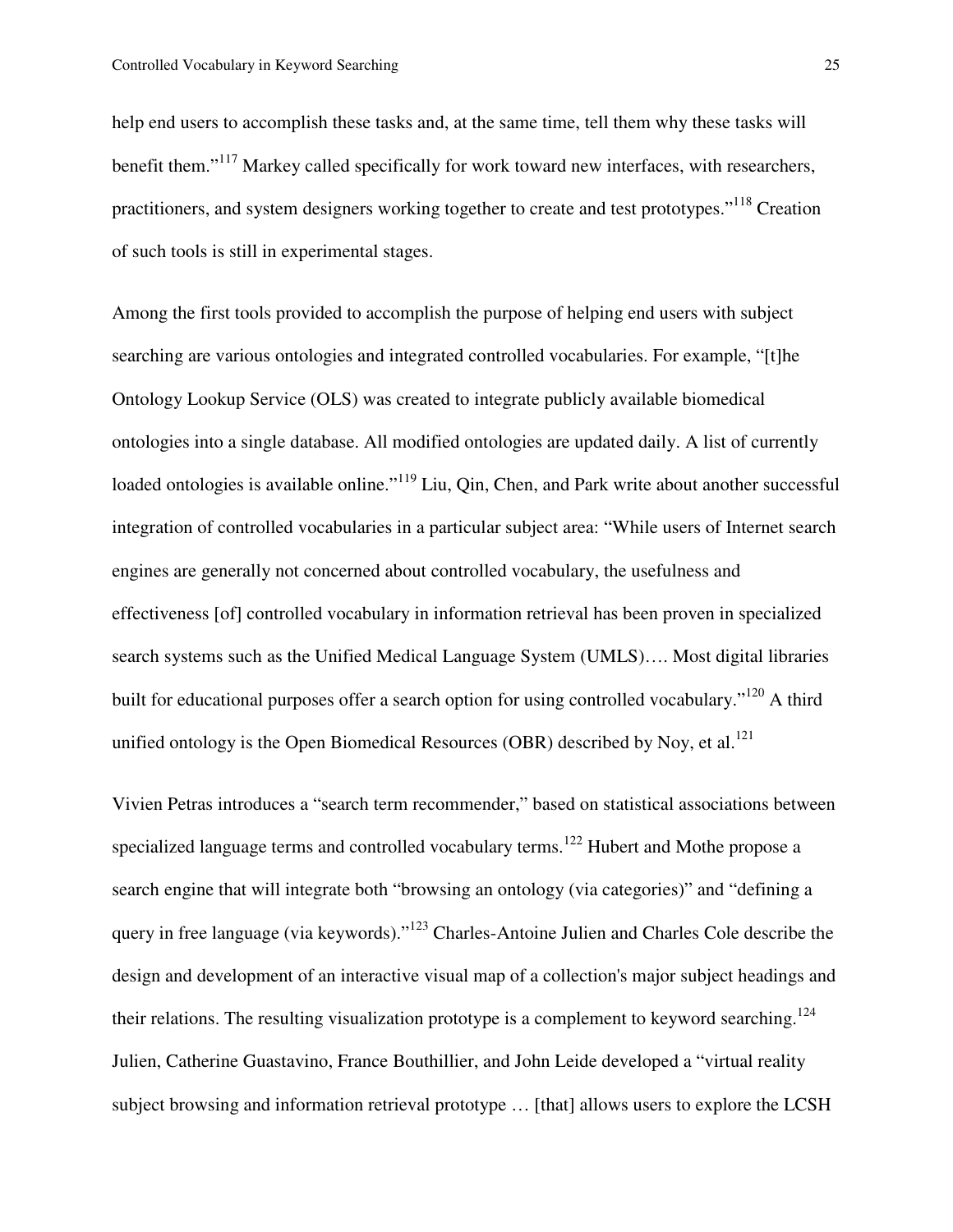help end users to accomplish these tasks and, at the same time, tell them why these tasks will benefit them."[117] Markey called specifically for work toward new interfaces, with researchers, practitioners, and system designers working together to create and test prototypes."[118] Creation of such tools is still in experimental stages.

Among the first tools provided to accomplish the purpose of helping end users with subject searching are various ontologies and integrated controlled vocabularies. For example, "[t]he Ontology Lookup Service (OLS) was created to integrate publicly available biomedical ontologies into a single database. All modified ontologies are updated daily. A list of currently loaded ontologies is available online."[119] Liu, Qin, Chen, and Park write about another successful integration of controlled vocabularies in a particular subject area: "While users of Internet search engines are generally not concerned about controlled vocabulary, the usefulness and effectiveness [of] controlled vocabulary in information retrieval has been proven in specialized search systems such as the Unified Medical Language System (UMLS)…. Most digital libraries built for educational purposes offer a search option for using controlled vocabulary."[120] A third unified ontology is the Open Biomedical Resources (OBR) described by Noy, et al.[121]

Vivien Petras introduces a "search term recommender," based on statistical associations between specialized language terms and controlled vocabulary terms.[122] Hubert and Mothe propose a search engine that will integrate both "browsing an ontology (via categories)" and "defining a query in free language (via keywords)."[123] Charles-Antoine Julien and Charles Cole describe the design and development of an interactive visual map of a collection's major subject headings and their relations. The resulting visualization prototype is a complement to keyword searching.[124] Julien, Catherine Guastavino, France Bouthillier, and John Leide developed a "virtual reality subject browsing and information retrieval prototype … [that] allows users to explore the LCSH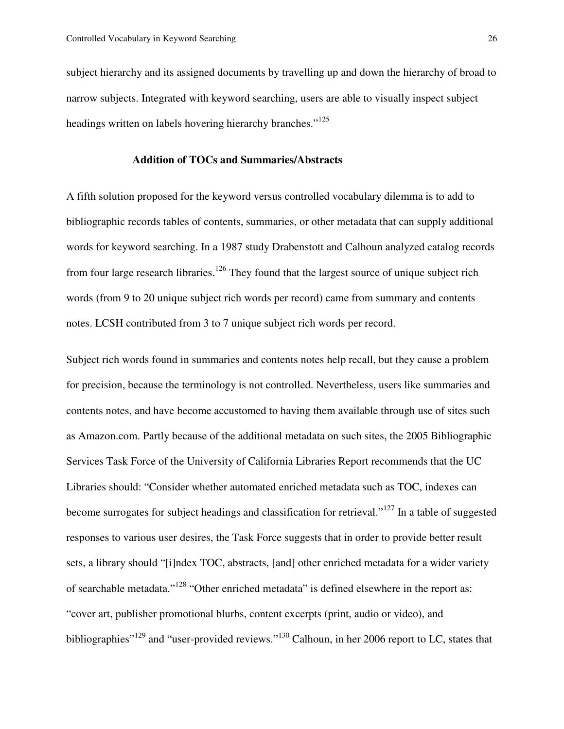subject hierarchy and its assigned documents by travelling up and down the hierarchy of broad to narrow subjects. Integrated with keyword searching, users are able to visually inspect subject headings written on labels hovering hierarchy branches."[125]

## Addition of TOCs and Summaries/Abstracts

A fifth solution proposed for the keyword versus controlled vocabulary dilemma is to add to bibliographic records tables of contents, summaries, or other metadata that can supply additional words for keyword searching. In a 1987 study Drabenstott and Calhoun analyzed catalog records from four large research libraries.[126] They found that the largest source of unique subject rich words (from 9 to 20 unique subject rich words per record) came from summary and contents notes. LCSH contributed from 3 to 7 unique subject rich words per record.

Subject rich words found in summaries and contents notes help recall, but they cause a problem for precision, because the terminology is not controlled. Nevertheless, users like summaries and contents notes, and have become accustomed to having them available through use of sites such as Amazon.com. Partly because of the additional metadata on such sites, the 2005 Bibliographic Services Task Force of the University of California Libraries Report recommends that the UC Libraries should: "Consider whether automated enriched metadata such as TOC, indexes can become surrogates for subject headings and classification for retrieval."[127] In a table of suggested responses to various user desires, the Task Force suggests that in order to provide better result sets, a library should "[i]ndex TOC, abstracts, [and] other enriched metadata for a wider variety of searchable metadata."[128] "Other enriched metadata" is defined elsewhere in the report as: "cover art, publisher promotional blurbs, content excerpts (print, audio or video), and bibliographies"[129] and "user-provided reviews."[130] Calhoun, in her 2006 report to LC, states that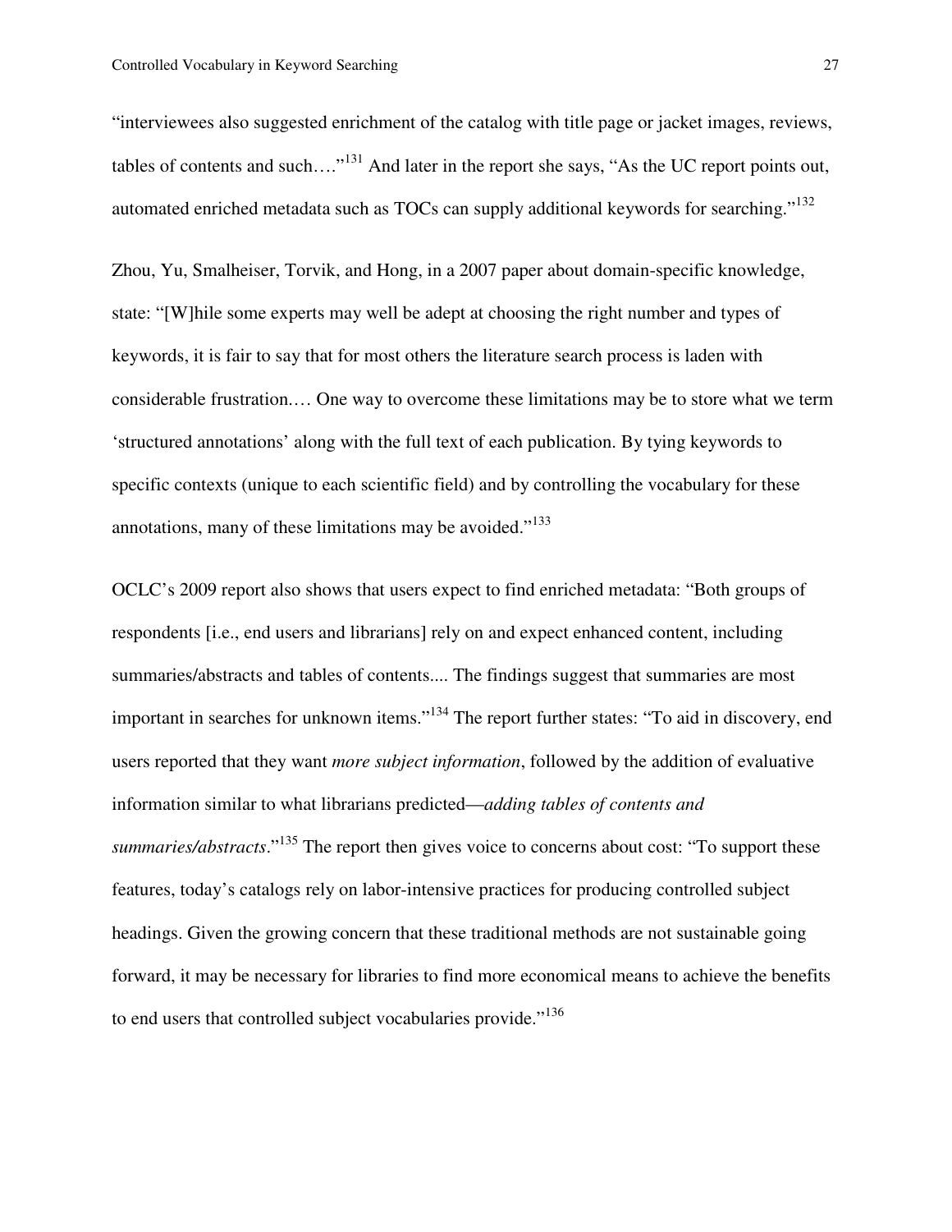"interviewees also suggested enrichment of the catalog with title page or jacket images, reviews, tables of contents and such…."[131] And later in the report she says, "As the UC report points out, automated enriched metadata such as TOCs can supply additional keywords for searching."[132]

Zhou, Yu, Smalheiser, Torvik, and Hong, in a 2007 paper about domain-specific knowledge, state: "[W]hile some experts may well be adept at choosing the right number and types of keywords, it is fair to say that for most others the literature search process is laden with considerable frustration.… One way to overcome these limitations may be to store what we term 'structured annotations' along with the full text of each publication. By tying keywords to specific contexts (unique to each scientific field) and by controlling the vocabulary for these annotations, many of these limitations may be avoided."[133]

OCLC's 2009 report also shows that users expect to find enriched metadata: "Both groups of respondents [i.e., end users and librarians] rely on and expect enhanced content, including summaries/abstracts and tables of contents.... The findings suggest that summaries are most important in searches for unknown items."[134] The report further states: "To aid in discovery, end users reported that they want *more subject information*, followed by the addition of evaluative information similar to what librarians predicted—*adding tables of contents and summaries/abstracts*."[135] The report then gives voice to concerns about cost: "To support these features, today's catalogs rely on labor-intensive practices for producing controlled subject headings. Given the growing concern that these traditional methods are not sustainable going forward, it may be necessary for libraries to find more economical means to achieve the benefits to end users that controlled subject vocabularies provide."[136]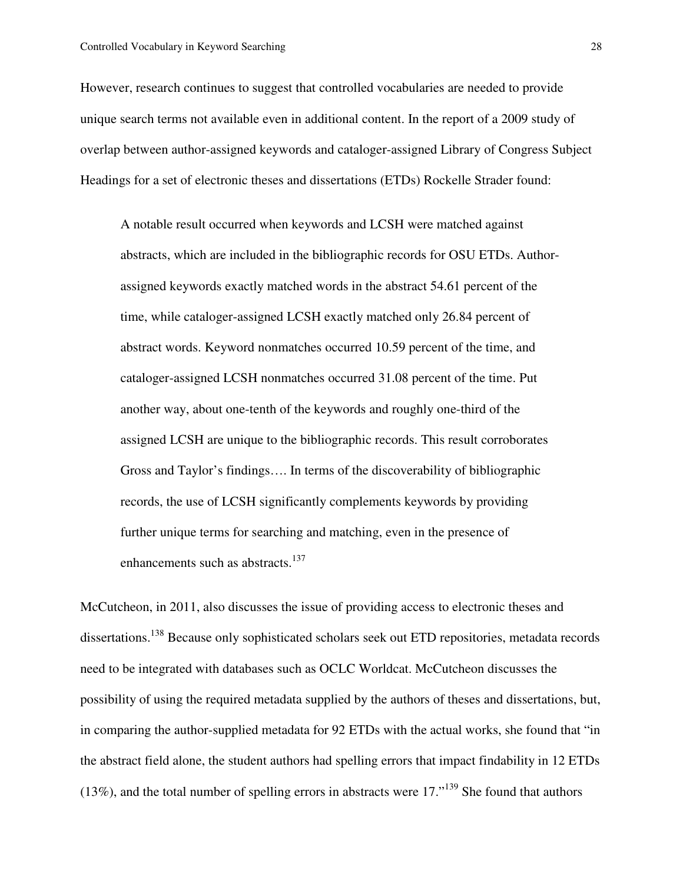However, research continues to suggest that controlled vocabularies are needed to provide unique search terms not available even in additional content. In the report of a 2009 study of overlap between author-assigned keywords and cataloger-assigned Library of Congress Subject Headings for a set of electronic theses and dissertations (ETDs) Rockelle Strader found:

> A notable result occurred when keywords and LCSH were matched against abstracts, which are included in the bibliographic records for OSU ETDs. Author-assigned keywords exactly matched words in the abstract 54.61 percent of the time, while cataloger-assigned LCSH exactly matched only 26.84 percent of abstract words. Keyword nonmatches occurred 10.59 percent of the time, and cataloger-assigned LCSH nonmatches occurred 31.08 percent of the time. Put another way, about one-tenth of the keywords and roughly one-third of the assigned LCSH are unique to the bibliographic records. This result corroborates Gross and Taylor's findings…. In terms of the discoverability of bibliographic records, the use of LCSH significantly complements keywords by providing further unique terms for searching and matching, even in the presence of enhancements such as abstracts.[137]

McCutcheon, in 2011, also discusses the issue of providing access to electronic theses and dissertations.[138] Because only sophisticated scholars seek out ETD repositories, metadata records need to be integrated with databases such as OCLC Worldcat. McCutcheon discusses the possibility of using the required metadata supplied by the authors of theses and dissertations, but, in comparing the author-supplied metadata for 92 ETDs with the actual works, she found that "in the abstract field alone, the student authors had spelling errors that impact findability in 12 ETDs (13%), and the total number of spelling errors in abstracts were 17."[139] She found that authors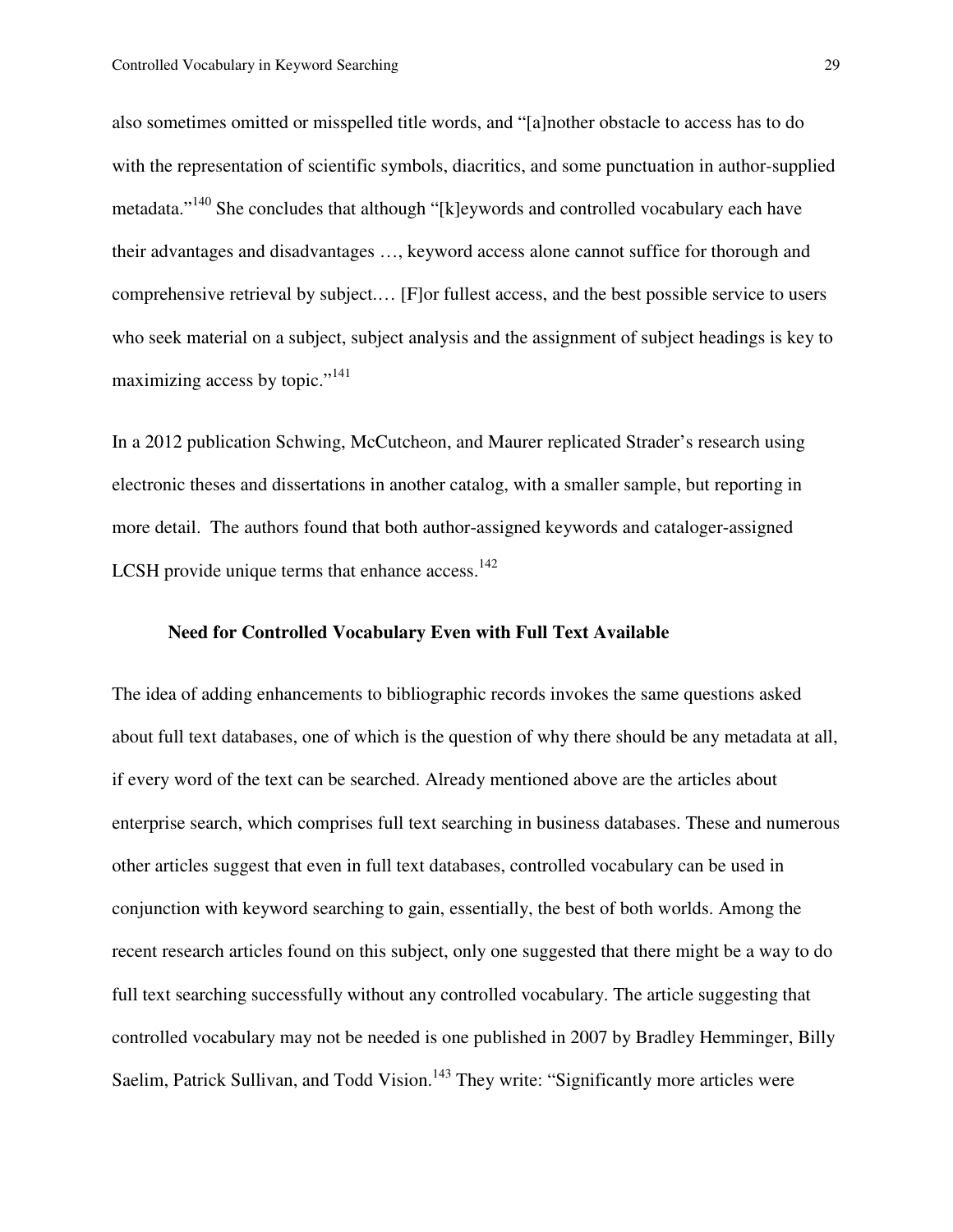also sometimes omitted or misspelled title words, and "[a]nother obstacle to access has to do with the representation of scientific symbols, diacritics, and some punctuation in author-supplied metadata."[140] She concludes that although "[k]eywords and controlled vocabulary each have their advantages and disadvantages …, keyword access alone cannot suffice for thorough and comprehensive retrieval by subject.… [F]or fullest access, and the best possible service to users who seek material on a subject, subject analysis and the assignment of subject headings is key to maximizing access by topic."[141]

In a 2012 publication Schwing, McCutcheon, and Maurer replicated Strader's research using electronic theses and dissertations in another catalog, with a smaller sample, but reporting in more detail. The authors found that both author-assigned keywords and cataloger-assigned LCSH provide unique terms that enhance access.[142]

## Need for Controlled Vocabulary Even with Full Text Available

The idea of adding enhancements to bibliographic records invokes the same questions asked about full text databases, one of which is the question of why there should be any metadata at all, if every word of the text can be searched. Already mentioned above are the articles about enterprise search, which comprises full text searching in business databases. These and numerous other articles suggest that even in full text databases, controlled vocabulary can be used in conjunction with keyword searching to gain, essentially, the best of both worlds. Among the recent research articles found on this subject, only one suggested that there might be a way to do full text searching successfully without any controlled vocabulary. The article suggesting that controlled vocabulary may not be needed is one published in 2007 by Bradley Hemminger, Billy Saelim, Patrick Sullivan, and Todd Vision.[143] They write: "Significantly more articles were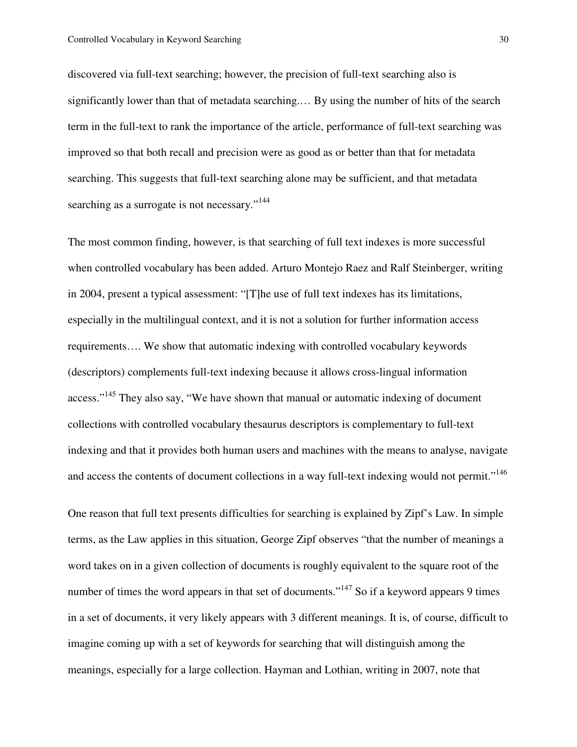discovered via full-text searching; however, the precision of full-text searching also is significantly lower than that of metadata searching.… By using the number of hits of the search term in the full-text to rank the importance of the article, performance of full-text searching was improved so that both recall and precision were as good as or better than that for metadata searching. This suggests that full-text searching alone may be sufficient, and that metadata searching as a surrogate is not necessary."[144]

The most common finding, however, is that searching of full text indexes is more successful when controlled vocabulary has been added. Arturo Montejo Raez and Ralf Steinberger, writing in 2004, present a typical assessment: "[T]he use of full text indexes has its limitations, especially in the multilingual context, and it is not a solution for further information access requirements…. We show that automatic indexing with controlled vocabulary keywords (descriptors) complements full-text indexing because it allows cross-lingual information access."[145] They also say, "We have shown that manual or automatic indexing of document collections with controlled vocabulary thesaurus descriptors is complementary to full-text indexing and that it provides both human users and machines with the means to analyse, navigate and access the contents of document collections in a way full-text indexing would not permit."[146]

One reason that full text presents difficulties for searching is explained by Zipf's Law. In simple terms, as the Law applies in this situation, George Zipf observes "that the number of meanings a word takes on in a given collection of documents is roughly equivalent to the square root of the number of times the word appears in that set of documents."[147] So if a keyword appears 9 times in a set of documents, it very likely appears with 3 different meanings. It is, of course, difficult to imagine coming up with a set of keywords for searching that will distinguish among the meanings, especially for a large collection. Hayman and Lothian, writing in 2007, note that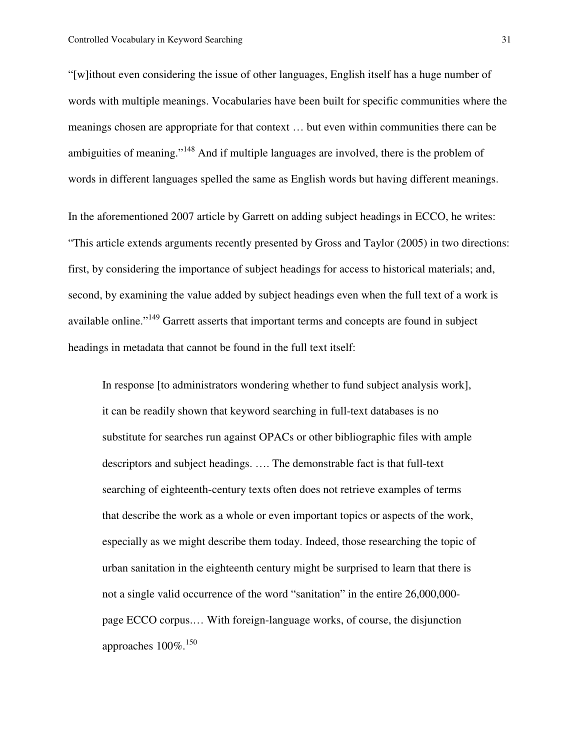"[w]ithout even considering the issue of other languages, English itself has a huge number of words with multiple meanings. Vocabularies have been built for specific communities where the meanings chosen are appropriate for that context … but even within communities there can be ambiguities of meaning."[148] And if multiple languages are involved, there is the problem of words in different languages spelled the same as English words but having different meanings.

In the aforementioned 2007 article by Garrett on adding subject headings in ECCO, he writes: "This article extends arguments recently presented by Gross and Taylor (2005) in two directions: first, by considering the importance of subject headings for access to historical materials; and, second, by examining the value added by subject headings even when the full text of a work is available online."[149] Garrett asserts that important terms and concepts are found in subject headings in metadata that cannot be found in the full text itself:

> In response [to administrators wondering whether to fund subject analysis work], it can be readily shown that keyword searching in full-text databases is no substitute for searches run against OPACs or other bibliographic files with ample descriptors and subject headings. …. The demonstrable fact is that full-text searching of eighteenth-century texts often does not retrieve examples of terms that describe the work as a whole or even important topics or aspects of the work, especially as we might describe them today. Indeed, those researching the topic of urban sanitation in the eighteenth century might be surprised to learn that there is not a single valid occurrence of the word "sanitation" in the entire 26,000,000-page ECCO corpus.… With foreign-language works, of course, the disjunction approaches 100%.[150]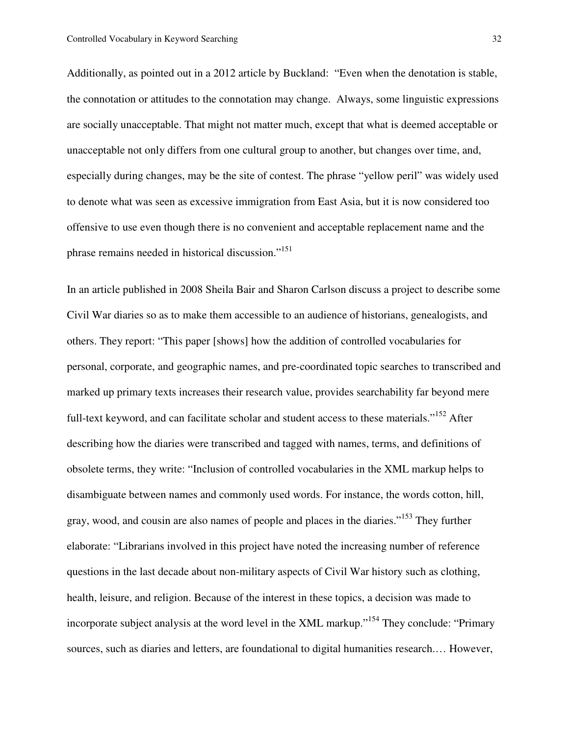Additionally, as pointed out in a 2012 article by Buckland: "Even when the denotation is stable, the connotation or attitudes to the connotation may change. Always, some linguistic expressions are socially unacceptable. That might not matter much, except that what is deemed acceptable or unacceptable not only differs from one cultural group to another, but changes over time, and, especially during changes, may be the site of contest. The phrase "yellow peril" was widely used to denote what was seen as excessive immigration from East Asia, but it is now considered too offensive to use even though there is no convenient and acceptable replacement name and the phrase remains needed in historical discussion."[151]

In an article published in 2008 Sheila Bair and Sharon Carlson discuss a project to describe some Civil War diaries so as to make them accessible to an audience of historians, genealogists, and others. They report: "This paper [shows] how the addition of controlled vocabularies for personal, corporate, and geographic names, and pre-coordinated topic searches to transcribed and marked up primary texts increases their research value, provides searchability far beyond mere full-text keyword, and can facilitate scholar and student access to these materials."[152] After describing how the diaries were transcribed and tagged with names, terms, and definitions of obsolete terms, they write: "Inclusion of controlled vocabularies in the XML markup helps to disambiguate between names and commonly used words. For instance, the words cotton, hill, gray, wood, and cousin are also names of people and places in the diaries."[153] They further elaborate: "Librarians involved in this project have noted the increasing number of reference questions in the last decade about non-military aspects of Civil War history such as clothing, health, leisure, and religion. Because of the interest in these topics, a decision was made to incorporate subject analysis at the word level in the XML markup."[154] They conclude: "Primary sources, such as diaries and letters, are foundational to digital humanities research.… However,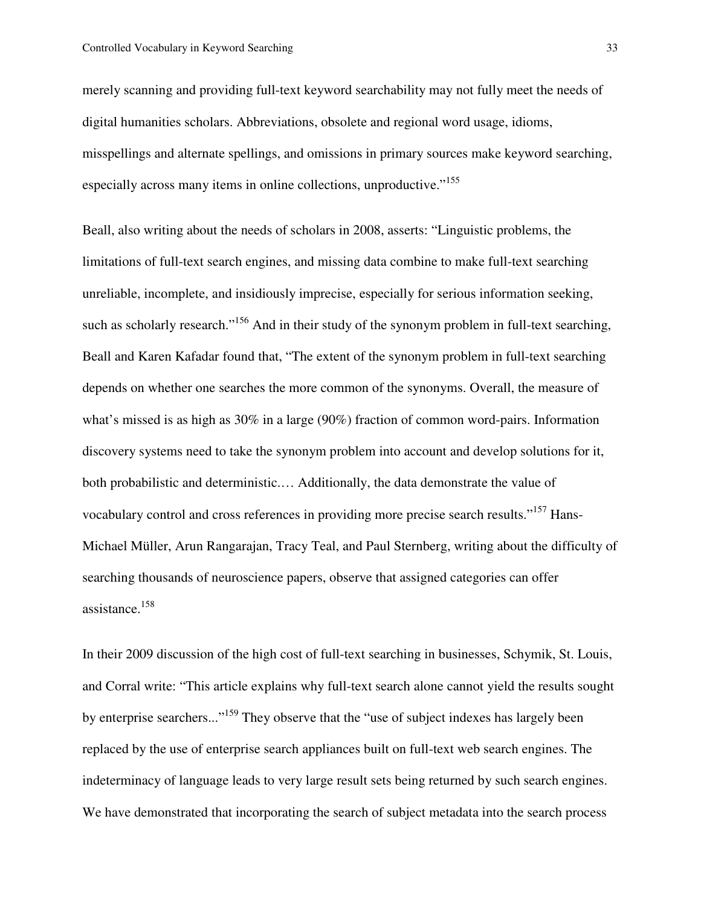merely scanning and providing full-text keyword searchability may not fully meet the needs of digital humanities scholars. Abbreviations, obsolete and regional word usage, idioms, misspellings and alternate spellings, and omissions in primary sources make keyword searching, especially across many items in online collections, unproductive."[155]

Beall, also writing about the needs of scholars in 2008, asserts: "Linguistic problems, the limitations of full-text search engines, and missing data combine to make full-text searching unreliable, incomplete, and insidiously imprecise, especially for serious information seeking, such as scholarly research."[156] And in their study of the synonym problem in full-text searching, Beall and Karen Kafadar found that, "The extent of the synonym problem in full-text searching depends on whether one searches the more common of the synonyms. Overall, the measure of what's missed is as high as 30% in a large (90%) fraction of common word-pairs. Information discovery systems need to take the synonym problem into account and develop solutions for it, both probabilistic and deterministic.… Additionally, the data demonstrate the value of vocabulary control and cross references in providing more precise search results."[157] Hans-Michael Müller, Arun Rangarajan, Tracy Teal, and Paul Sternberg, writing about the difficulty of searching thousands of neuroscience papers, observe that assigned categories can offer assistance.[158]

In their 2009 discussion of the high cost of full-text searching in businesses, Schymik, St. Louis, and Corral write: "This article explains why full-text search alone cannot yield the results sought by enterprise searchers..."[159] They observe that the "use of subject indexes has largely been replaced by the use of enterprise search appliances built on full-text web search engines. The indeterminacy of language leads to very large result sets being returned by such search engines. We have demonstrated that incorporating the search of subject metadata into the search process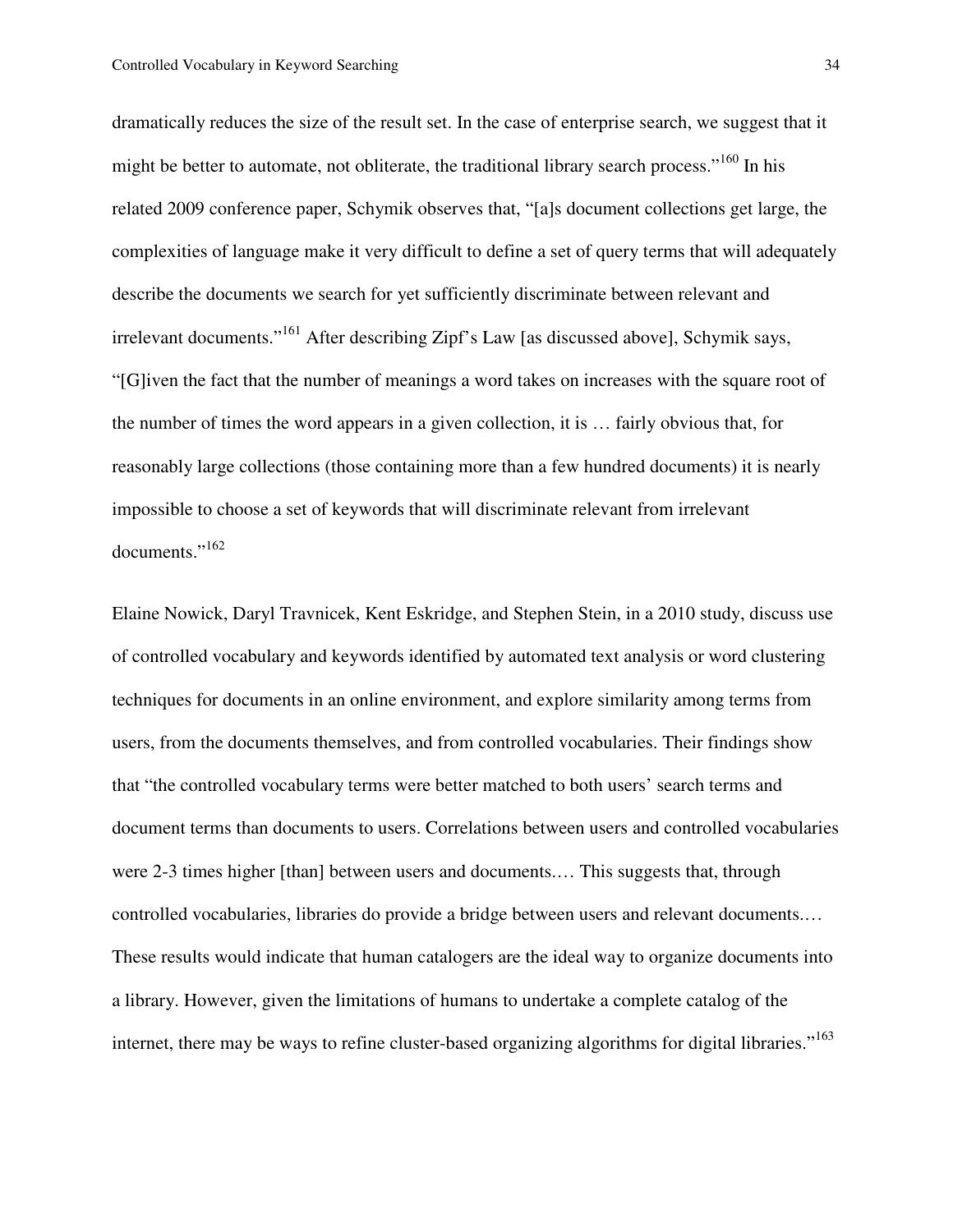dramatically reduces the size of the result set. In the case of enterprise search, we suggest that it might be better to automate, not obliterate, the traditional library search process."[160] In his related 2009 conference paper, Schymik observes that, "[a]s document collections get large, the complexities of language make it very difficult to define a set of query terms that will adequately describe the documents we search for yet sufficiently discriminate between relevant and irrelevant documents."[161] After describing Zipf's Law [as discussed above], Schymik says, "[G]iven the fact that the number of meanings a word takes on increases with the square root of the number of times the word appears in a given collection, it is … fairly obvious that, for reasonably large collections (those containing more than a few hundred documents) it is nearly impossible to choose a set of keywords that will discriminate relevant from irrelevant documents."[162]

Elaine Nowick, Daryl Travnicek, Kent Eskridge, and Stephen Stein, in a 2010 study, discuss use of controlled vocabulary and keywords identified by automated text analysis or word clustering techniques for documents in an online environment, and explore similarity among terms from users, from the documents themselves, and from controlled vocabularies. Their findings show that "the controlled vocabulary terms were better matched to both users' search terms and document terms than documents to users. Correlations between users and controlled vocabularies were 2-3 times higher [than] between users and documents.… This suggests that, through controlled vocabularies, libraries do provide a bridge between users and relevant documents.… These results would indicate that human catalogers are the ideal way to organize documents into a library. However, given the limitations of humans to undertake a complete catalog of the internet, there may be ways to refine cluster-based organizing algorithms for digital libraries."[163]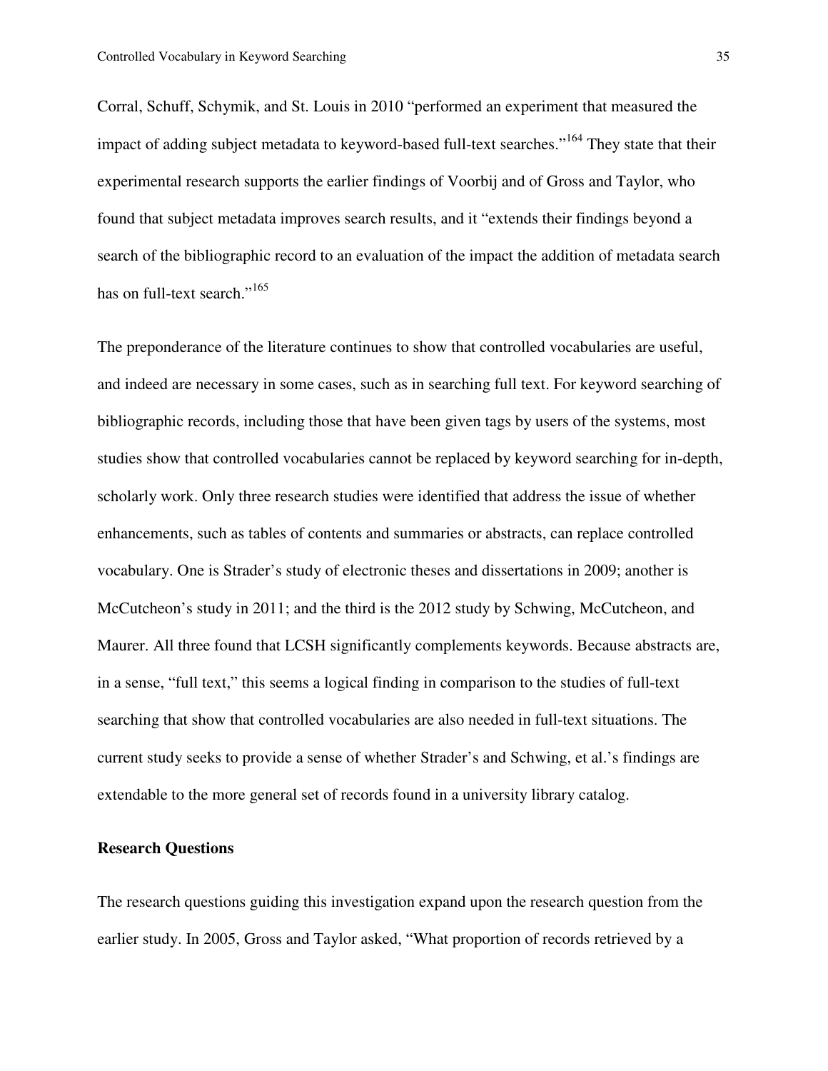Corral, Schuff, Schymik, and St. Louis in 2010 "performed an experiment that measured the impact of adding subject metadata to keyword-based full-text searches."[164] They state that their experimental research supports the earlier findings of Voorbij and of Gross and Taylor, who found that subject metadata improves search results, and it "extends their findings beyond a search of the bibliographic record to an evaluation of the impact the addition of metadata search has on full-text search."[165]

The preponderance of the literature continues to show that controlled vocabularies are useful, and indeed are necessary in some cases, such as in searching full text. For keyword searching of bibliographic records, including those that have been given tags by users of the systems, most studies show that controlled vocabularies cannot be replaced by keyword searching for in-depth, scholarly work. Only three research studies were identified that address the issue of whether enhancements, such as tables of contents and summaries or abstracts, can replace controlled vocabulary. One is Strader's study of electronic theses and dissertations in 2009; another is McCutcheon's study in 2011; and the third is the 2012 study by Schwing, McCutcheon, and Maurer. All three found that LCSH significantly complements keywords. Because abstracts are, in a sense, "full text," this seems a logical finding in comparison to the studies of full-text searching that show that controlled vocabularies are also needed in full-text situations. The current study seeks to provide a sense of whether Strader's and Schwing, et al.'s findings are extendable to the more general set of records found in a university library catalog.

## Research Questions

The research questions guiding this investigation expand upon the research question from the earlier study. In 2005, Gross and Taylor asked, "What proportion of records retrieved by a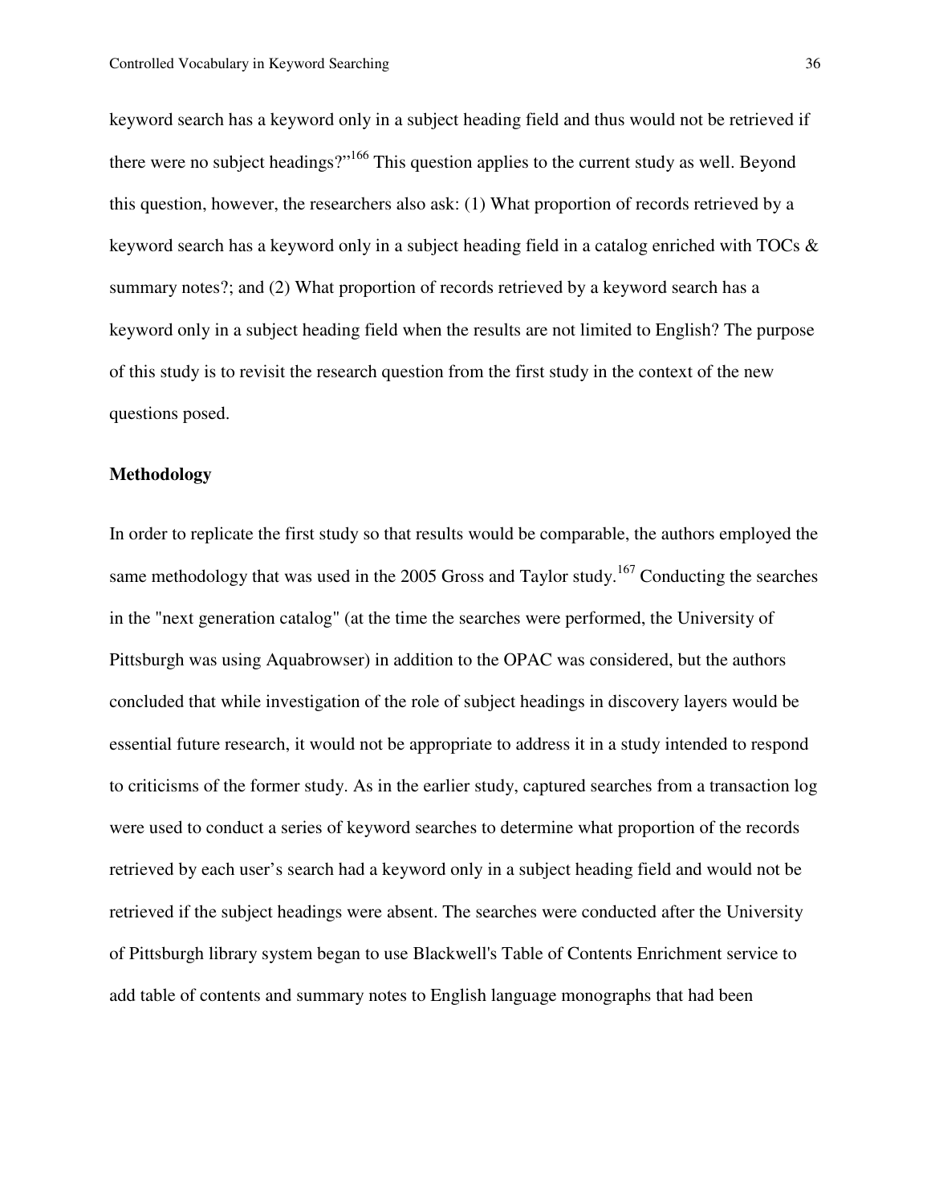keyword search has a keyword only in a subject heading field and thus would not be retrieved if there were no subject headings?"[166] This question applies to the current study as well. Beyond this question, however, the researchers also ask: (1) What proportion of records retrieved by a keyword search has a keyword only in a subject heading field in a catalog enriched with TOCs & summary notes?; and (2) What proportion of records retrieved by a keyword search has a keyword only in a subject heading field when the results are not limited to English? The purpose of this study is to revisit the research question from the first study in the context of the new questions posed.

**Methodology**

In order to replicate the first study so that results would be comparable, the authors employed the same methodology that was used in the 2005 Gross and Taylor study.[167] Conducting the searches in the "next generation catalog" (at the time the searches were performed, the University of Pittsburgh was using Aquabrowser) in addition to the OPAC was considered, but the authors concluded that while investigation of the role of subject headings in discovery layers would be essential future research, it would not be appropriate to address it in a study intended to respond to criticisms of the former study. As in the earlier study, captured searches from a transaction log were used to conduct a series of keyword searches to determine what proportion of the records retrieved by each user's search had a keyword only in a subject heading field and would not be retrieved if the subject headings were absent. The searches were conducted after the University of Pittsburgh library system began to use Blackwell's Table of Contents Enrichment service to add table of contents and summary notes to English language monographs that had been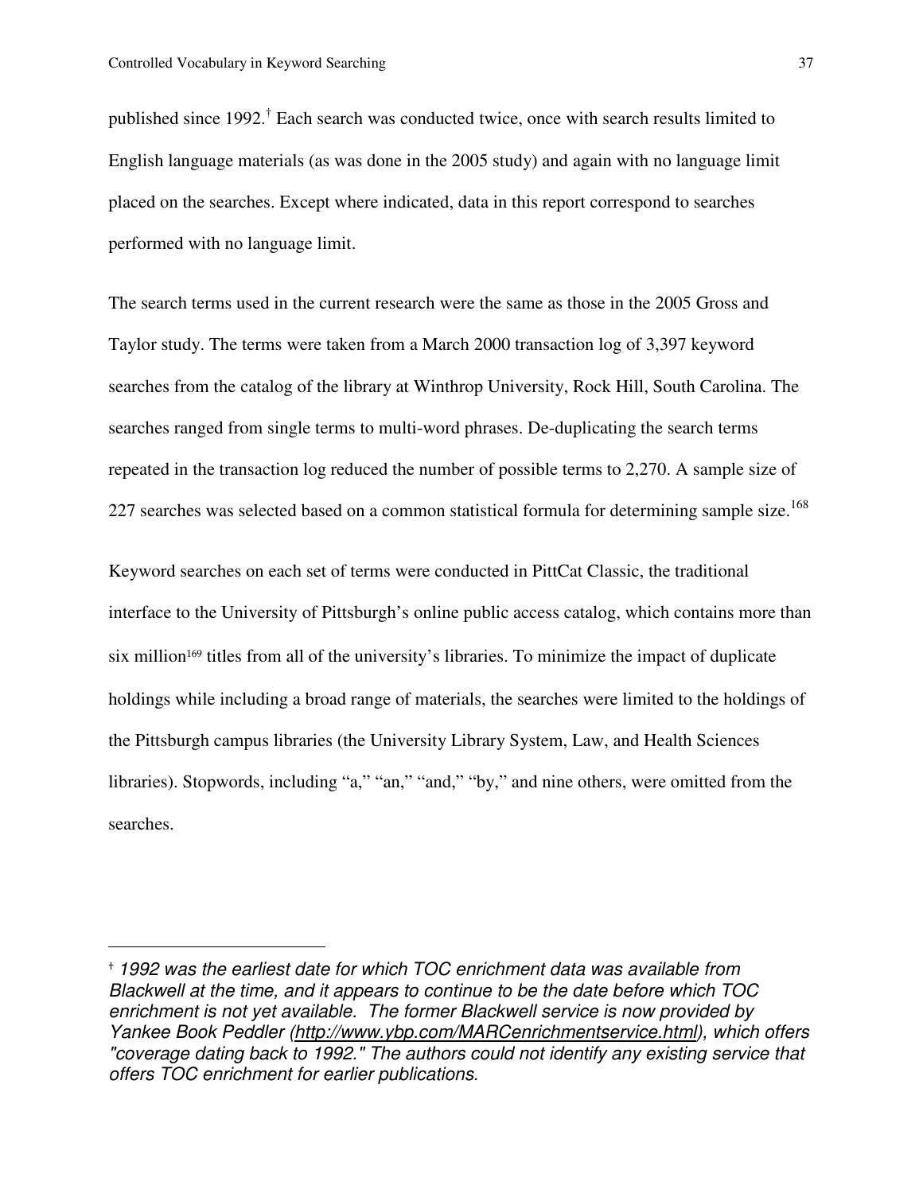published since 1992.[†] Each search was conducted twice, once with search results limited to English language materials (as was done in the 2005 study) and again with no language limit placed on the searches. Except where indicated, data in this report correspond to searches performed with no language limit.

The search terms used in the current research were the same as those in the 2005 Gross and Taylor study. The terms were taken from a March 2000 transaction log of 3,397 keyword searches from the catalog of the library at Winthrop University, Rock Hill, South Carolina. The searches ranged from single terms to multi-word phrases. De-duplicating the search terms repeated in the transaction log reduced the number of possible terms to 2,270. A sample size of 227 searches was selected based on a common statistical formula for determining sample size.[168]

Keyword searches on each set of terms were conducted in PittCat Classic, the traditional interface to the University of Pittsburgh's online public access catalog, which contains more than six million[169] titles from all of the university's libraries. To minimize the impact of duplicate holdings while including a broad range of materials, the searches were limited to the holdings of the Pittsburgh campus libraries (the University Library System, Law, and Health Sciences libraries). Stopwords, including "a," "an," "and," "by," and nine others, were omitted from the searches.

---

[†] *1992 was the earliest date for which TOC enrichment data was available from Blackwell at the time, and it appears to continue to be the date before which TOC enrichment is not yet available. The former Blackwell service is now provided by Yankee Book Peddler (http://www.ybp.com/MARCenrichmentservice.html), which offers "coverage dating back to 1992." The authors could not identify any existing service that offers TOC enrichment for earlier publications.*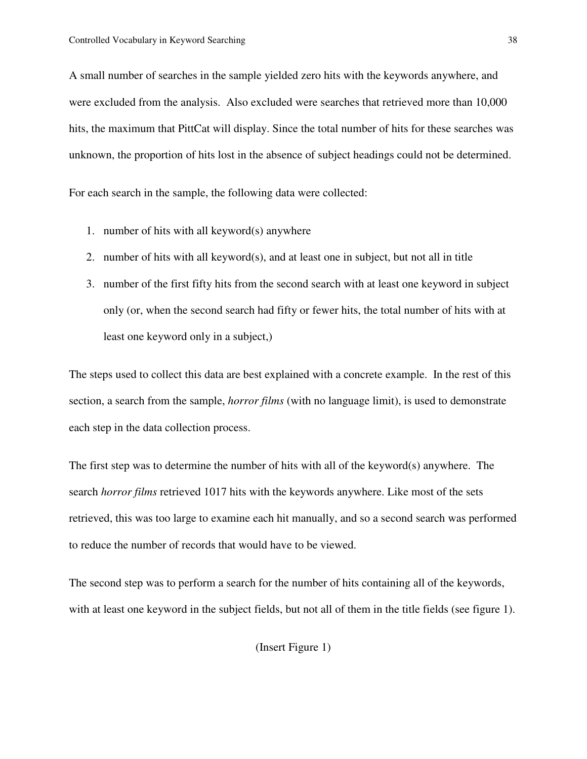A small number of searches in the sample yielded zero hits with the keywords anywhere, and were excluded from the analysis. Also excluded were searches that retrieved more than 10,000 hits, the maximum that PittCat will display. Since the total number of hits for these searches was unknown, the proportion of hits lost in the absence of subject headings could not be determined.

For each search in the sample, the following data were collected:

1. number of hits with all keyword(s) anywhere
2. number of hits with all keyword(s), and at least one in subject, but not all in title
3. number of the first fifty hits from the second search with at least one keyword in subject only (or, when the second search had fifty or fewer hits, the total number of hits with at least one keyword only in a subject,)

The steps used to collect this data are best explained with a concrete example. In the rest of this section, a search from the sample, *horror films* (with no language limit), is used to demonstrate each step in the data collection process.

The first step was to determine the number of hits with all of the keyword(s) anywhere. The search *horror films* retrieved 1017 hits with the keywords anywhere. Like most of the sets retrieved, this was too large to examine each hit manually, and so a second search was performed to reduce the number of records that would have to be viewed.

The second step was to perform a search for the number of hits containing all of the keywords, with at least one keyword in the subject fields, but not all of them in the title fields (see figure 1).

(Insert Figure 1)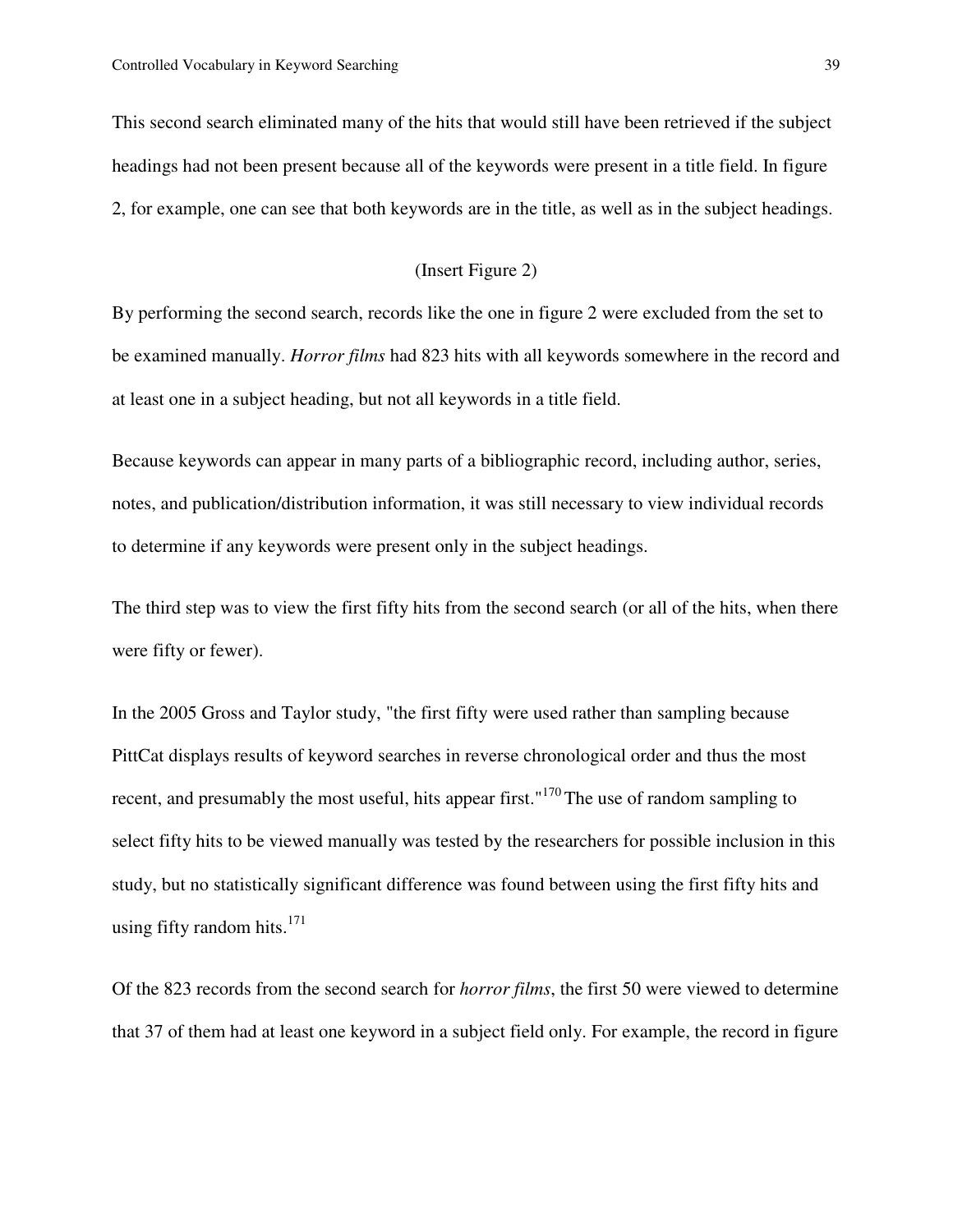This second search eliminated many of the hits that would still have been retrieved if the subject headings had not been present because all of the keywords were present in a title field. In figure 2, for example, one can see that both keywords are in the title, as well as in the subject headings.

(Insert Figure 2)

By performing the second search, records like the one in figure 2 were excluded from the set to be examined manually. *Horror films* had 823 hits with all keywords somewhere in the record and at least one in a subject heading, but not all keywords in a title field.

Because keywords can appear in many parts of a bibliographic record, including author, series, notes, and publication/distribution information, it was still necessary to view individual records to determine if any keywords were present only in the subject headings.

The third step was to view the first fifty hits from the second search (or all of the hits, when there were fifty or fewer).

In the 2005 Gross and Taylor study, "the first fifty were used rather than sampling because PittCat displays results of keyword searches in reverse chronological order and thus the most recent, and presumably the most useful, hits appear first."[170] The use of random sampling to select fifty hits to be viewed manually was tested by the researchers for possible inclusion in this study, but no statistically significant difference was found between using the first fifty hits and using fifty random hits.[171]

Of the 823 records from the second search for *horror films*, the first 50 were viewed to determine that 37 of them had at least one keyword in a subject field only. For example, the record in figure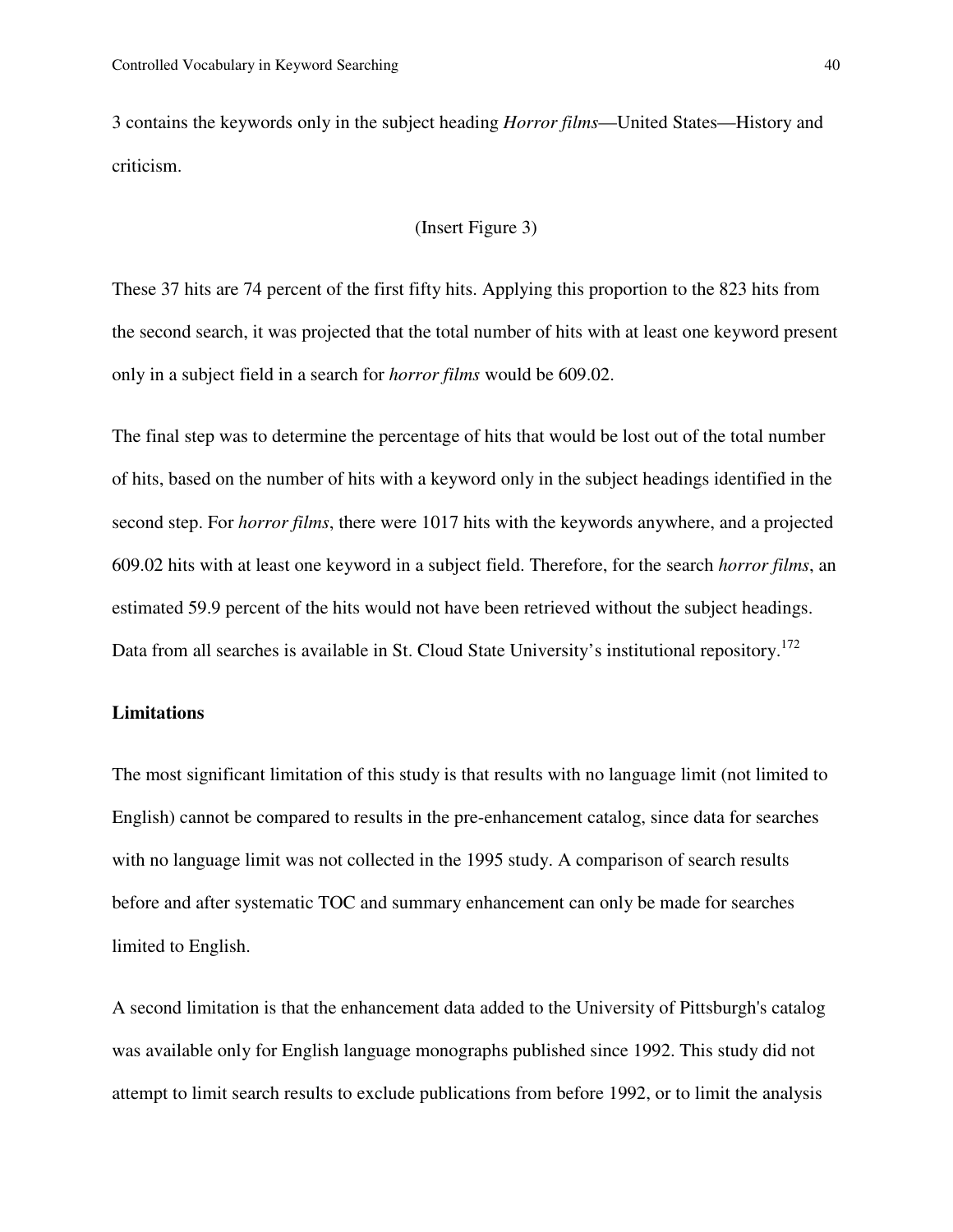3 contains the keywords only in the subject heading *Horror films*—United States—History and criticism.

(Insert Figure 3)

These 37 hits are 74 percent of the first fifty hits. Applying this proportion to the 823 hits from the second search, it was projected that the total number of hits with at least one keyword present only in a subject field in a search for *horror films* would be 609.02.

The final step was to determine the percentage of hits that would be lost out of the total number of hits, based on the number of hits with a keyword only in the subject headings identified in the second step. For *horror films*, there were 1017 hits with the keywords anywhere, and a projected 609.02 hits with at least one keyword in a subject field. Therefore, for the search *horror films*, an estimated 59.9 percent of the hits would not have been retrieved without the subject headings. Data from all searches is available in St. Cloud State University's institutional repository.[172]

**Limitations**

The most significant limitation of this study is that results with no language limit (not limited to English) cannot be compared to results in the pre-enhancement catalog, since data for searches with no language limit was not collected in the 1995 study. A comparison of search results before and after systematic TOC and summary enhancement can only be made for searches limited to English.

A second limitation is that the enhancement data added to the University of Pittsburgh's catalog was available only for English language monographs published since 1992. This study did not attempt to limit search results to exclude publications from before 1992, or to limit the analysis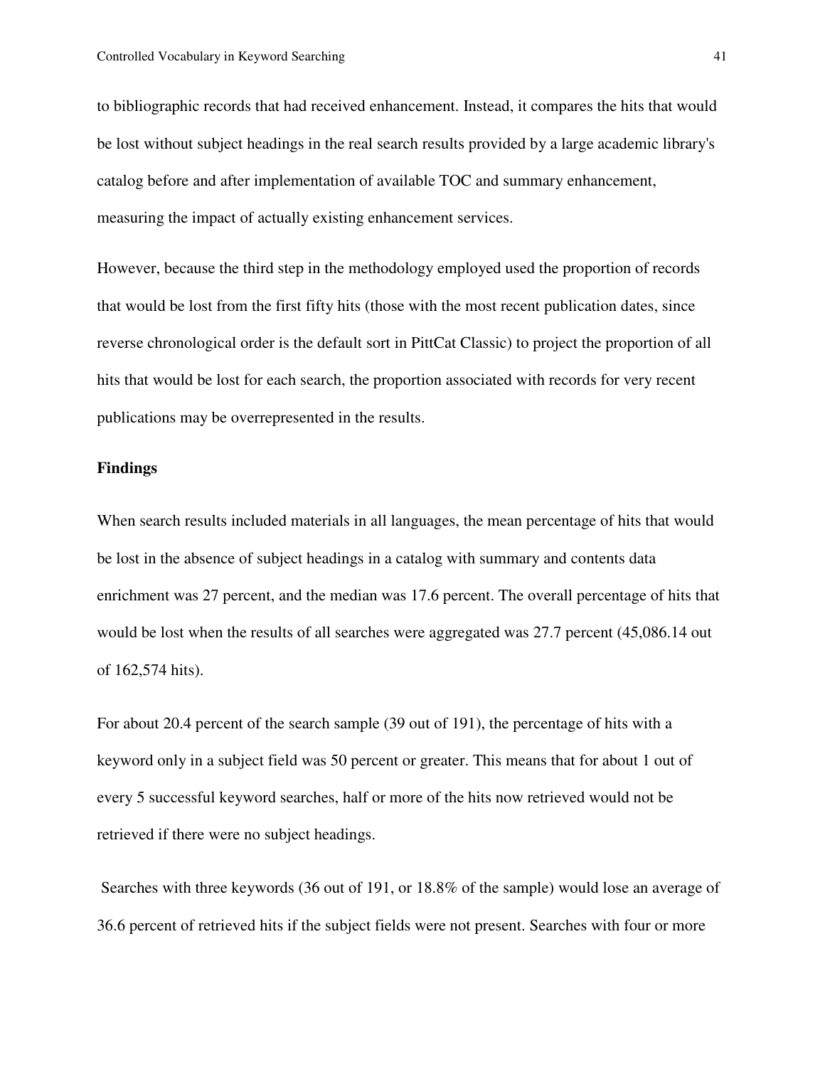to bibliographic records that had received enhancement. Instead, it compares the hits that would be lost without subject headings in the real search results provided by a large academic library's catalog before and after implementation of available TOC and summary enhancement, measuring the impact of actually existing enhancement services.

However, because the third step in the methodology employed used the proportion of records that would be lost from the first fifty hits (those with the most recent publication dates, since reverse chronological order is the default sort in PittCat Classic) to project the proportion of all hits that would be lost for each search, the proportion associated with records for very recent publications may be overrepresented in the results.

**Findings**

When search results included materials in all languages, the mean percentage of hits that would be lost in the absence of subject headings in a catalog with summary and contents data enrichment was 27 percent, and the median was 17.6 percent. The overall percentage of hits that would be lost when the results of all searches were aggregated was 27.7 percent (45,086.14 out of 162,574 hits).

For about 20.4 percent of the search sample (39 out of 191), the percentage of hits with a keyword only in a subject field was 50 percent or greater. This means that for about 1 out of every 5 successful keyword searches, half or more of the hits now retrieved would not be retrieved if there were no subject headings.

Searches with three keywords (36 out of 191, or 18.8% of the sample) would lose an average of 36.6 percent of retrieved hits if the subject fields were not present. Searches with four or more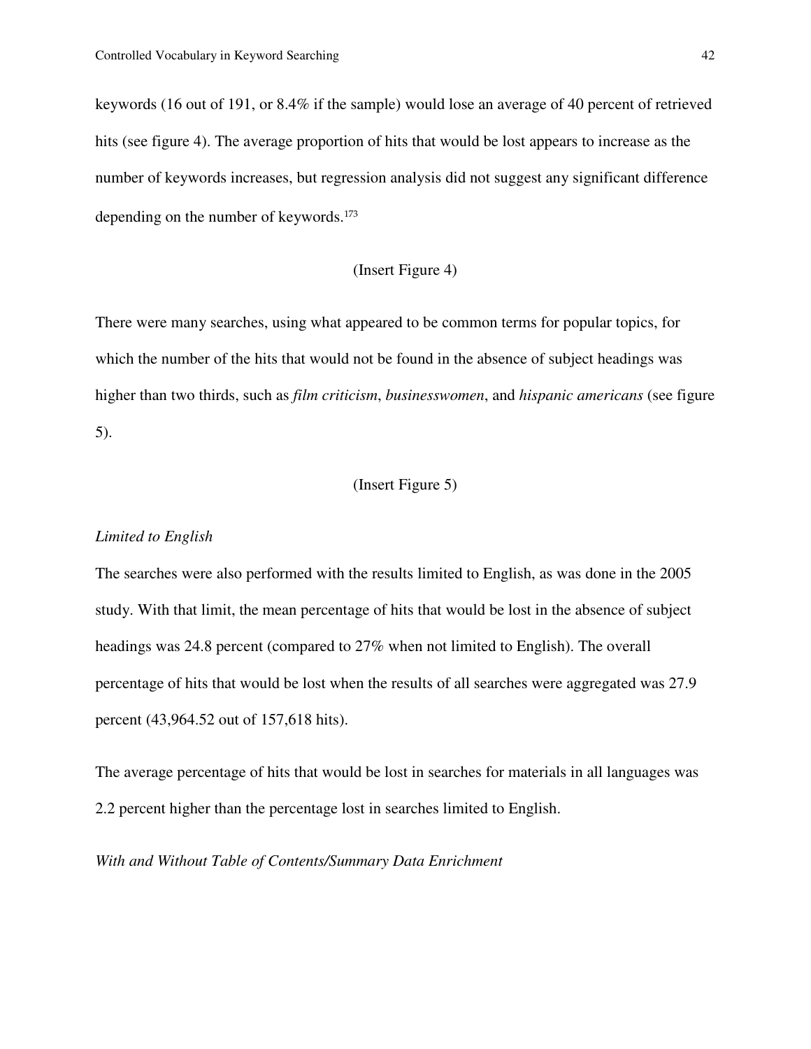keywords (16 out of 191, or 8.4% if the sample) would lose an average of 40 percent of retrieved hits (see figure 4). The average proportion of hits that would be lost appears to increase as the number of keywords increases, but regression analysis did not suggest any significant difference depending on the number of keywords.[173]

(Insert Figure 4)

There were many searches, using what appeared to be common terms for popular topics, for which the number of the hits that would not be found in the absence of subject headings was higher than two thirds, such as *film criticism*, *businesswomen*, and *hispanic americans* (see figure 5).

(Insert Figure 5)

*Limited to English*

The searches were also performed with the results limited to English, as was done in the 2005 study. With that limit, the mean percentage of hits that would be lost in the absence of subject headings was 24.8 percent (compared to 27% when not limited to English). The overall percentage of hits that would be lost when the results of all searches were aggregated was 27.9 percent (43,964.52 out of 157,618 hits).

The average percentage of hits that would be lost in searches for materials in all languages was 2.2 percent higher than the percentage lost in searches limited to English.

*With and Without Table of Contents/Summary Data Enrichment*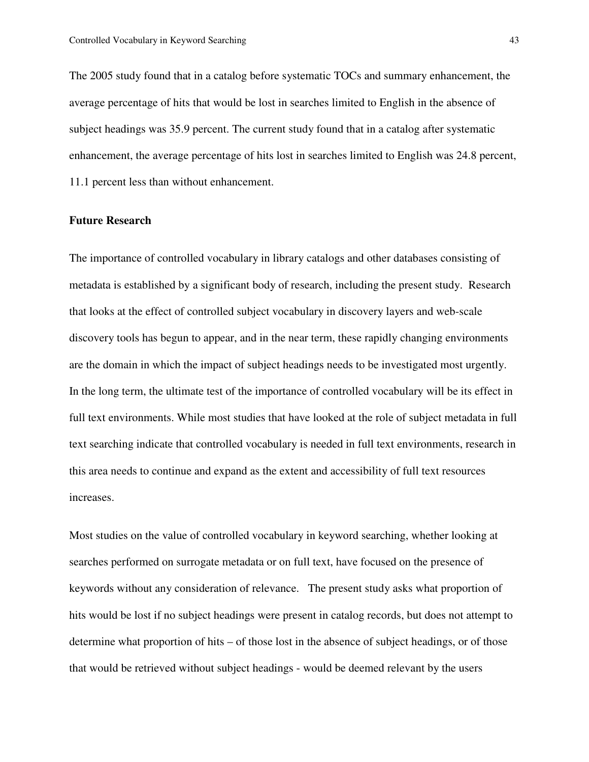The 2005 study found that in a catalog before systematic TOCs and summary enhancement, the average percentage of hits that would be lost in searches limited to English in the absence of subject headings was 35.9 percent. The current study found that in a catalog after systematic enhancement, the average percentage of hits lost in searches limited to English was 24.8 percent, 11.1 percent less than without enhancement.

**Future Research**

The importance of controlled vocabulary in library catalogs and other databases consisting of metadata is established by a significant body of research, including the present study. Research that looks at the effect of controlled subject vocabulary in discovery layers and web-scale discovery tools has begun to appear, and in the near term, these rapidly changing environments are the domain in which the impact of subject headings needs to be investigated most urgently. In the long term, the ultimate test of the importance of controlled vocabulary will be its effect in full text environments. While most studies that have looked at the role of subject metadata in full text searching indicate that controlled vocabulary is needed in full text environments, research in this area needs to continue and expand as the extent and accessibility of full text resources increases.

Most studies on the value of controlled vocabulary in keyword searching, whether looking at searches performed on surrogate metadata or on full text, have focused on the presence of keywords without any consideration of relevance. The present study asks what proportion of hits would be lost if no subject headings were present in catalog records, but does not attempt to determine what proportion of hits – of those lost in the absence of subject headings, or of those that would be retrieved without subject headings - would be deemed relevant by the users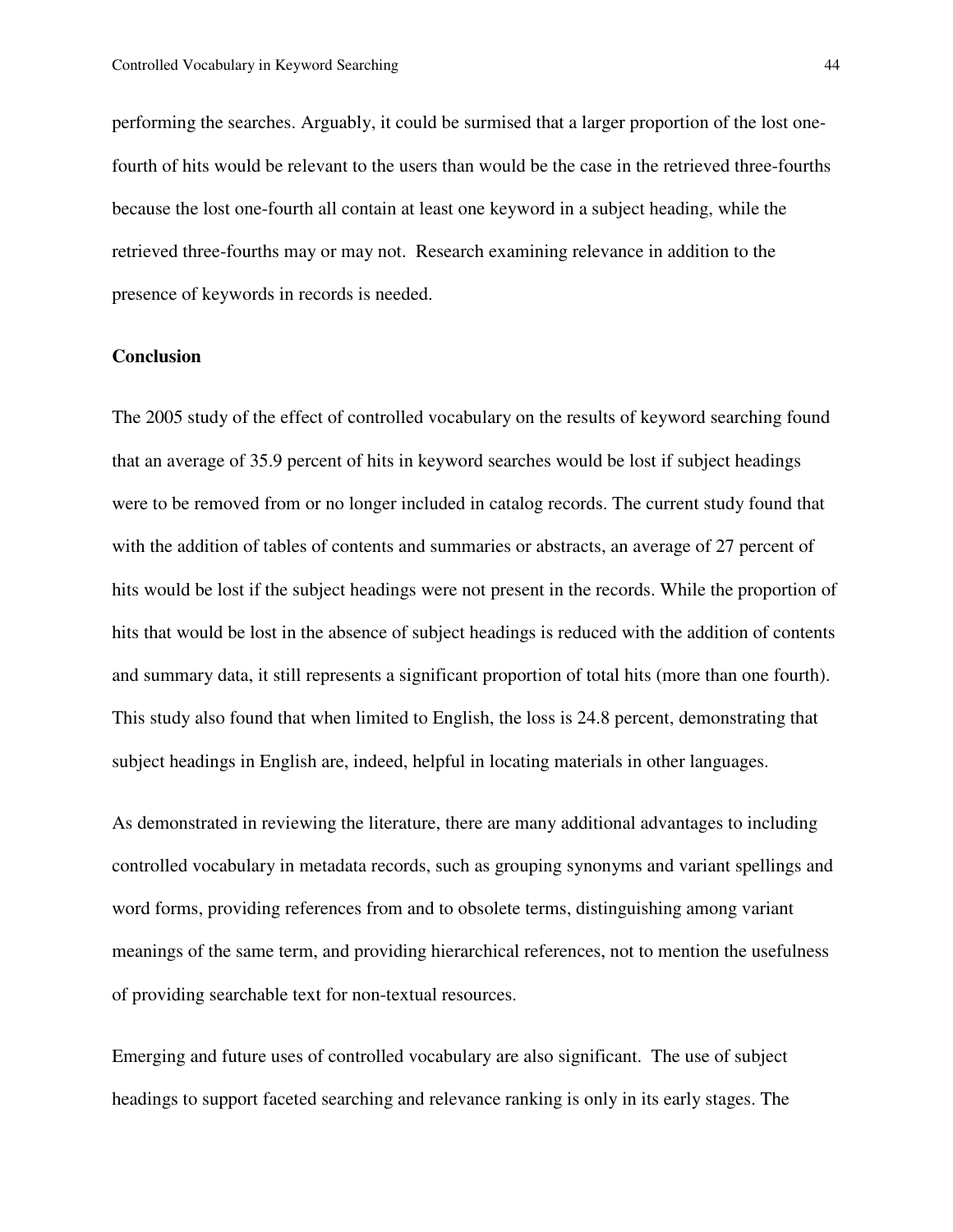performing the searches. Arguably, it could be surmised that a larger proportion of the lost one-fourth of hits would be relevant to the users than would be the case in the retrieved three-fourths because the lost one-fourth all contain at least one keyword in a subject heading, while the retrieved three-fourths may or may not. Research examining relevance in addition to the presence of keywords in records is needed.

**Conclusion**

The 2005 study of the effect of controlled vocabulary on the results of keyword searching found that an average of 35.9 percent of hits in keyword searches would be lost if subject headings were to be removed from or no longer included in catalog records. The current study found that with the addition of tables of contents and summaries or abstracts, an average of 27 percent of hits would be lost if the subject headings were not present in the records. While the proportion of hits that would be lost in the absence of subject headings is reduced with the addition of contents and summary data, it still represents a significant proportion of total hits (more than one fourth). This study also found that when limited to English, the loss is 24.8 percent, demonstrating that subject headings in English are, indeed, helpful in locating materials in other languages.

As demonstrated in reviewing the literature, there are many additional advantages to including controlled vocabulary in metadata records, such as grouping synonyms and variant spellings and word forms, providing references from and to obsolete terms, distinguishing among variant meanings of the same term, and providing hierarchical references, not to mention the usefulness of providing searchable text for non-textual resources.

Emerging and future uses of controlled vocabulary are also significant. The use of subject headings to support faceted searching and relevance ranking is only in its early stages. The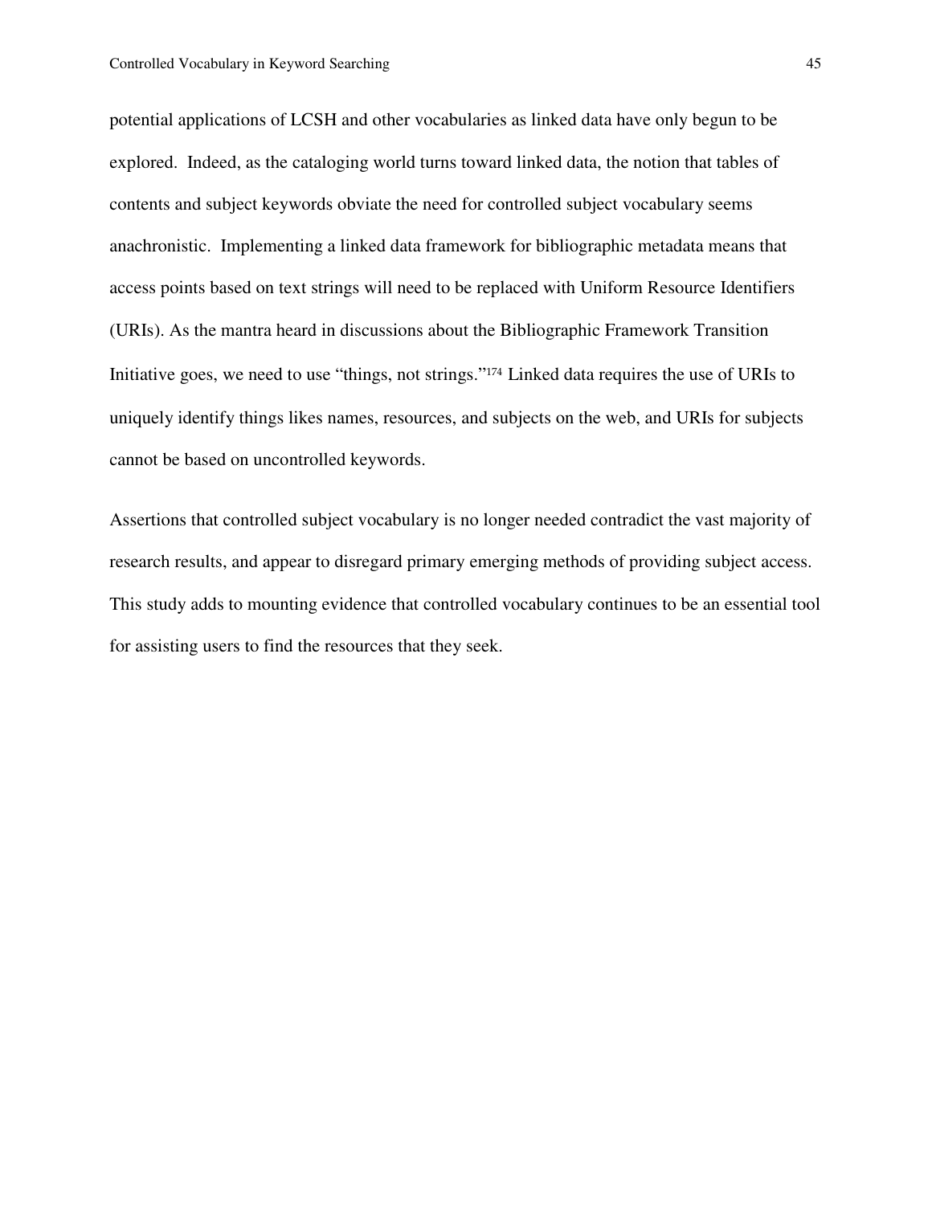potential applications of LCSH and other vocabularies as linked data have only begun to be explored. Indeed, as the cataloging world turns toward linked data, the notion that tables of contents and subject keywords obviate the need for controlled subject vocabulary seems anachronistic. Implementing a linked data framework for bibliographic metadata means that access points based on text strings will need to be replaced with Uniform Resource Identifiers (URIs). As the mantra heard in discussions about the Bibliographic Framework Transition Initiative goes, we need to use "things, not strings."[174] Linked data requires the use of URIs to uniquely identify things likes names, resources, and subjects on the web, and URIs for subjects cannot be based on uncontrolled keywords.

Assertions that controlled subject vocabulary is no longer needed contradict the vast majority of research results, and appear to disregard primary emerging methods of providing subject access. This study adds to mounting evidence that controlled vocabulary continues to be an essential tool for assisting users to find the resources that they seek.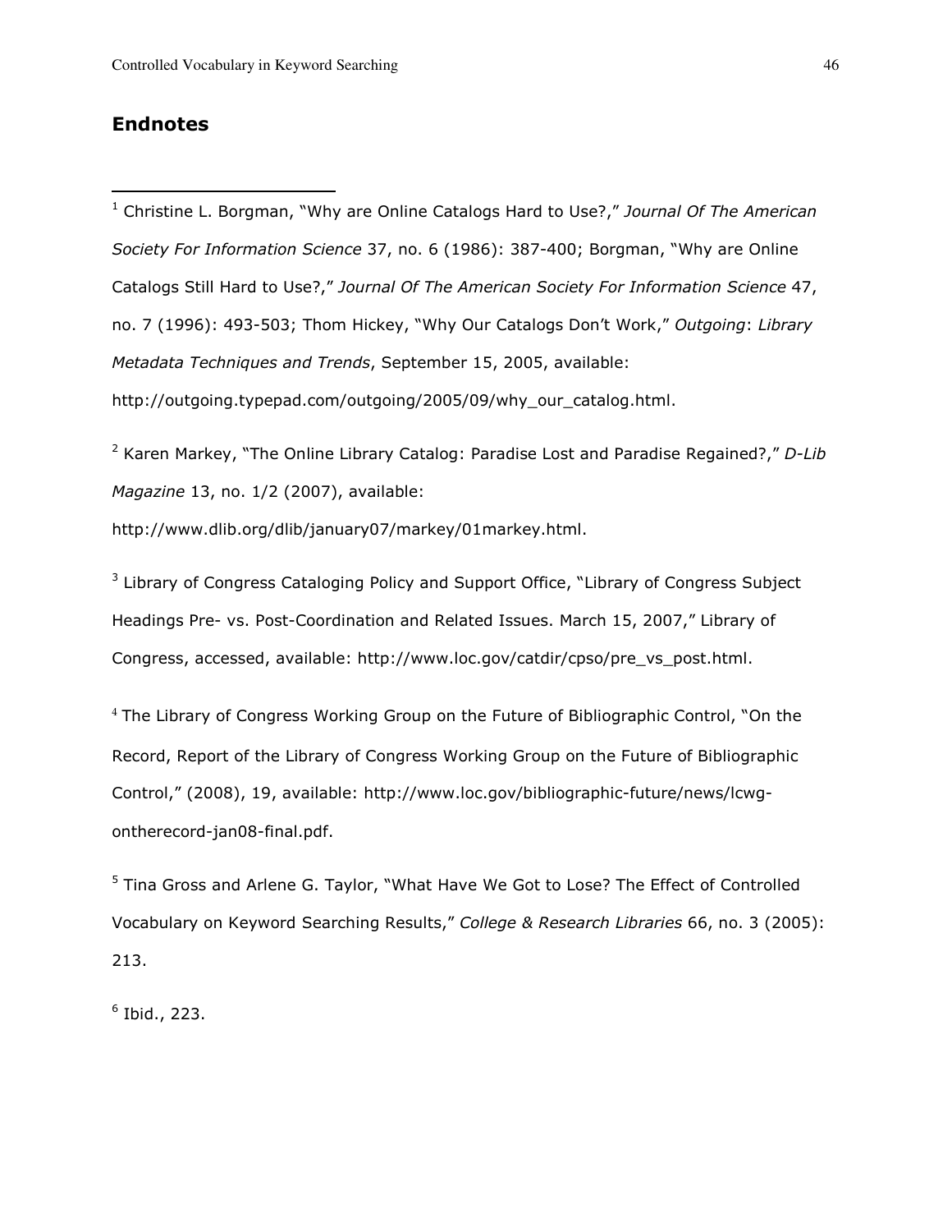## Endnotes

[1] Christine L. Borgman, "Why are Online Catalogs Hard to Use?," *Journal Of The American Society For Information Science* 37, no. 6 (1986): 387-400; Borgman, "Why are Online Catalogs Still Hard to Use?," *Journal Of The American Society For Information Science* 47, no. 7 (1996): 493-503; Thom Hickey, "Why Our Catalogs Don't Work," *Outgoing*: *Library Metadata Techniques and Trends*, September 15, 2005, available: http://outgoing.typepad.com/outgoing/2005/09/why_our_catalog.html.

[2] Karen Markey, "The Online Library Catalog: Paradise Lost and Paradise Regained?," *D-Lib Magazine* 13, no. 1/2 (2007), available: http://www.dlib.org/dlib/january07/markey/01markey.html.

[3] Library of Congress Cataloging Policy and Support Office, "Library of Congress Subject Headings Pre- vs. Post-Coordination and Related Issues. March 15, 2007," Library of Congress, accessed, available: http://www.loc.gov/catdir/cpso/pre_vs_post.html.

[4] The Library of Congress Working Group on the Future of Bibliographic Control, "On the Record, Report of the Library of Congress Working Group on the Future of Bibliographic Control," (2008), 19, available: http://www.loc.gov/bibliographic-future/news/lcwg-ontherecord-jan08-final.pdf.

[5] Tina Gross and Arlene G. Taylor, "What Have We Got to Lose? The Effect of Controlled Vocabulary on Keyword Searching Results," *College & Research Libraries* 66, no. 3 (2005): 213.

[6] Ibid., 223.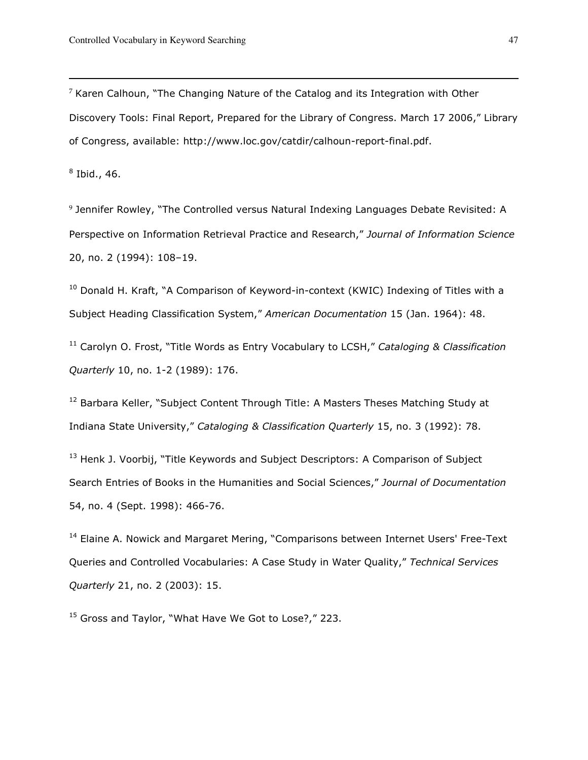[7] Karen Calhoun, "The Changing Nature of the Catalog and its Integration with Other Discovery Tools: Final Report, Prepared for the Library of Congress. March 17 2006," Library of Congress, available: http://www.loc.gov/catdir/calhoun-report-final.pdf.

[8] Ibid., 46.

[9] Jennifer Rowley, "The Controlled versus Natural Indexing Languages Debate Revisited: A Perspective on Information Retrieval Practice and Research," *Journal of Information Science* 20, no. 2 (1994): 108–19.

[10] Donald H. Kraft, "A Comparison of Keyword-in-context (KWIC) Indexing of Titles with a Subject Heading Classification System," *American Documentation* 15 (Jan. 1964): 48.

[11] Carolyn O. Frost, "Title Words as Entry Vocabulary to LCSH," *Cataloging & Classification Quarterly* 10, no. 1-2 (1989): 176.

[12] Barbara Keller, "Subject Content Through Title: A Masters Theses Matching Study at Indiana State University," *Cataloging & Classification Quarterly* 15, no. 3 (1992): 78.

[13] Henk J. Voorbij, "Title Keywords and Subject Descriptors: A Comparison of Subject Search Entries of Books in the Humanities and Social Sciences," *Journal of Documentation* 54, no. 4 (Sept. 1998): 466-76.

[14] Elaine A. Nowick and Margaret Mering, "Comparisons between Internet Users' Free-Text Queries and Controlled Vocabularies: A Case Study in Water Quality," *Technical Services Quarterly* 21, no. 2 (2003): 15.

[15] Gross and Taylor, "What Have We Got to Lose?," 223.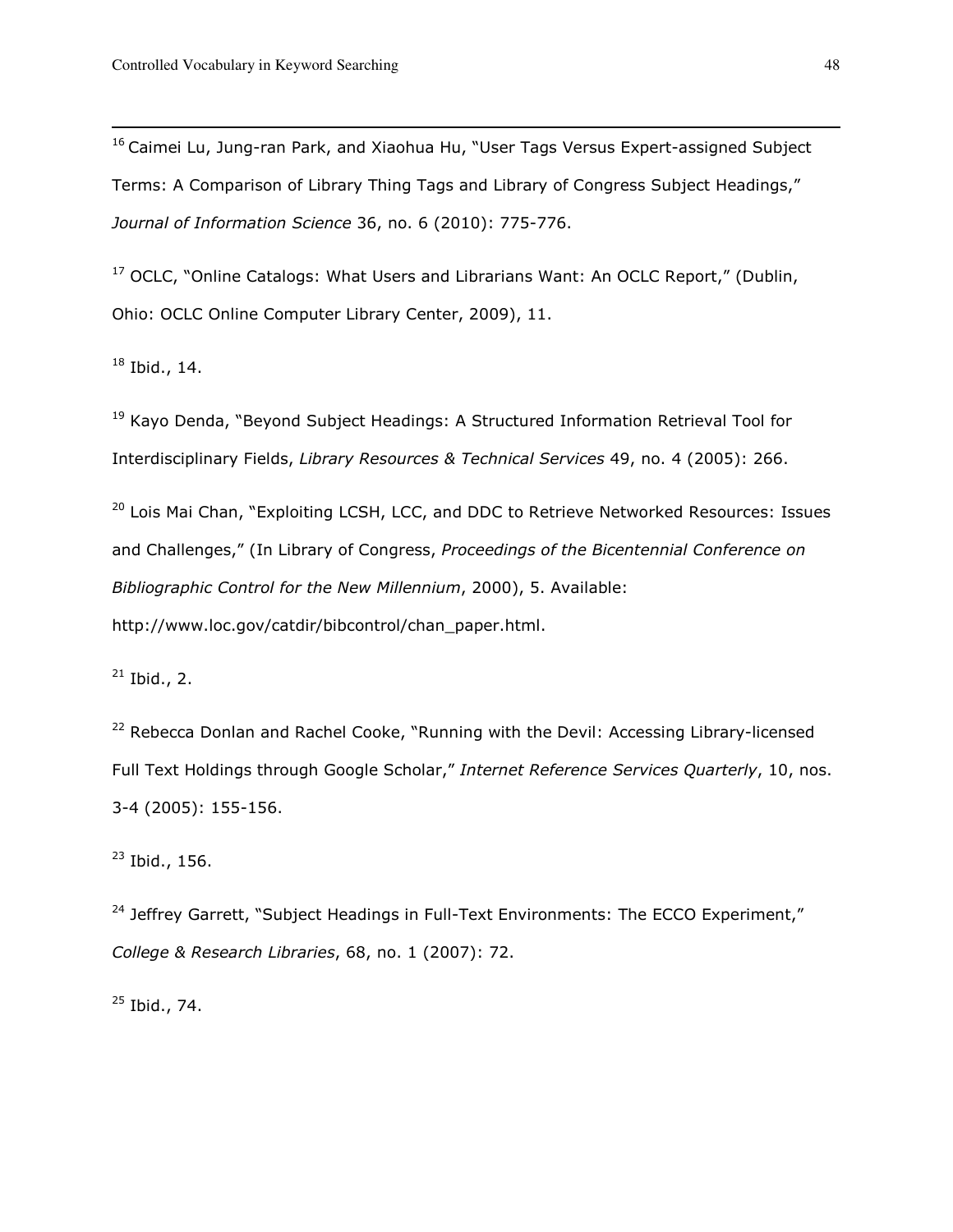[16] Caimei Lu, Jung-ran Park, and Xiaohua Hu, "User Tags Versus Expert-assigned Subject Terms: A Comparison of Library Thing Tags and Library of Congress Subject Headings," *Journal of Information Science* 36, no. 6 (2010): 775-776.

[17] OCLC, "Online Catalogs: What Users and Librarians Want: An OCLC Report," (Dublin, Ohio: OCLC Online Computer Library Center, 2009), 11.

[18] Ibid., 14.

[19] Kayo Denda, "Beyond Subject Headings: A Structured Information Retrieval Tool for Interdisciplinary Fields, *Library Resources & Technical Services* 49, no. 4 (2005): 266.

[20] Lois Mai Chan, "Exploiting LCSH, LCC, and DDC to Retrieve Networked Resources: Issues and Challenges," (In Library of Congress, *Proceedings of the Bicentennial Conference on Bibliographic Control for the New Millennium*, 2000), 5. Available: http://www.loc.gov/catdir/bibcontrol/chan_paper.html.

[21] Ibid., 2.

[22] Rebecca Donlan and Rachel Cooke, "Running with the Devil: Accessing Library-licensed Full Text Holdings through Google Scholar," *Internet Reference Services Quarterly*, 10, nos. 3-4 (2005): 155-156.

[23] Ibid., 156.

[24] Jeffrey Garrett, "Subject Headings in Full-Text Environments: The ECCO Experiment," *College & Research Libraries*, 68, no. 1 (2007): 72.

[25] Ibid., 74.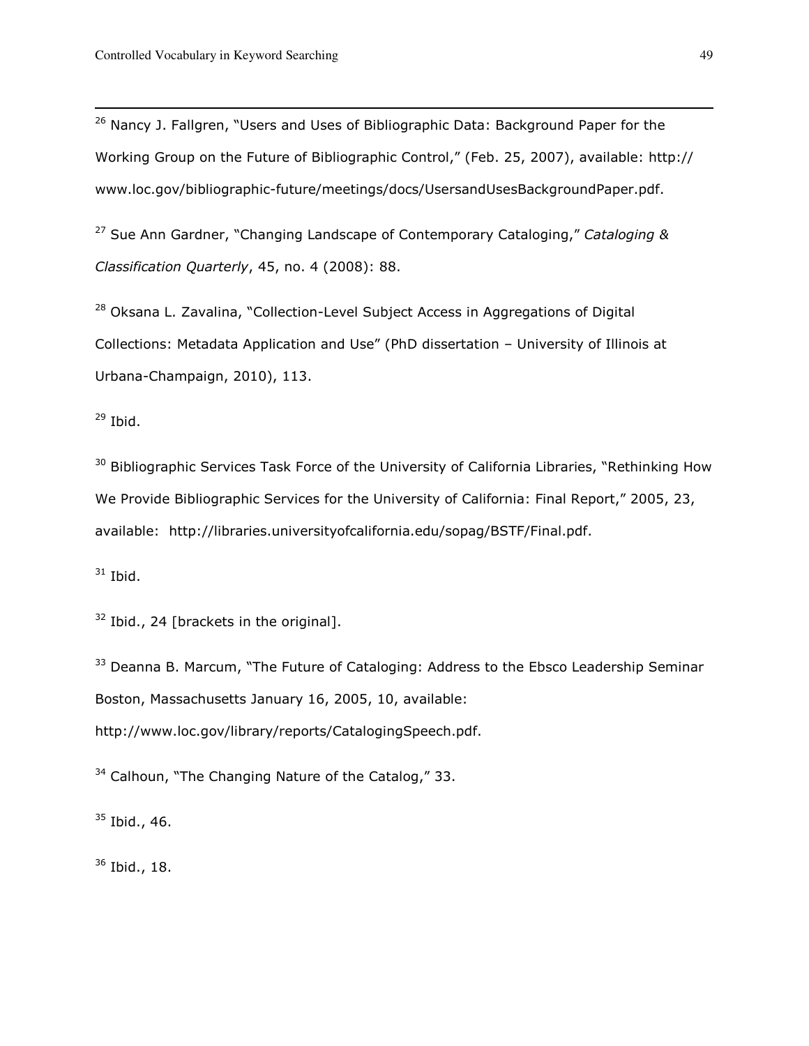[26] Nancy J. Fallgren, "Users and Uses of Bibliographic Data: Background Paper for the Working Group on the Future of Bibliographic Control," (Feb. 25, 2007), available: http://www.loc.gov/bibliographic-future/meetings/docs/UsersandUsesBackgroundPaper.pdf.

[27] Sue Ann Gardner, "Changing Landscape of Contemporary Cataloging," *Cataloging & Classification Quarterly*, 45, no. 4 (2008): 88.

[28] Oksana L. Zavalina, "Collection-Level Subject Access in Aggregations of Digital Collections: Metadata Application and Use" (PhD dissertation – University of Illinois at Urbana-Champaign, 2010), 113.

[29] Ibid.

[30] Bibliographic Services Task Force of the University of California Libraries, "Rethinking How We Provide Bibliographic Services for the University of California: Final Report," 2005, 23, available: http://libraries.universityofcalifornia.edu/sopag/BSTF/Final.pdf.

[31] Ibid.

[32] Ibid., 24 [brackets in the original].

[33] Deanna B. Marcum, "The Future of Cataloging: Address to the Ebsco Leadership Seminar Boston, Massachusetts January 16, 2005, 10, available: http://www.loc.gov/library/reports/CatalogingSpeech.pdf.

[34] Calhoun, "The Changing Nature of the Catalog," 33.

[35] Ibid., 46.

[36] Ibid., 18.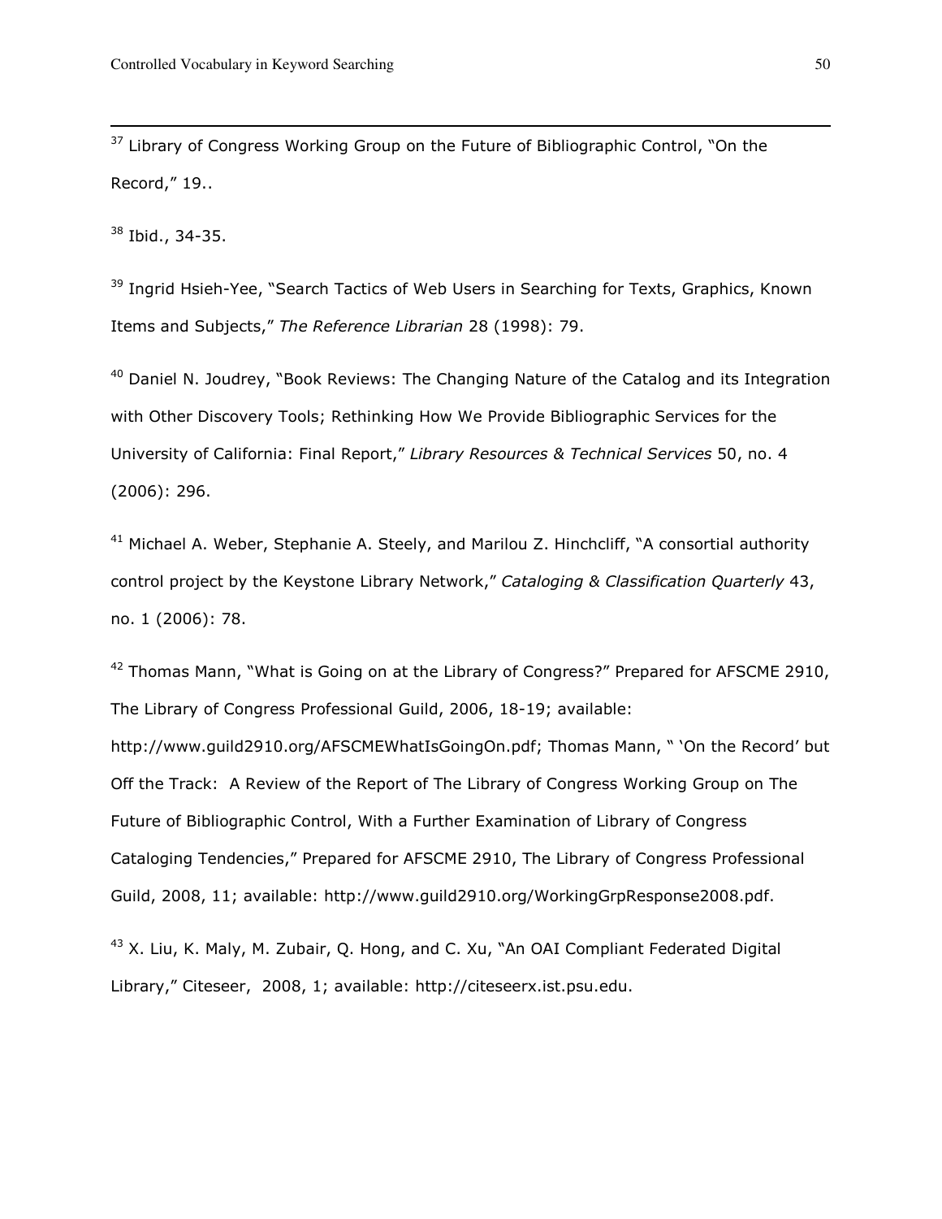[37] Library of Congress Working Group on the Future of Bibliographic Control, "On the Record," 19..

[38] Ibid., 34-35.

[39] Ingrid Hsieh-Yee, "Search Tactics of Web Users in Searching for Texts, Graphics, Known Items and Subjects," *The Reference Librarian* 28 (1998): 79.

[40] Daniel N. Joudrey, "Book Reviews: The Changing Nature of the Catalog and its Integration with Other Discovery Tools; Rethinking How We Provide Bibliographic Services for the University of California: Final Report," *Library Resources & Technical Services* 50, no. 4 (2006): 296.

[41] Michael A. Weber, Stephanie A. Steely, and Marilou Z. Hinchcliff, "A consortial authority control project by the Keystone Library Network," *Cataloging & Classification Quarterly* 43, no. 1 (2006): 78.

[42] Thomas Mann, "What is Going on at the Library of Congress?" Prepared for AFSCME 2910, The Library of Congress Professional Guild, 2006, 18-19; available: http://www.guild2910.org/AFSCMEWhatIsGoingOn.pdf; Thomas Mann, " 'On the Record' but Off the Track: A Review of the Report of The Library of Congress Working Group on The Future of Bibliographic Control, With a Further Examination of Library of Congress Cataloging Tendencies," Prepared for AFSCME 2910, The Library of Congress Professional Guild, 2008, 11; available: http://www.guild2910.org/WorkingGrpResponse2008.pdf.

[43] X. Liu, K. Maly, M. Zubair, Q. Hong, and C. Xu, "An OAI Compliant Federated Digital Library," Citeseer, 2008, 1; available: http://citeseerx.ist.psu.edu.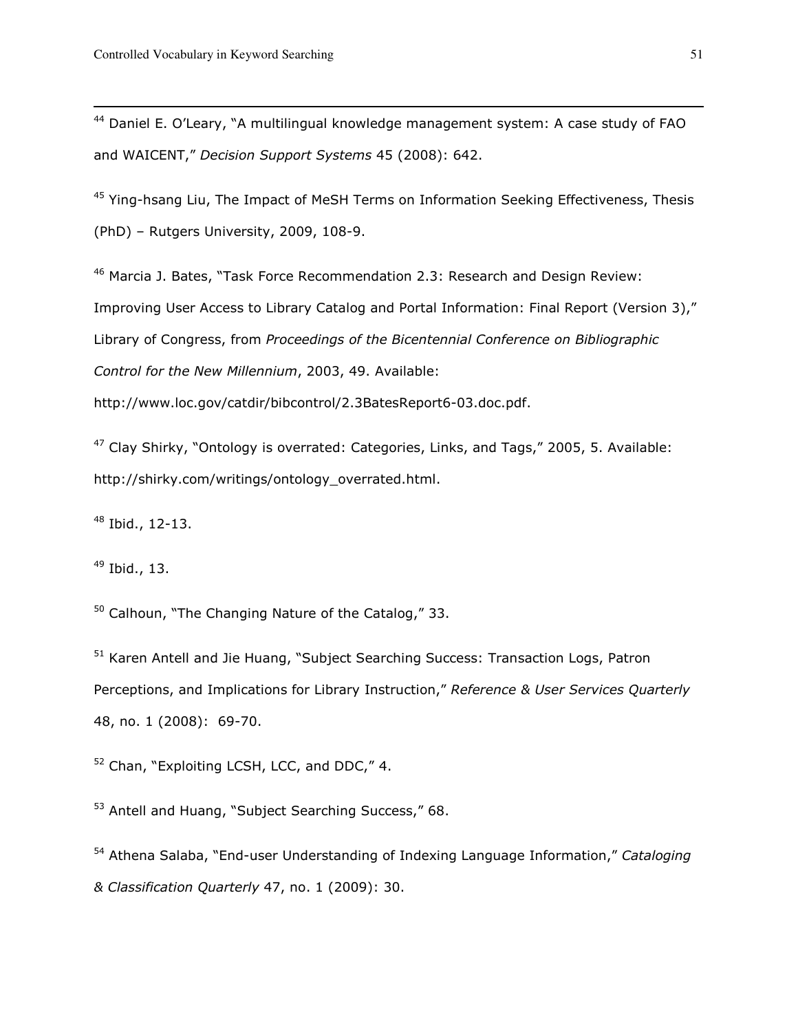[44] Daniel E. O'Leary, "A multilingual knowledge management system: A case study of FAO and WAICENT," *Decision Support Systems* 45 (2008): 642.

[45] Ying-hsang Liu, The Impact of MeSH Terms on Information Seeking Effectiveness, Thesis (PhD) – Rutgers University, 2009, 108-9.

[46] Marcia J. Bates, "Task Force Recommendation 2.3: Research and Design Review: Improving User Access to Library Catalog and Portal Information: Final Report (Version 3)," Library of Congress, from *Proceedings of the Bicentennial Conference on Bibliographic Control for the New Millennium*, 2003, 49. Available: http://www.loc.gov/catdir/bibcontrol/2.3BatesReport6-03.doc.pdf.

[47] Clay Shirky, "Ontology is overrated: Categories, Links, and Tags," 2005, 5. Available: http://shirky.com/writings/ontology_overrated.html.

[48] Ibid., 12-13.

[49] Ibid., 13.

[50] Calhoun, "The Changing Nature of the Catalog," 33.

[51] Karen Antell and Jie Huang, "Subject Searching Success: Transaction Logs, Patron Perceptions, and Implications for Library Instruction," *Reference & User Services Quarterly* 48, no. 1 (2008): 69-70.

[52] Chan, "Exploiting LCSH, LCC, and DDC," 4.

[53] Antell and Huang, "Subject Searching Success," 68.

[54] Athena Salaba, "End-user Understanding of Indexing Language Information," *Cataloging & Classification Quarterly* 47, no. 1 (2009): 30.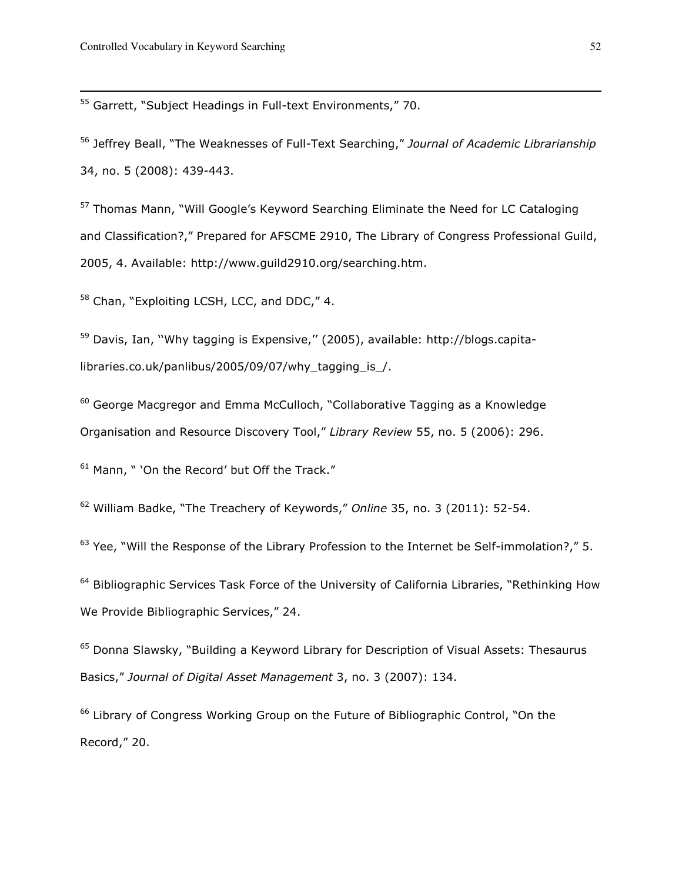[55] Garrett, "Subject Headings in Full-text Environments," 70.

[56] Jeffrey Beall, "The Weaknesses of Full-Text Searching," *Journal of Academic Librarianship* 34, no. 5 (2008): 439-443.

[57] Thomas Mann, "Will Google's Keyword Searching Eliminate the Need for LC Cataloging and Classification?," Prepared for AFSCME 2910, The Library of Congress Professional Guild, 2005, 4. Available: http://www.guild2910.org/searching.htm.

[58] Chan, "Exploiting LCSH, LCC, and DDC," 4.

[59] Davis, Ian, ''Why tagging is Expensive,'' (2005), available: http://blogs.capita-libraries.co.uk/panlibus/2005/09/07/why_tagging_is_/.

[60] George Macgregor and Emma McCulloch, "Collaborative Tagging as a Knowledge Organisation and Resource Discovery Tool," *Library Review* 55, no. 5 (2006): 296.

[61] Mann, " 'On the Record' but Off the Track."

[62] William Badke, "The Treachery of Keywords," *Online* 35, no. 3 (2011): 52-54.

[63] Yee, "Will the Response of the Library Profession to the Internet be Self-immolation?," 5.

[64] Bibliographic Services Task Force of the University of California Libraries, "Rethinking How We Provide Bibliographic Services," 24.

[65] Donna Slawsky, "Building a Keyword Library for Description of Visual Assets: Thesaurus Basics," *Journal of Digital Asset Management* 3, no. 3 (2007): 134.

[66] Library of Congress Working Group on the Future of Bibliographic Control, "On the Record," 20.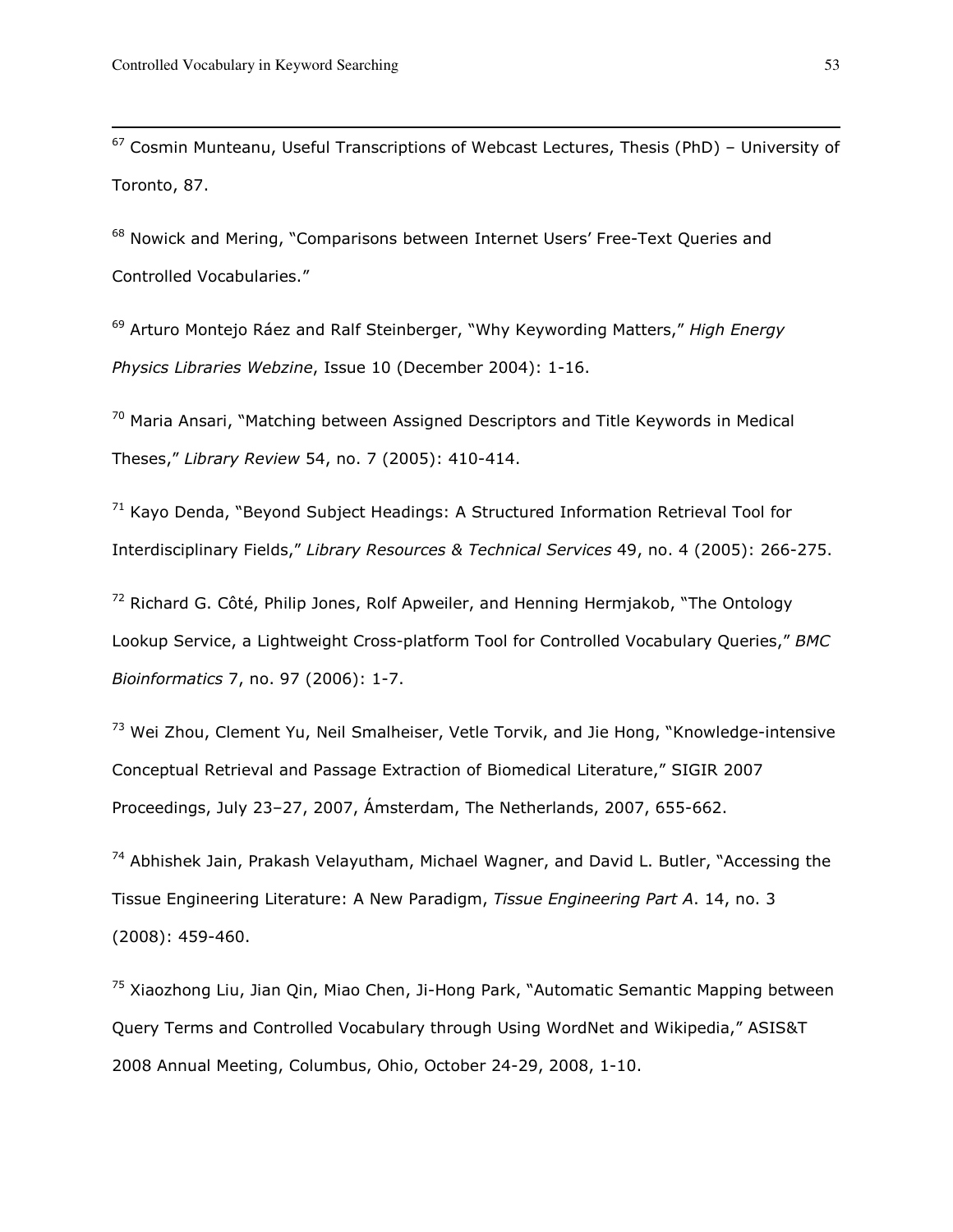[67] Cosmin Munteanu, Useful Transcriptions of Webcast Lectures, Thesis (PhD) – University of Toronto, 87.

[68] Nowick and Mering, "Comparisons between Internet Users' Free-Text Queries and Controlled Vocabularies."

[69] Arturo Montejo Ráez and Ralf Steinberger, "Why Keywording Matters," *High Energy Physics Libraries Webzine*, Issue 10 (December 2004): 1-16.

[70] Maria Ansari, "Matching between Assigned Descriptors and Title Keywords in Medical Theses," *Library Review* 54, no. 7 (2005): 410-414.

[71] Kayo Denda, "Beyond Subject Headings: A Structured Information Retrieval Tool for Interdisciplinary Fields," *Library Resources & Technical Services* 49, no. 4 (2005): 266-275.

[72] Richard G. Côté, Philip Jones, Rolf Apweiler, and Henning Hermjakob, "The Ontology Lookup Service, a Lightweight Cross-platform Tool for Controlled Vocabulary Queries," *BMC Bioinformatics* 7, no. 97 (2006): 1-7.

[73] Wei Zhou, Clement Yu, Neil Smalheiser, Vetle Torvik, and Jie Hong, "Knowledge-intensive Conceptual Retrieval and Passage Extraction of Biomedical Literature," SIGIR 2007 Proceedings, July 23–27, 2007, Ámsterdam, The Netherlands, 2007, 655-662.

[74] Abhishek Jain, Prakash Velayutham, Michael Wagner, and David L. Butler, "Accessing the Tissue Engineering Literature: A New Paradigm, *Tissue Engineering Part A*. 14, no. 3 (2008): 459-460.

[75] Xiaozhong Liu, Jian Qin, Miao Chen, Ji-Hong Park, "Automatic Semantic Mapping between Query Terms and Controlled Vocabulary through Using WordNet and Wikipedia," ASIS&T 2008 Annual Meeting, Columbus, Ohio, October 24-29, 2008, 1-10.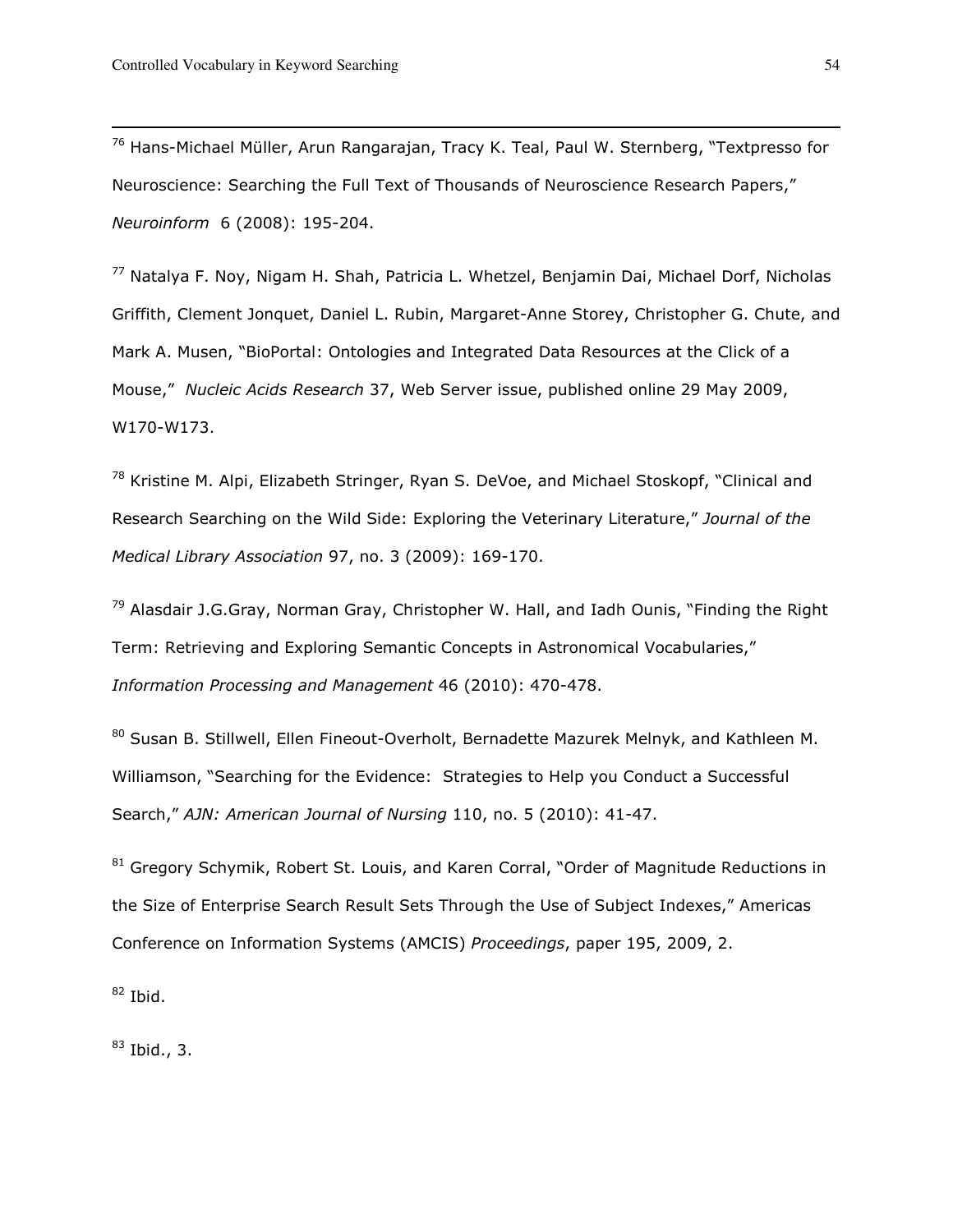[76] Hans-Michael Müller, Arun Rangarajan, Tracy K. Teal, Paul W. Sternberg, "Textpresso for Neuroscience: Searching the Full Text of Thousands of Neuroscience Research Papers," *Neuroinform* 6 (2008): 195-204.

[77] Natalya F. Noy, Nigam H. Shah, Patricia L. Whetzel, Benjamin Dai, Michael Dorf, Nicholas Griffith, Clement Jonquet, Daniel L. Rubin, Margaret-Anne Storey, Christopher G. Chute, and Mark A. Musen, "BioPortal: Ontologies and Integrated Data Resources at the Click of a Mouse," *Nucleic Acids Research* 37, Web Server issue, published online 29 May 2009, W170-W173.

[78] Kristine M. Alpi, Elizabeth Stringer, Ryan S. DeVoe, and Michael Stoskopf, "Clinical and Research Searching on the Wild Side: Exploring the Veterinary Literature," *Journal of the Medical Library Association* 97, no. 3 (2009): 169-170.

[79] Alasdair J.G.Gray, Norman Gray, Christopher W. Hall, and Iadh Ounis, "Finding the Right Term: Retrieving and Exploring Semantic Concepts in Astronomical Vocabularies," *Information Processing and Management* 46 (2010): 470-478.

[80] Susan B. Stillwell, Ellen Fineout-Overholt, Bernadette Mazurek Melnyk, and Kathleen M. Williamson, "Searching for the Evidence: Strategies to Help you Conduct a Successful Search," *AJN: American Journal of Nursing* 110, no. 5 (2010): 41-47.

[81] Gregory Schymik, Robert St. Louis, and Karen Corral, "Order of Magnitude Reductions in the Size of Enterprise Search Result Sets Through the Use of Subject Indexes," Americas Conference on Information Systems (AMCIS) *Proceedings*, paper 195, 2009, 2.

[82] Ibid.

[83] Ibid., 3.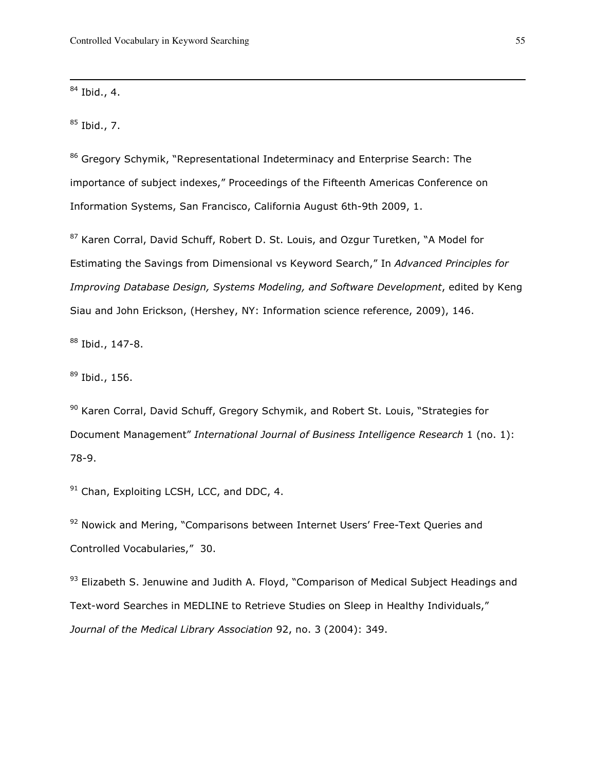[84] Ibid., 4.

[85] Ibid., 7.

[86] Gregory Schymik, "Representational Indeterminacy and Enterprise Search: The importance of subject indexes," Proceedings of the Fifteenth Americas Conference on Information Systems, San Francisco, California August 6th-9th 2009, 1.

[87] Karen Corral, David Schuff, Robert D. St. Louis, and Ozgur Turetken, "A Model for Estimating the Savings from Dimensional vs Keyword Search," In *Advanced Principles for Improving Database Design, Systems Modeling, and Software Development*, edited by Keng Siau and John Erickson, (Hershey, NY: Information science reference, 2009), 146.

[88] Ibid., 147-8.

[89] Ibid., 156.

[90] Karen Corral, David Schuff, Gregory Schymik, and Robert St. Louis, "Strategies for Document Management" *International Journal of Business Intelligence Research* 1 (no. 1): 78-9.

[91] Chan, Exploiting LCSH, LCC, and DDC, 4.

[92] Nowick and Mering, "Comparisons between Internet Users' Free-Text Queries and Controlled Vocabularies," 30.

[93] Elizabeth S. Jenuwine and Judith A. Floyd, "Comparison of Medical Subject Headings and Text-word Searches in MEDLINE to Retrieve Studies on Sleep in Healthy Individuals," *Journal of the Medical Library Association* 92, no. 3 (2004): 349.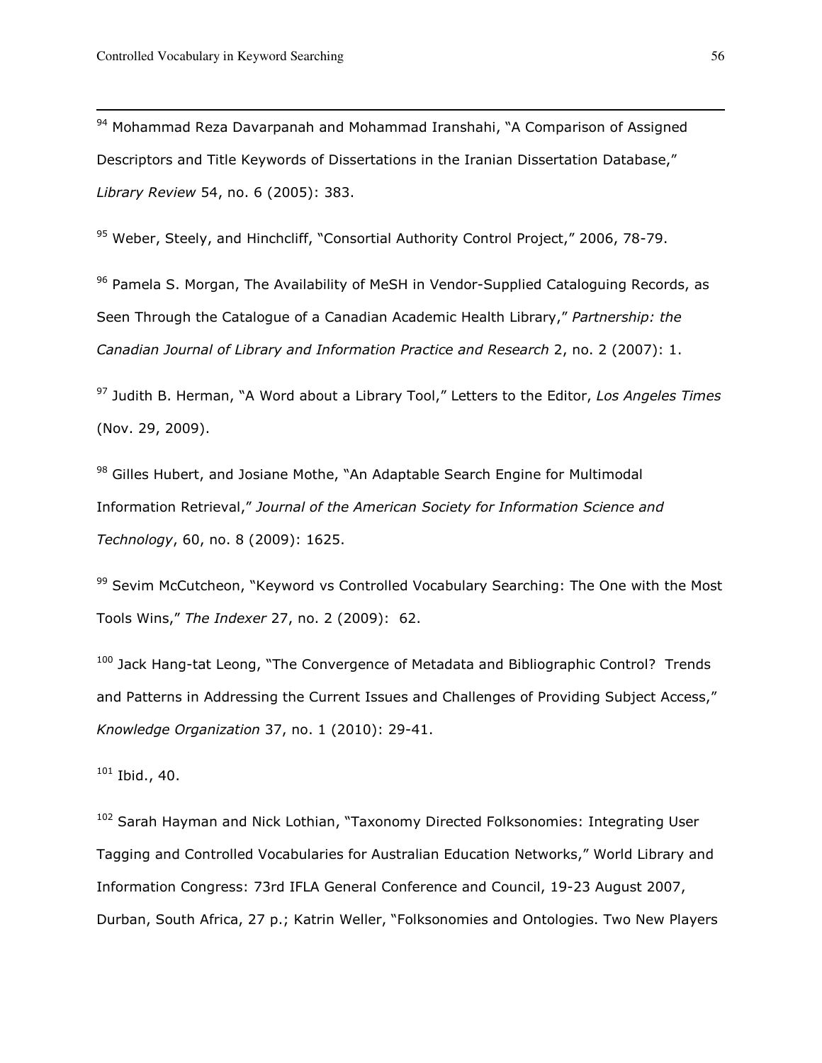[94] Mohammad Reza Davarpanah and Mohammad Iranshahi, "A Comparison of Assigned Descriptors and Title Keywords of Dissertations in the Iranian Dissertation Database," *Library Review* 54, no. 6 (2005): 383.

[95] Weber, Steely, and Hinchcliff, "Consortial Authority Control Project," 2006, 78-79.

[96] Pamela S. Morgan, The Availability of MeSH in Vendor-Supplied Cataloguing Records, as Seen Through the Catalogue of a Canadian Academic Health Library," *Partnership: the Canadian Journal of Library and Information Practice and Research* 2, no. 2 (2007): 1.

[97] Judith B. Herman, "A Word about a Library Tool," Letters to the Editor, *Los Angeles Times* (Nov. 29, 2009).

[98] Gilles Hubert, and Josiane Mothe, "An Adaptable Search Engine for Multimodal Information Retrieval," *Journal of the American Society for Information Science and Technology*, 60, no. 8 (2009): 1625.

[99] Sevim McCutcheon, "Keyword vs Controlled Vocabulary Searching: The One with the Most Tools Wins," *The Indexer* 27, no. 2 (2009): 62.

[100] Jack Hang-tat Leong, "The Convergence of Metadata and Bibliographic Control? Trends and Patterns in Addressing the Current Issues and Challenges of Providing Subject Access," *Knowledge Organization* 37, no. 1 (2010): 29-41.

[101] Ibid., 40.

[102] Sarah Hayman and Nick Lothian, "Taxonomy Directed Folksonomies: Integrating User Tagging and Controlled Vocabularies for Australian Education Networks," World Library and Information Congress: 73rd IFLA General Conference and Council, 19-23 August 2007, Durban, South Africa, 27 p.; Katrin Weller, "Folksonomies and Ontologies. Two New Players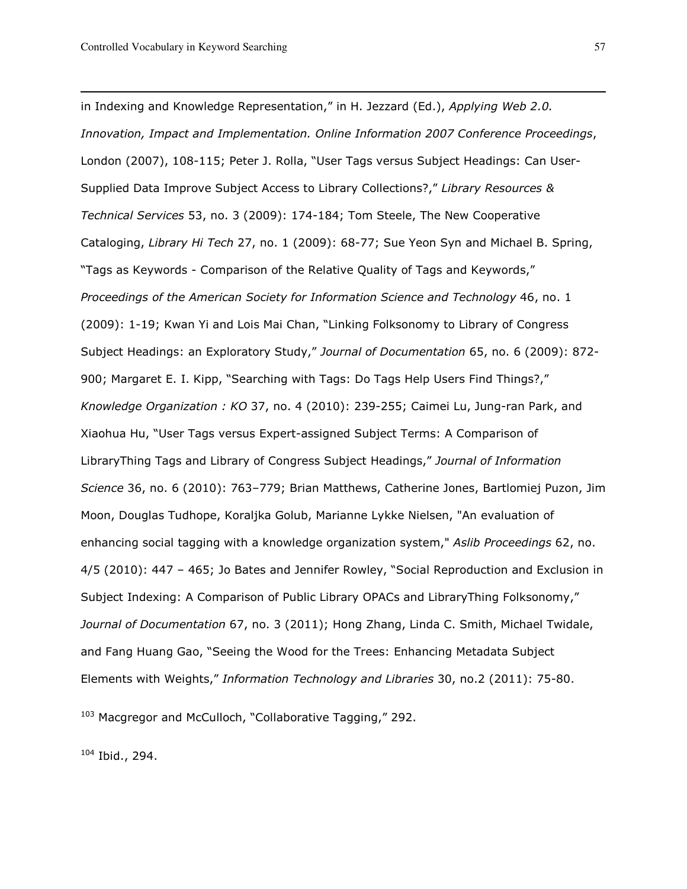in Indexing and Knowledge Representation," in H. Jezzard (Ed.), *Applying Web 2.0. Innovation, Impact and Implementation. Online Information 2007 Conference Proceedings*, London (2007), 108-115; Peter J. Rolla, "User Tags versus Subject Headings: Can User-Supplied Data Improve Subject Access to Library Collections?," *Library Resources & Technical Services* 53, no. 3 (2009): 174-184; Tom Steele, The New Cooperative Cataloging, *Library Hi Tech* 27, no. 1 (2009): 68-77; Sue Yeon Syn and Michael B. Spring, "Tags as Keywords - Comparison of the Relative Quality of Tags and Keywords," *Proceedings of the American Society for Information Science and Technology* 46, no. 1 (2009): 1-19; Kwan Yi and Lois Mai Chan, "Linking Folksonomy to Library of Congress Subject Headings: an Exploratory Study," *Journal of Documentation* 65, no. 6 (2009): 872-900; Margaret E. I. Kipp, "Searching with Tags: Do Tags Help Users Find Things?," *Knowledge Organization : KO* 37, no. 4 (2010): 239-255; Caimei Lu, Jung-ran Park, and Xiaohua Hu, "User Tags versus Expert-assigned Subject Terms: A Comparison of LibraryThing Tags and Library of Congress Subject Headings," *Journal of Information Science* 36, no. 6 (2010): 763–779; Brian Matthews, Catherine Jones, Bartlomiej Puzon, Jim Moon, Douglas Tudhope, Koraljka Golub, Marianne Lykke Nielsen, "An evaluation of enhancing social tagging with a knowledge organization system," *Aslib Proceedings* 62, no. 4/5 (2010): 447 – 465; Jo Bates and Jennifer Rowley, "Social Reproduction and Exclusion in Subject Indexing: A Comparison of Public Library OPACs and LibraryThing Folksonomy," *Journal of Documentation* 67, no. 3 (2011); Hong Zhang, Linda C. Smith, Michael Twidale, and Fang Huang Gao, "Seeing the Wood for the Trees: Enhancing Metadata Subject Elements with Weights," *Information Technology and Libraries* 30, no.2 (2011): 75-80.

[103] Macgregor and McCulloch, "Collaborative Tagging," 292.

[104] Ibid., 294.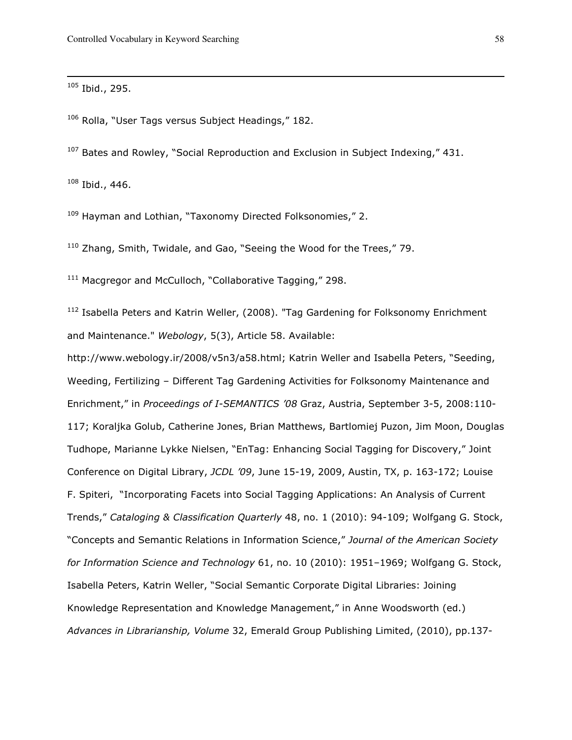[105] Ibid., 295.

[106] Rolla, "User Tags versus Subject Headings," 182.

[107] Bates and Rowley, "Social Reproduction and Exclusion in Subject Indexing," 431.

[108] Ibid., 446.

[109] Hayman and Lothian, "Taxonomy Directed Folksonomies," 2.

[110] Zhang, Smith, Twidale, and Gao, "Seeing the Wood for the Trees," 79.

[111] Macgregor and McCulloch, "Collaborative Tagging," 298.

[112] Isabella Peters and Katrin Weller, (2008). "Tag Gardening for Folksonomy Enrichment and Maintenance." *Webology*, 5(3), Article 58. Available: http://www.webology.ir/2008/v5n3/a58.html; Katrin Weller and Isabella Peters, "Seeding, Weeding, Fertilizing – Different Tag Gardening Activities for Folksonomy Maintenance and Enrichment," in *Proceedings of I-SEMANTICS '08* Graz, Austria, September 3-5, 2008:110-117; Koraljka Golub, Catherine Jones, Brian Matthews, Bartlomiej Puzon, Jim Moon, Douglas Tudhope, Marianne Lykke Nielsen, "EnTag: Enhancing Social Tagging for Discovery," Joint Conference on Digital Library, *JCDL '09*, June 15-19, 2009, Austin, TX, p. 163-172; Louise F. Spiteri, "Incorporating Facets into Social Tagging Applications: An Analysis of Current Trends," *Cataloging & Classification Quarterly* 48, no. 1 (2010): 94-109; Wolfgang G. Stock, "Concepts and Semantic Relations in Information Science," *Journal of the American Society for Information Science and Technology* 61, no. 10 (2010): 1951–1969; Wolfgang G. Stock, Isabella Peters, Katrin Weller, "Social Semantic Corporate Digital Libraries: Joining Knowledge Representation and Knowledge Management," in Anne Woodsworth (ed.) *Advances in Librarianship, Volume* 32, Emerald Group Publishing Limited, (2010), pp.137-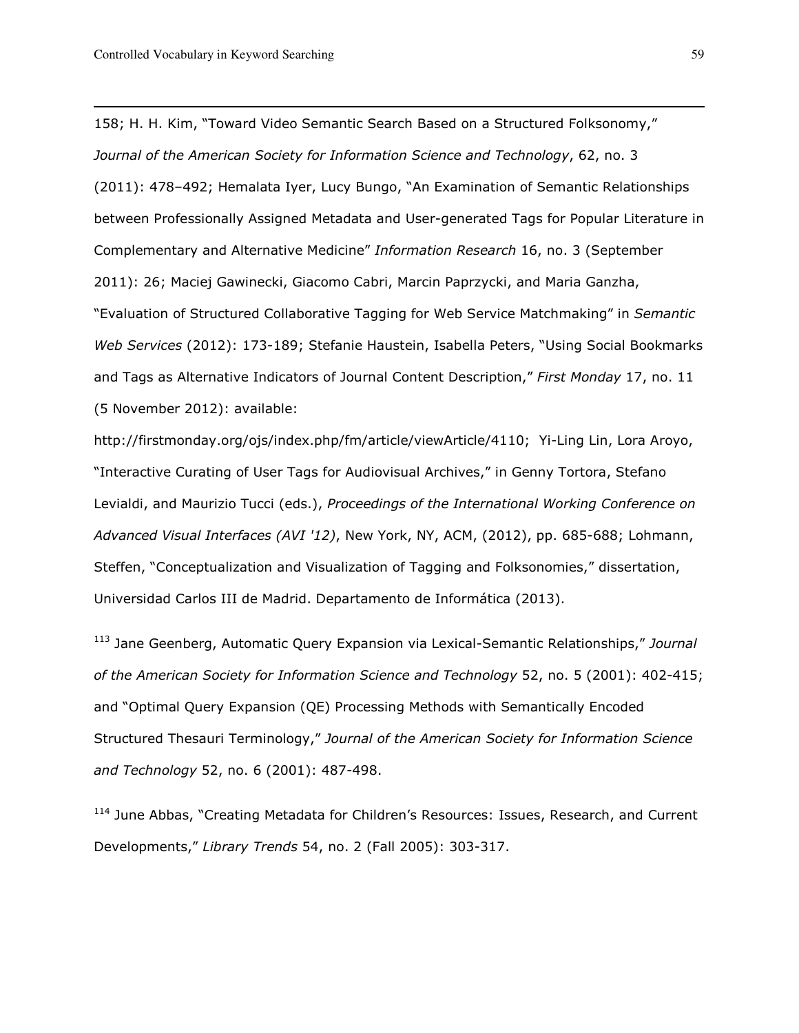158; H. H. Kim, "Toward Video Semantic Search Based on a Structured Folksonomy," *Journal of the American Society for Information Science and Technology*, 62, no. 3 (2011): 478–492; Hemalata Iyer, Lucy Bungo, "An Examination of Semantic Relationships between Professionally Assigned Metadata and User-generated Tags for Popular Literature in Complementary and Alternative Medicine" *Information Research* 16, no. 3 (September 2011): 26; Maciej Gawinecki, Giacomo Cabri, Marcin Paprzycki, and Maria Ganzha, "Evaluation of Structured Collaborative Tagging for Web Service Matchmaking" in *Semantic Web Services* (2012): 173-189; Stefanie Haustein, Isabella Peters, "Using Social Bookmarks and Tags as Alternative Indicators of Journal Content Description," *First Monday* 17, no. 11 (5 November 2012): available: http://firstmonday.org/ojs/index.php/fm/article/viewArticle/4110; Yi-Ling Lin, Lora Aroyo, "Interactive Curating of User Tags for Audiovisual Archives," in Genny Tortora, Stefano Levialdi, and Maurizio Tucci (eds.), *Proceedings of the International Working Conference on Advanced Visual Interfaces (AVI '12)*, New York, NY, ACM, (2012), pp. 685-688; Lohmann, Steffen, "Conceptualization and Visualization of Tagging and Folksonomies," dissertation, Universidad Carlos III de Madrid. Departamento de Informática (2013).

[113] Jane Geenberg, Automatic Query Expansion via Lexical-Semantic Relationships," *Journal of the American Society for Information Science and Technology* 52, no. 5 (2001): 402-415; and "Optimal Query Expansion (QE) Processing Methods with Semantically Encoded Structured Thesauri Terminology," *Journal of the American Society for Information Science and Technology* 52, no. 6 (2001): 487-498.

[114] June Abbas, "Creating Metadata for Children's Resources: Issues, Research, and Current Developments," *Library Trends* 54, no. 2 (Fall 2005): 303-317.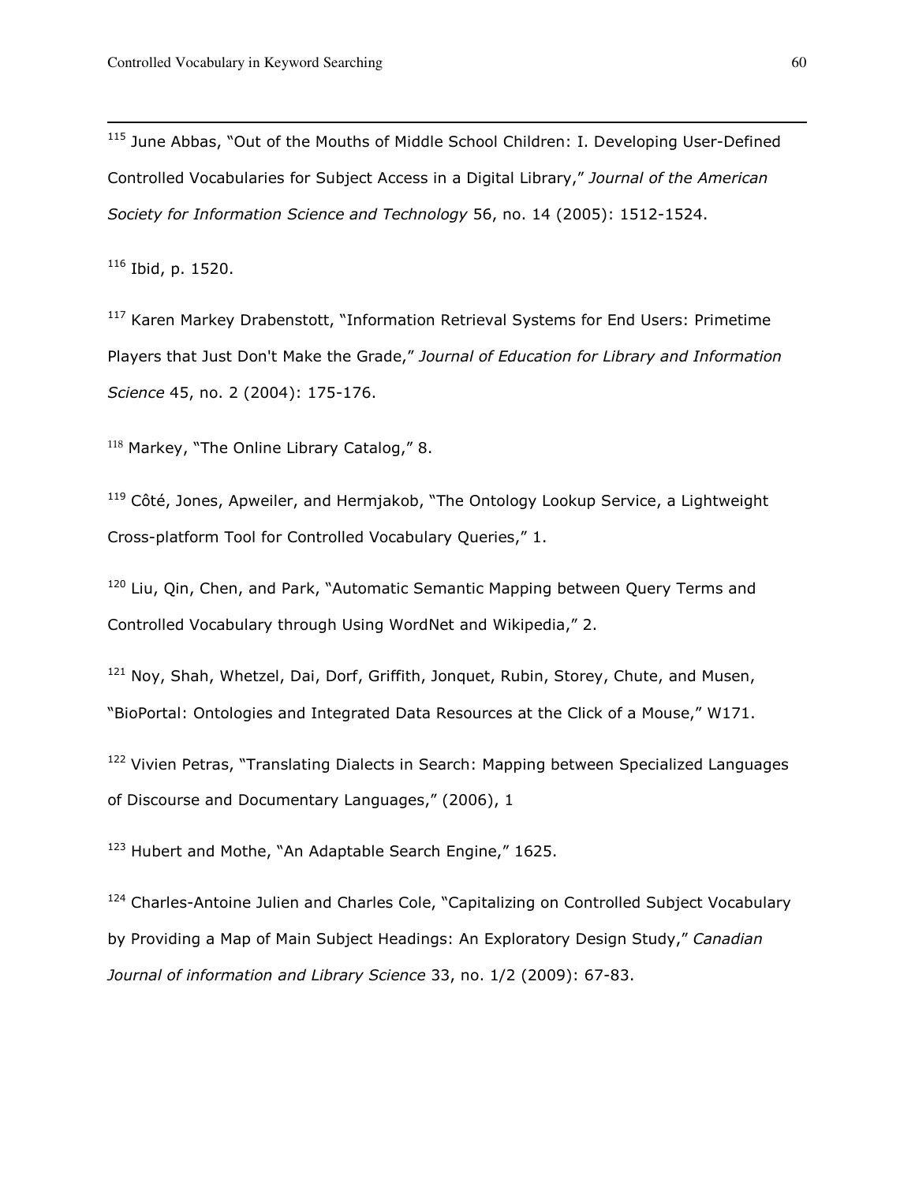[115] June Abbas, "Out of the Mouths of Middle School Children: I. Developing User-Defined Controlled Vocabularies for Subject Access in a Digital Library," *Journal of the American Society for Information Science and Technology* 56, no. 14 (2005): 1512-1524.

[116] Ibid, p. 1520.

[117] Karen Markey Drabenstott, "Information Retrieval Systems for End Users: Primetime Players that Just Don't Make the Grade," *Journal of Education for Library and Information Science* 45, no. 2 (2004): 175-176.

[118] Markey, "The Online Library Catalog," 8.

[119] Côté, Jones, Apweiler, and Hermjakob, "The Ontology Lookup Service, a Lightweight Cross-platform Tool for Controlled Vocabulary Queries," 1.

[120] Liu, Qin, Chen, and Park, "Automatic Semantic Mapping between Query Terms and Controlled Vocabulary through Using WordNet and Wikipedia," 2.

[121] Noy, Shah, Whetzel, Dai, Dorf, Griffith, Jonquet, Rubin, Storey, Chute, and Musen, "BioPortal: Ontologies and Integrated Data Resources at the Click of a Mouse," W171.

[122] Vivien Petras, "Translating Dialects in Search: Mapping between Specialized Languages of Discourse and Documentary Languages," (2006), 1

[123] Hubert and Mothe, "An Adaptable Search Engine," 1625.

[124] Charles-Antoine Julien and Charles Cole, "Capitalizing on Controlled Subject Vocabulary by Providing a Map of Main Subject Headings: An Exploratory Design Study," *Canadian Journal of information and Library Science* 33, no. 1/2 (2009): 67-83.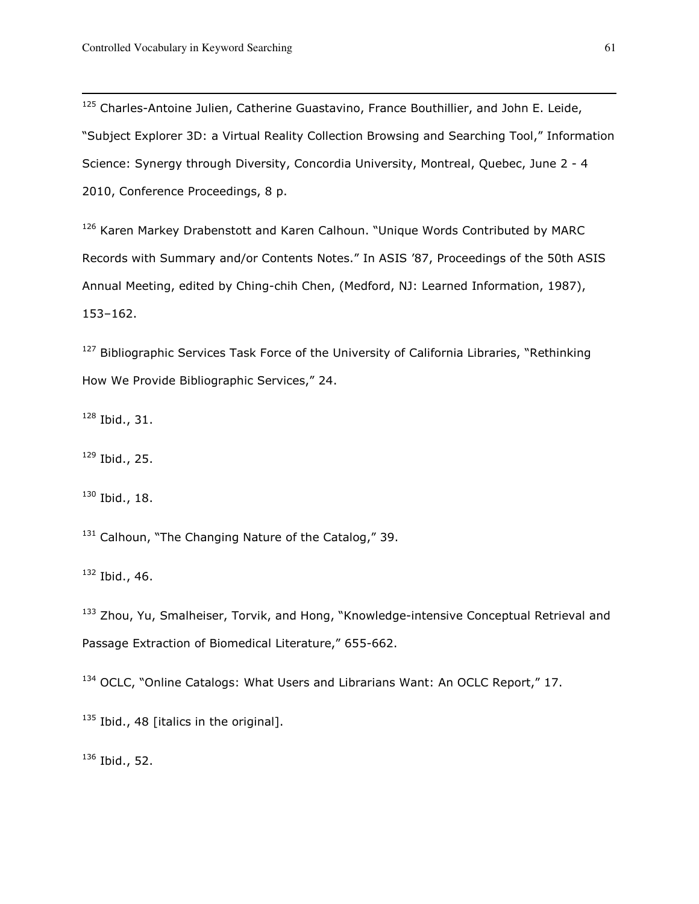[125] Charles-Antoine Julien, Catherine Guastavino, France Bouthillier, and John E. Leide, "Subject Explorer 3D: a Virtual Reality Collection Browsing and Searching Tool," Information Science: Synergy through Diversity, Concordia University, Montreal, Quebec, June 2 - 4 2010, Conference Proceedings, 8 p.

[126] Karen Markey Drabenstott and Karen Calhoun. "Unique Words Contributed by MARC Records with Summary and/or Contents Notes." In ASIS '87, Proceedings of the 50th ASIS Annual Meeting, edited by Ching-chih Chen, (Medford, NJ: Learned Information, 1987), 153–162.

[127] Bibliographic Services Task Force of the University of California Libraries, "Rethinking How We Provide Bibliographic Services," 24.

[128] Ibid., 31.

[129] Ibid., 25.

[130] Ibid., 18.

[131] Calhoun, "The Changing Nature of the Catalog," 39.

[132] Ibid., 46.

[133] Zhou, Yu, Smalheiser, Torvik, and Hong, "Knowledge-intensive Conceptual Retrieval and Passage Extraction of Biomedical Literature," 655-662.

[134] OCLC, "Online Catalogs: What Users and Librarians Want: An OCLC Report," 17.

[135] Ibid., 48 [italics in the original].

[136] Ibid., 52.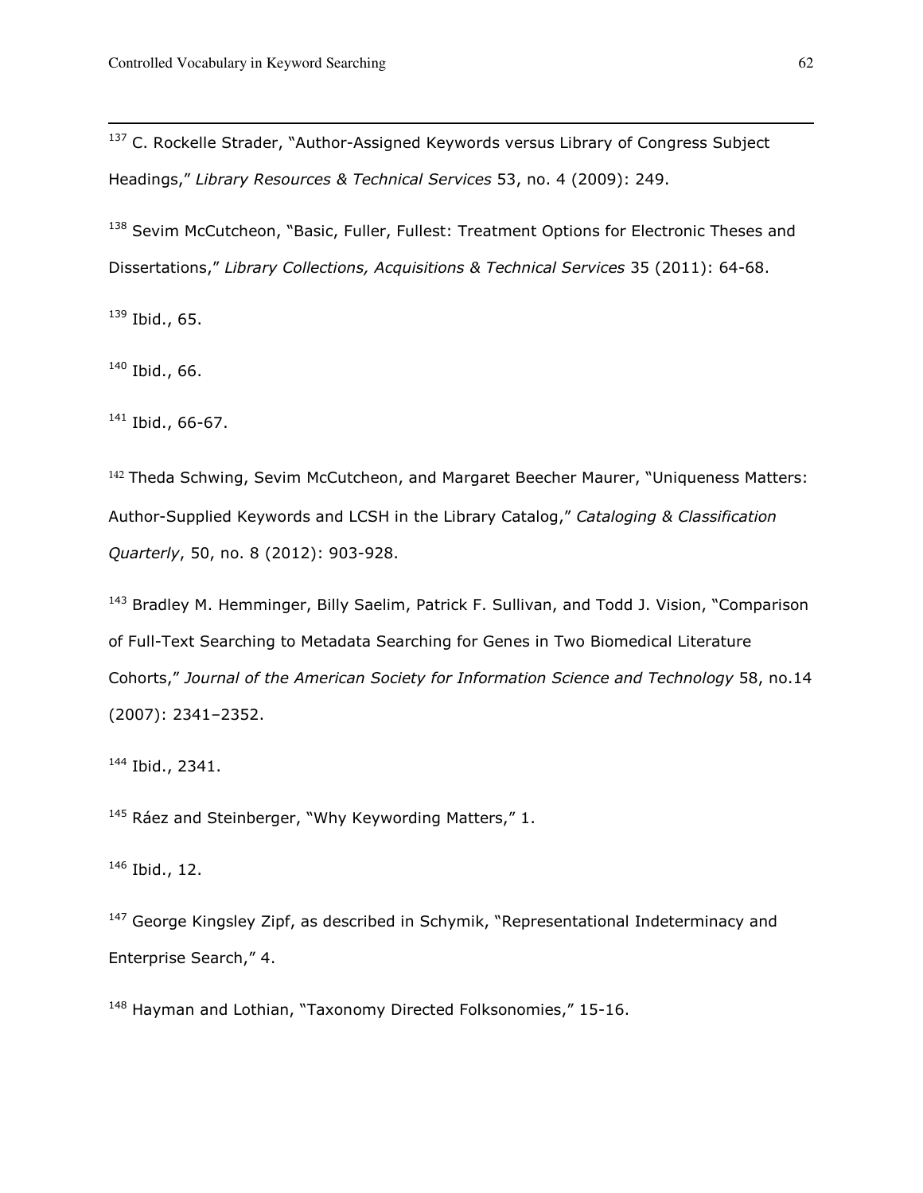[137] C. Rockelle Strader, "Author-Assigned Keywords versus Library of Congress Subject Headings," *Library Resources & Technical Services* 53, no. 4 (2009): 249.

[138] Sevim McCutcheon, "Basic, Fuller, Fullest: Treatment Options for Electronic Theses and Dissertations," *Library Collections, Acquisitions & Technical Services* 35 (2011): 64-68.

[139] Ibid., 65.

[140] Ibid., 66.

[141] Ibid., 66-67.

[142] Theda Schwing, Sevim McCutcheon, and Margaret Beecher Maurer, "Uniqueness Matters: Author-Supplied Keywords and LCSH in the Library Catalog," *Cataloging & Classification Quarterly*, 50, no. 8 (2012): 903-928.

[143] Bradley M. Hemminger, Billy Saelim, Patrick F. Sullivan, and Todd J. Vision, "Comparison of Full-Text Searching to Metadata Searching for Genes in Two Biomedical Literature Cohorts," *Journal of the American Society for Information Science and Technology* 58, no.14 (2007): 2341–2352.

[144] Ibid., 2341.

[145] Ráez and Steinberger, "Why Keywording Matters," 1.

[146] Ibid., 12.

[147] George Kingsley Zipf, as described in Schymik, "Representational Indeterminacy and Enterprise Search," 4.

[148] Hayman and Lothian, "Taxonomy Directed Folksonomies," 15-16.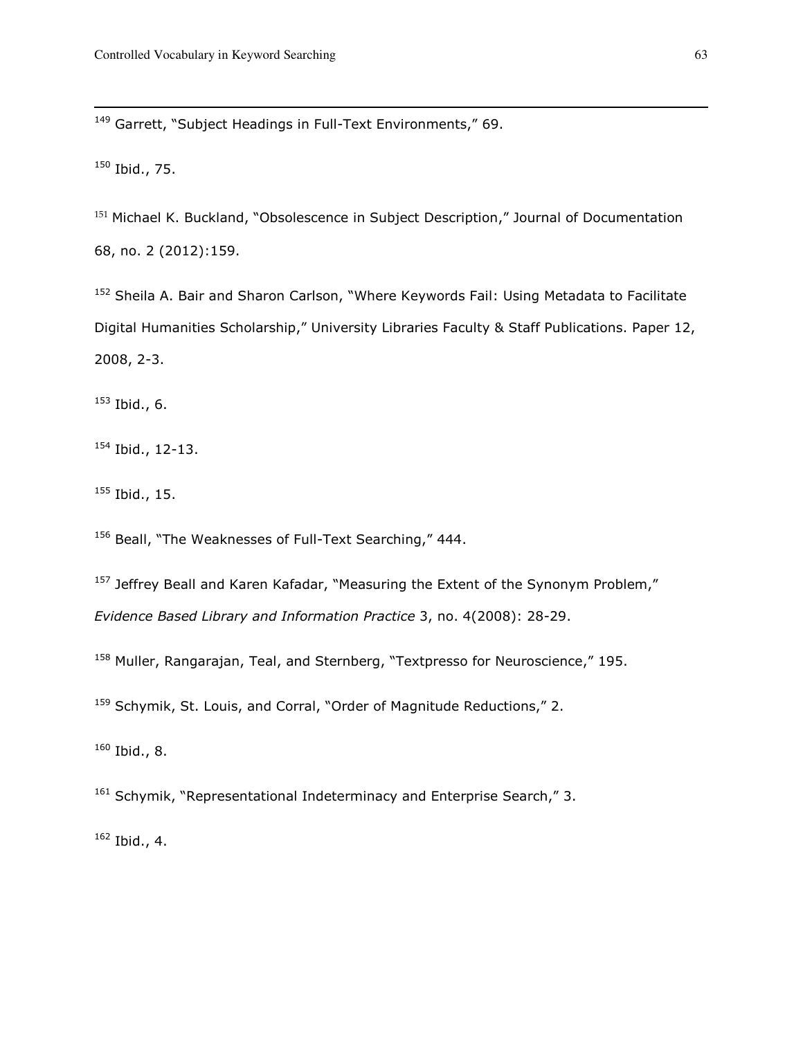[149] Garrett, "Subject Headings in Full-Text Environments," 69.

[150] Ibid., 75.

[151] Michael K. Buckland, "Obsolescence in Subject Description," Journal of Documentation 68, no. 2 (2012):159.

[152] Sheila A. Bair and Sharon Carlson, "Where Keywords Fail: Using Metadata to Facilitate Digital Humanities Scholarship," University Libraries Faculty & Staff Publications. Paper 12, 2008, 2-3.

[153] Ibid., 6.

[154] Ibid., 12-13.

[155] Ibid., 15.

[156] Beall, "The Weaknesses of Full-Text Searching," 444.

[157] Jeffrey Beall and Karen Kafadar, "Measuring the Extent of the Synonym Problem," *Evidence Based Library and Information Practice* 3, no. 4(2008): 28-29.

[158] Muller, Rangarajan, Teal, and Sternberg, "Textpresso for Neuroscience," 195.

[159] Schymik, St. Louis, and Corral, "Order of Magnitude Reductions," 2.

[160] Ibid., 8.

[161] Schymik, "Representational Indeterminacy and Enterprise Search," 3.

[162] Ibid., 4.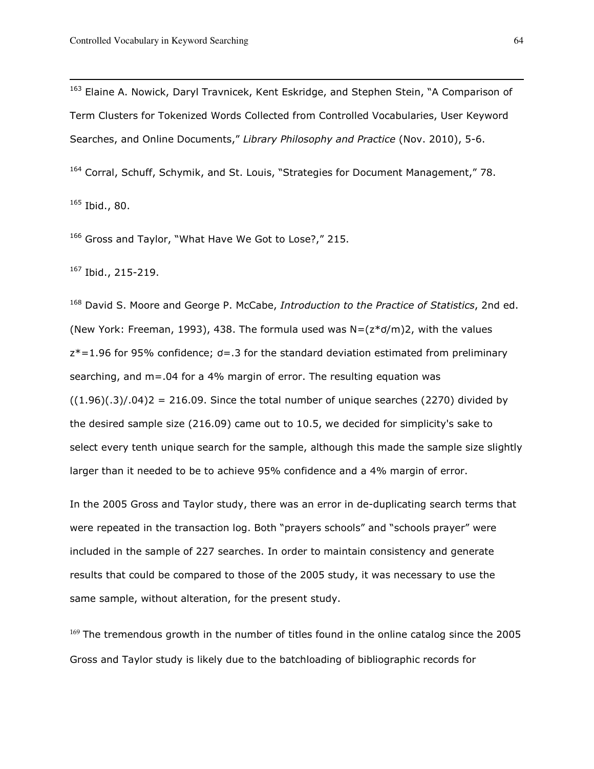[163] Elaine A. Nowick, Daryl Travnicek, Kent Eskridge, and Stephen Stein, "A Comparison of Term Clusters for Tokenized Words Collected from Controlled Vocabularies, User Keyword Searches, and Online Documents," *Library Philosophy and Practice* (Nov. 2010), 5-6.

[164] Corral, Schuff, Schymik, and St. Louis, "Strategies for Document Management," 78.

[165] Ibid., 80.

[166] Gross and Taylor, "What Have We Got to Lose?," 215.

[167] Ibid., 215-219.

[168] David S. Moore and George P. McCabe, *Introduction to the Practice of Statistics*, 2nd ed. (New York: Freeman, 1993), 438. The formula used was $N=(z^*\sigma/m)2$, with the values $z^*=1.96$ for 95% confidence; $\sigma=.3$ for the standard deviation estimated from preliminary searching, and $m=.04$ for a 4% margin of error. The resulting equation was $((1.96)(.3)/.04)2 = 216.09$. Since the total number of unique searches (2270) divided by the desired sample size (216.09) came out to 10.5, we decided for simplicity's sake to select every tenth unique search for the sample, although this made the sample size slightly larger than it needed to be to achieve 95% confidence and a 4% margin of error.

In the 2005 Gross and Taylor study, there was an error in de-duplicating search terms that were repeated in the transaction log. Both "prayers schools" and "schools prayer" were included in the sample of 227 searches. In order to maintain consistency and generate results that could be compared to those of the 2005 study, it was necessary to use the same sample, without alteration, for the present study.

[169] The tremendous growth in the number of titles found in the online catalog since the 2005 Gross and Taylor study is likely due to the batchloading of bibliographic records for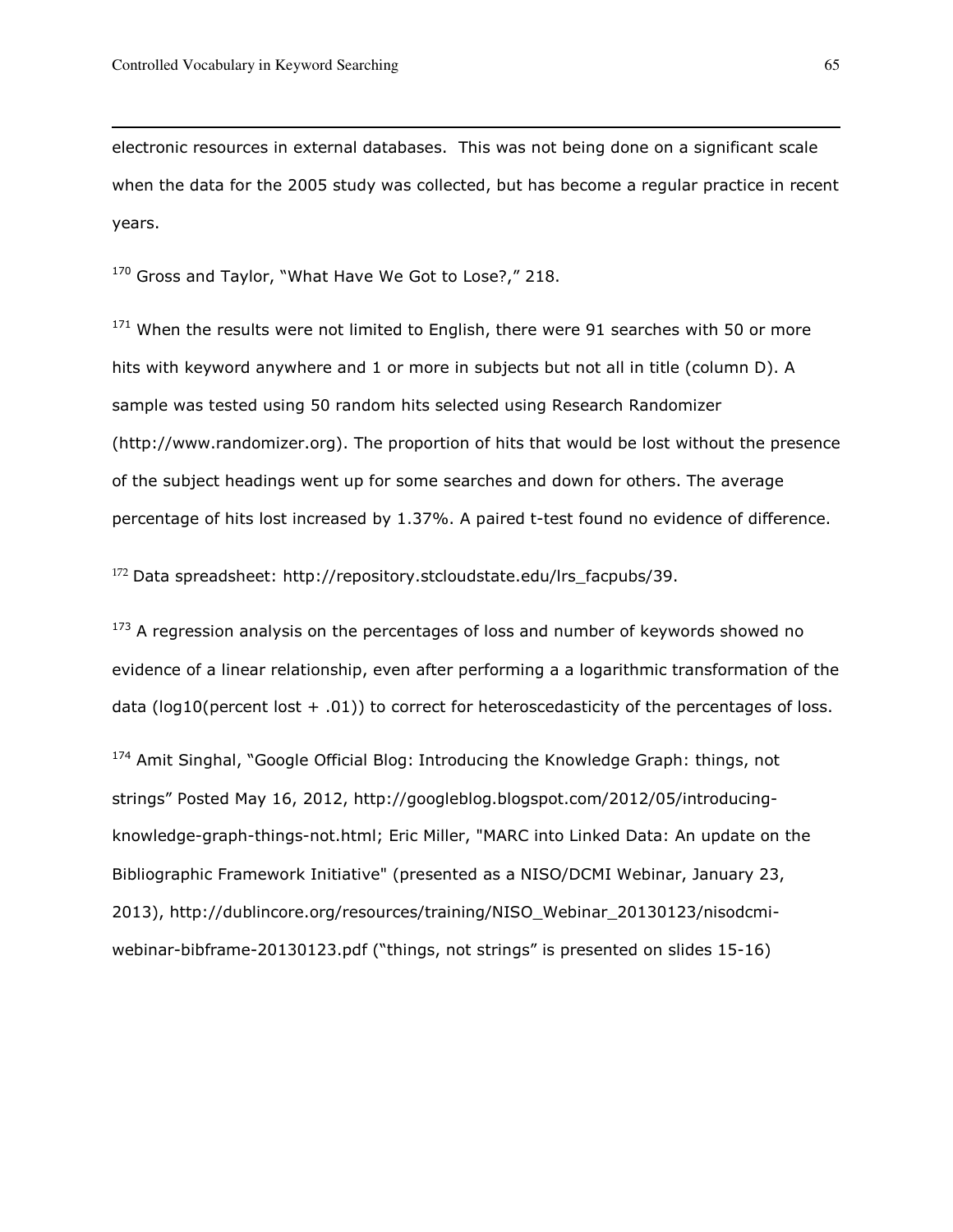electronic resources in external databases. This was not being done on a significant scale when the data for the 2005 study was collected, but has become a regular practice in recent years.

[170] Gross and Taylor, "What Have We Got to Lose?," 218.

[171] When the results were not limited to English, there were 91 searches with 50 or more hits with keyword anywhere and 1 or more in subjects but not all in title (column D). A sample was tested using 50 random hits selected using Research Randomizer (http://www.randomizer.org). The proportion of hits that would be lost without the presence of the subject headings went up for some searches and down for others. The average percentage of hits lost increased by 1.37%. A paired t-test found no evidence of difference.

[172] Data spreadsheet: http://repository.stcloudstate.edu/lrs_facpubs/39.

[173] A regression analysis on the percentages of loss and number of keywords showed no evidence of a linear relationship, even after performing a a logarithmic transformation of the data (log10(percent lost + .01)) to correct for heteroscedasticity of the percentages of loss.

[174] Amit Singhal, "Google Official Blog: Introducing the Knowledge Graph: things, not strings" Posted May 16, 2012, http://googleblog.blogspot.com/2012/05/introducing-knowledge-graph-things-not.html; Eric Miller, "MARC into Linked Data: An update on the Bibliographic Framework Initiative" (presented as a NISO/DCMI Webinar, January 23, 2013), http://dublincore.org/resources/training/NISO_Webinar_20130123/nisodcmi-webinar-bibframe-20130123.pdf ("things, not strings" is presented on slides 15-16)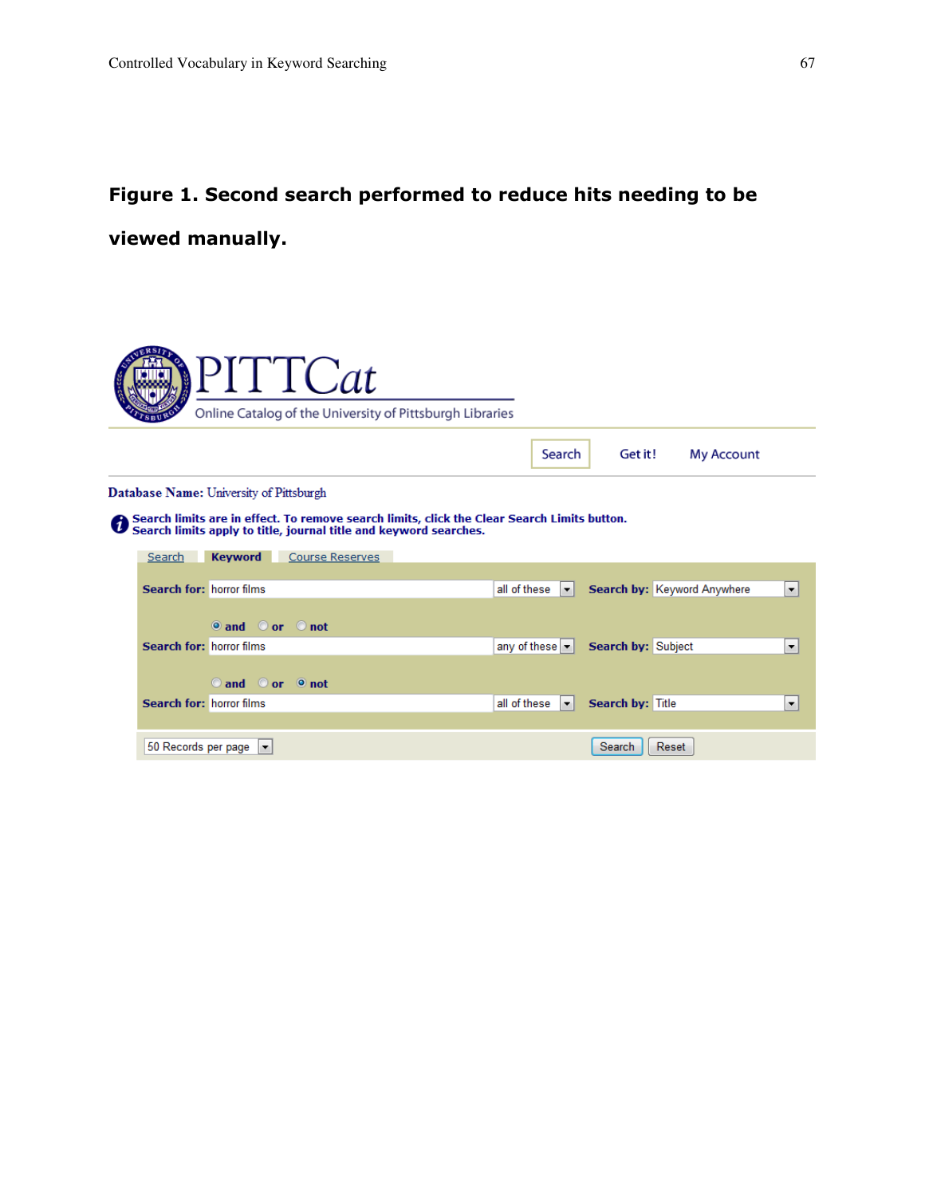**Figure 1. Second search performed to reduce hits needing to be viewed manually.**

PITTCat

Online Catalog of the University of Pittsburgh Libraries

Search | Get it! | My Account

**Database Name:** University of Pittsburgh

**Search limits are in effect. To remove search limits, click the Clear Search Limits button. Search limits apply to title, journal title and keyword searches.**

Search | **Keyword** | Course Reserves

**Search for:** horror films | all of these | **Search by:** Keyword Anywhere

◉ and ○ or ○ not

**Search for:** horror films | any of these | **Search by:** Subject

○ and ○ or ◉ not

**Search for:** horror films | all of these | **Search by:** Title

50 Records per page | Search | Reset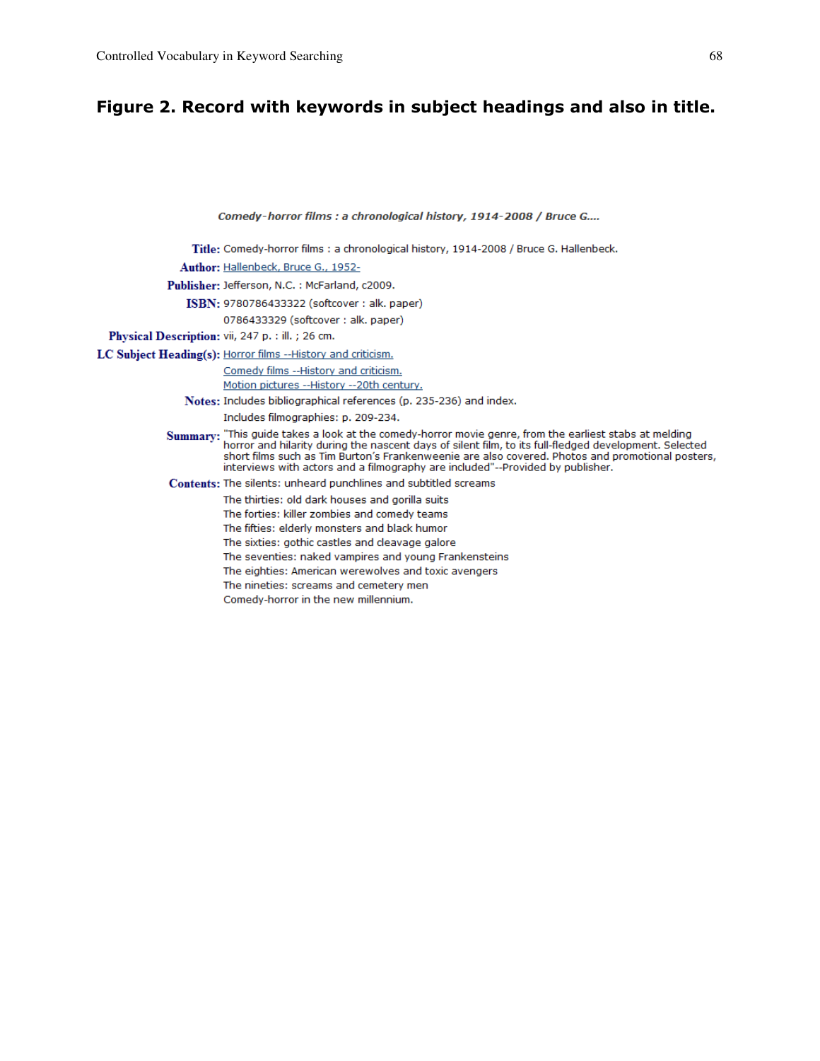## Figure 2. Record with keywords in subject headings and also in title.

*Comedy-horror films : a chronological history, 1914-2008 / Bruce G....*

**Title:** Comedy-horror films : a chronological history, 1914-2008 / Bruce G. Hallenbeck.

**Author:** Hallenbeck, Bruce G., 1952-

**Publisher:** Jefferson, N.C. : McFarland, c2009.

**ISBN:** 9780786433322 (softcover : alk. paper)
0786433329 (softcover : alk. paper)

**Physical Description:** vii, 247 p. : ill. ; 26 cm.

**LC Subject Heading(s):** Horror films --History and criticism.
Comedy films --History and criticism.
Motion pictures --History --20th century.

**Notes:** Includes bibliographical references (p. 235-236) and index.
Includes filmographies: p. 209-234.

**Summary:** "This guide takes a look at the comedy-horror movie genre, from the earliest stabs at melding horror and hilarity during the nascent days of silent film, to its full-fledged development. Selected short films such as Tim Burton's Frankenweenie are also covered. Photos and promotional posters, interviews with actors and a filmography are included"--Provided by publisher.

**Contents:** The silents: unheard punchlines and subtitled screams
The thirties: old dark houses and gorilla suits
The forties: killer zombies and comedy teams
The fifties: elderly monsters and black humor
The sixties: gothic castles and cleavage galore
The seventies: naked vampires and young Frankensteins
The eighties: American werewolves and toxic avengers
The nineties: screams and cemetery men
Comedy-horror in the new millennium.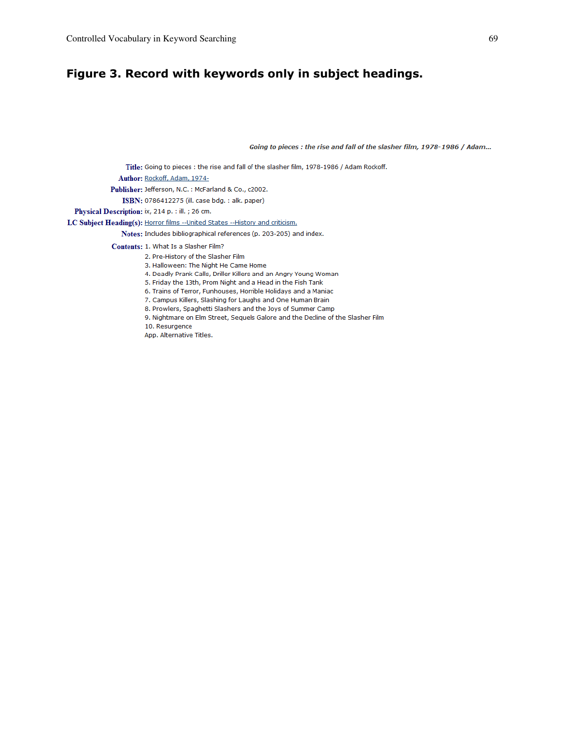## Figure 3. Record with keywords only in subject headings.

***Going to pieces : the rise and fall of the slasher film, 1978-1986 / Adam...***

**Title:** Going to pieces : the rise and fall of the slasher film, 1978-1986 / Adam Rockoff.

**Author:** Rockoff, Adam, 1974-

**Publisher:** Jefferson, N.C. : McFarland & Co., c2002.

**ISBN:** 0786412275 (ill. case bdg. : alk. paper)

**Physical Description:** ix, 214 p. : ill. ; 26 cm.

**LC Subject Heading(s):** Horror films --United States --History and criticism.

**Notes:** Includes bibliographical references (p. 203-205) and index.

**Contents:** 1. What Is a Slasher Film?
2. Pre-History of the Slasher Film
3. Halloween: The Night He Came Home
4. Deadly Prank Calls, Driller Killers and an Angry Young Woman
5. Friday the 13th, Prom Night and a Head in the Fish Tank
6. Trains of Terror, Funhouses, Horrible Holidays and a Maniac
7. Campus Killers, Slashing for Laughs and One Human Brain
8. Prowlers, Spaghetti Slashers and the Joys of Summer Camp
9. Nightmare on Elm Street, Sequels Galore and the Decline of the Slasher Film
10. Resurgence
App. Alternative Titles.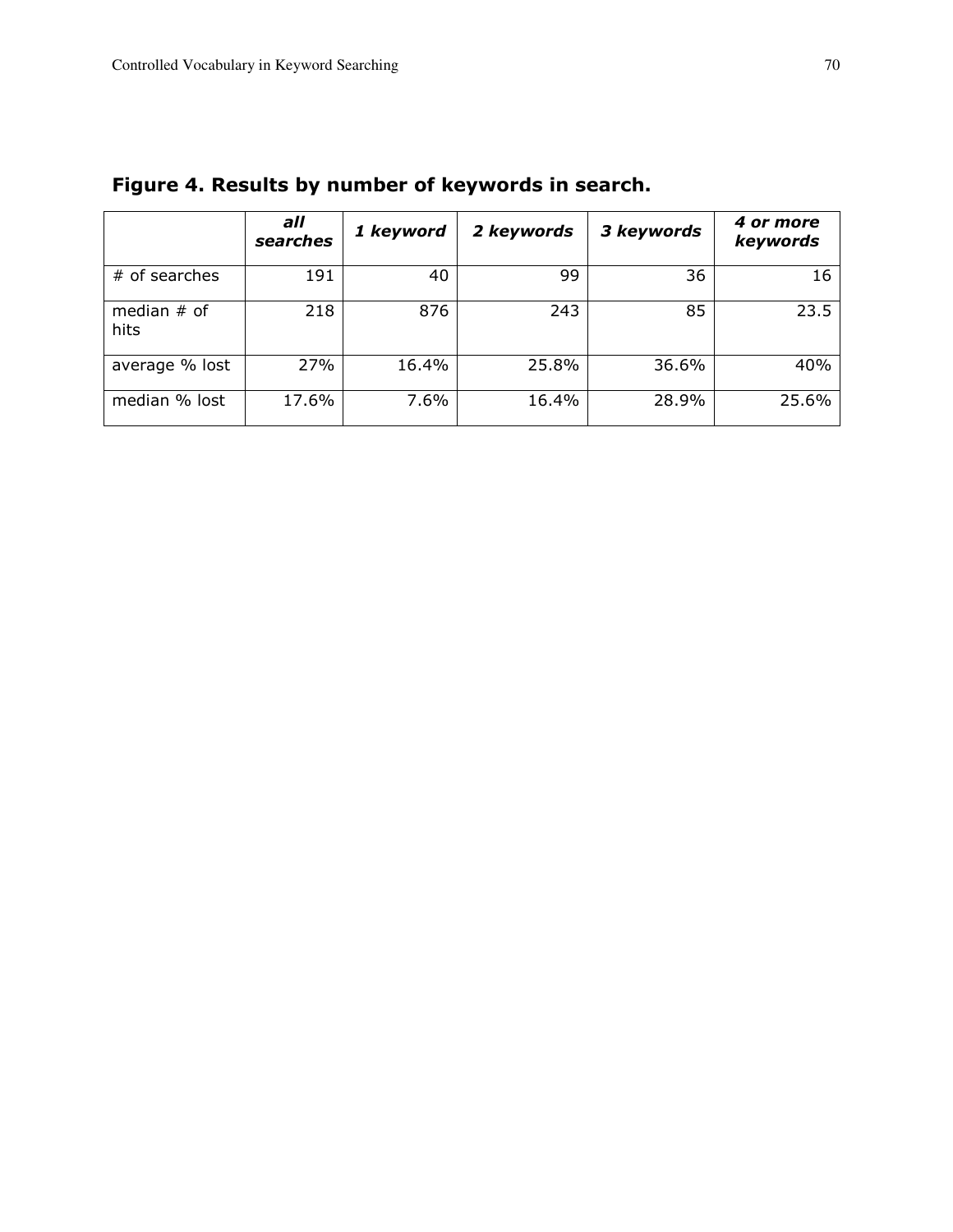**Figure 4. Results by number of keywords in search.**

| | *all searches* | *1 keyword* | *2 keywords* | *3 keywords* | *4 or more keywords* |
|---|---|---|---|---|---|
| # of searches | 191 | 40 | 99 | 36 | 16 |
| median # of hits | 218 | 876 | 243 | 85 | 23.5 |
| average % lost | 27% | 16.4% | 25.8% | 36.6% | 40% |
| median % lost | 17.6% | 7.6% | 16.4% | 28.9% | 25.6% |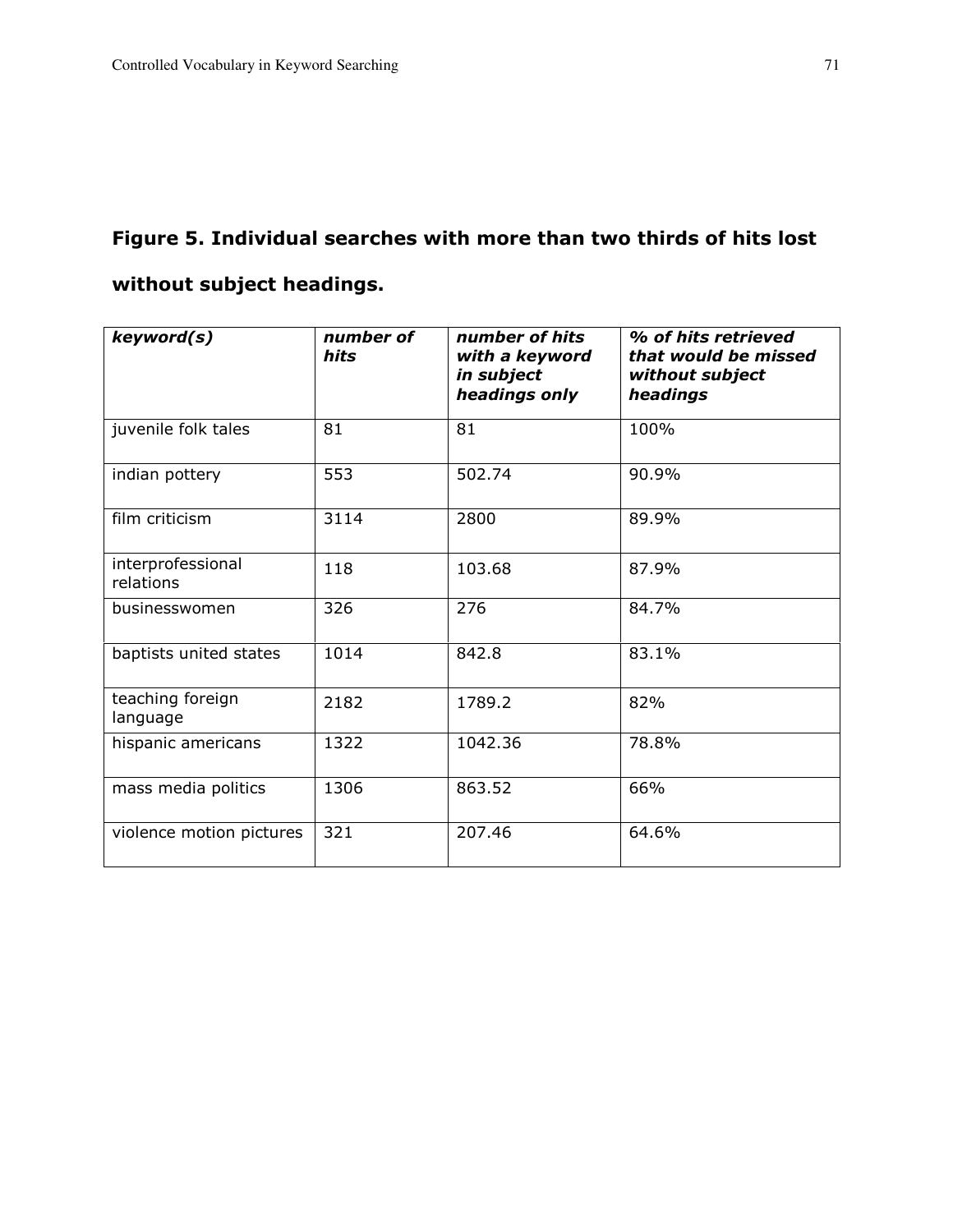**Figure 5. Individual searches with more than two thirds of hits lost without subject headings.**

| ***keyword(s)*** | ***number of hits*** | ***number of hits with a keyword in subject headings only*** | ***% of hits retrieved that would be missed without subject headings*** |
|---|---|---|---|
| juvenile folk tales | 81 | 81 | 100% |
| indian pottery | 553 | 502.74 | 90.9% |
| film criticism | 3114 | 2800 | 89.9% |
| interprofessional relations | 118 | 103.68 | 87.9% |
| businesswomen | 326 | 276 | 84.7% |
| baptists united states | 1014 | 842.8 | 83.1% |
| teaching foreign language | 2182 | 1789.2 | 82% |
| hispanic americans | 1322 | 1042.36 | 78.8% |
| mass media politics | 1306 | 863.52 | 66% |
| violence motion pictures | 321 | 207.46 | 64.6% |